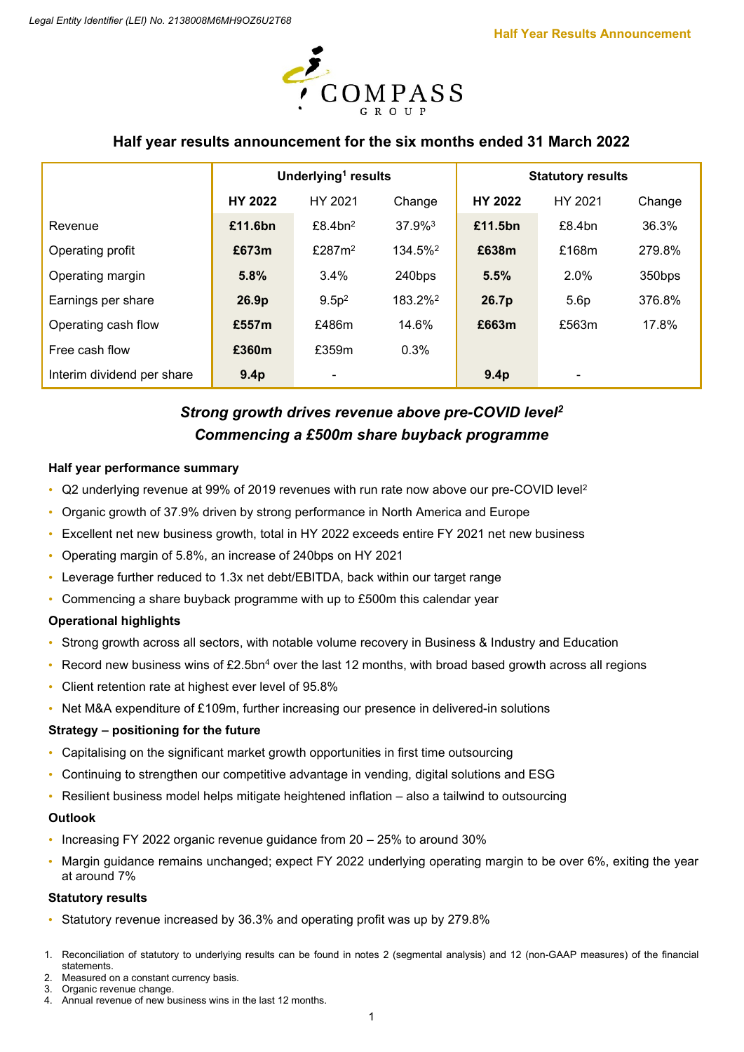Legal Entity Identifier (LEI) No. 2138008M6MH9OZ6U2T68

Half Year Results Announcement

COMPASS GROUP

## Half year results announcement for the six months ended 31 March 2022

| | Underlying[1] results | | | Statutory results | | |
|---|---|---|---|---|---|---|
| | **HY 2022** | HY 2021 | Change | **HY 2022** | HY 2021 | Change |
| Revenue | **£11.6bn** | £8.4bn[2] | 37.9%[3] | **£11.5bn** | £8.4bn | 36.3% |
| Operating profit | **£673m** | £287m[2] | 134.5%[2] | **£638m** | £168m | 279.8% |
| Operating margin | **5.8%** | 3.4% | 240bps | **5.5%** | 2.0% | 350bps |
| Earnings per share | **26.9p** | 9.5p[2] | 183.2%[2] | **26.7p** | 5.6p | 376.8% |
| Operating cash flow | **£557m** | £486m | 14.6% | **£663m** | £563m | 17.8% |
| Free cash flow | **£360m** | £359m | 0.3% | | | |
| Interim dividend per share | **9.4p** | - | | **9.4p** | - | |

***Strong growth drives revenue above pre-COVID level[2]***
***Commencing a £500m share buyback programme***

**Half year performance summary**

- Q2 underlying revenue at 99% of 2019 revenues with run rate now above our pre-COVID level[2]
- Organic growth of 37.9% driven by strong performance in North America and Europe
- Excellent net new business growth, total in HY 2022 exceeds entire FY 2021 net new business
- Operating margin of 5.8%, an increase of 240bps on HY 2021
- Leverage further reduced to 1.3x net debt/EBITDA, back within our target range
- Commencing a share buyback programme with up to £500m this calendar year

**Operational highlights**

- Strong growth across all sectors, with notable volume recovery in Business & Industry and Education
- Record new business wins of £2.5bn[4] over the last 12 months, with broad based growth across all regions
- Client retention rate at highest ever level of 95.8%
- Net M&A expenditure of £109m, further increasing our presence in delivered-in solutions

**Strategy – positioning for the future**

- Capitalising on the significant market growth opportunities in first time outsourcing
- Continuing to strengthen our competitive advantage in vending, digital solutions and ESG
- Resilient business model helps mitigate heightened inflation – also a tailwind to outsourcing

**Outlook**

- Increasing FY 2022 organic revenue guidance from 20 – 25% to around 30%
- Margin guidance remains unchanged; expect FY 2022 underlying operating margin to be over 6%, exiting the year at around 7%

**Statutory results**

- Statutory revenue increased by 36.3% and operating profit was up by 279.8%

1. Reconciliation of statutory to underlying results can be found in notes 2 (segmental analysis) and 12 (non-GAAP measures) of the financial statements.
2. Measured on a constant currency basis.
3. Organic revenue change.
4. Annual revenue of new business wins in the last 12 months.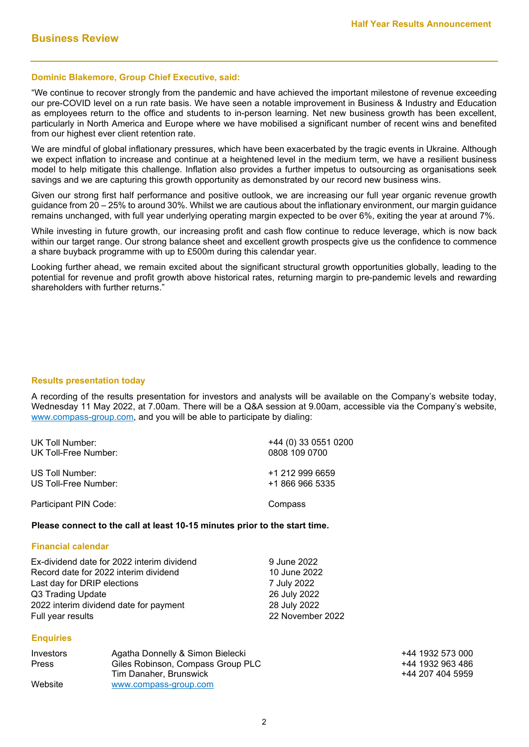## Business Review

**Dominic Blakemore, Group Chief Executive, said:**

"We continue to recover strongly from the pandemic and have achieved the important milestone of revenue exceeding our pre-COVID level on a run rate basis. We have seen a notable improvement in Business & Industry and Education as employees return to the office and students to in-person learning. Net new business growth has been excellent, particularly in North America and Europe where we have mobilised a significant number of recent wins and benefited from our highest ever client retention rate.

We are mindful of global inflationary pressures, which have been exacerbated by the tragic events in Ukraine. Although we expect inflation to increase and continue at a heightened level in the medium term, we have a resilient business model to help mitigate this challenge. Inflation also provides a further impetus to outsourcing as organisations seek savings and we are capturing this growth opportunity as demonstrated by our record new business wins.

Given our strong first half performance and positive outlook, we are increasing our full year organic revenue growth guidance from 20 – 25% to around 30%. Whilst we are cautious about the inflationary environment, our margin guidance remains unchanged, with full year underlying operating margin expected to be over 6%, exiting the year at around 7%.

While investing in future growth, our increasing profit and cash flow continue to reduce leverage, which is now back within our target range. Our strong balance sheet and excellent growth prospects give us the confidence to commence a share buyback programme with up to £500m during this calendar year.

Looking further ahead, we remain excited about the significant structural growth opportunities globally, leading to the potential for revenue and profit growth above historical rates, returning margin to pre-pandemic levels and rewarding shareholders with further returns."

### Results presentation today

A recording of the results presentation for investors and analysts will be available on the Company's website today, Wednesday 11 May 2022, at 7.00am. There will be a Q&A session at 9.00am, accessible via the Company's website, www.compass-group.com, and you will be able to participate by dialing:

| | |
|---|---|
| UK Toll Number: | +44 (0) 33 0551 0200 |
| UK Toll-Free Number: | 0808 109 0700 |
| US Toll Number: | +1 212 999 6659 |
| US Toll-Free Number: | +1 866 966 5335 |
| Participant PIN Code: | Compass |

**Please connect to the call at least 10-15 minutes prior to the start time.**

### Financial calendar

| | |
|---|---|
| Ex-dividend date for 2022 interim dividend | 9 June 2022 |
| Record date for 2022 interim dividend | 10 June 2022 |
| Last day for DRIP elections | 7 July 2022 |
| Q3 Trading Update | 26 July 2022 |
| 2022 interim dividend date for payment | 28 July 2022 |
| Full year results | 22 November 2022 |

### Enquiries

| | | |
|---|---|---|
| Investors | Agatha Donnelly & Simon Bielecki | +44 1932 573 000 |
| Press | Giles Robinson, Compass Group PLC | +44 1932 963 486 |
| | Tim Danaher, Brunswick | +44 207 404 5959 |
| Website | www.compass-group.com | |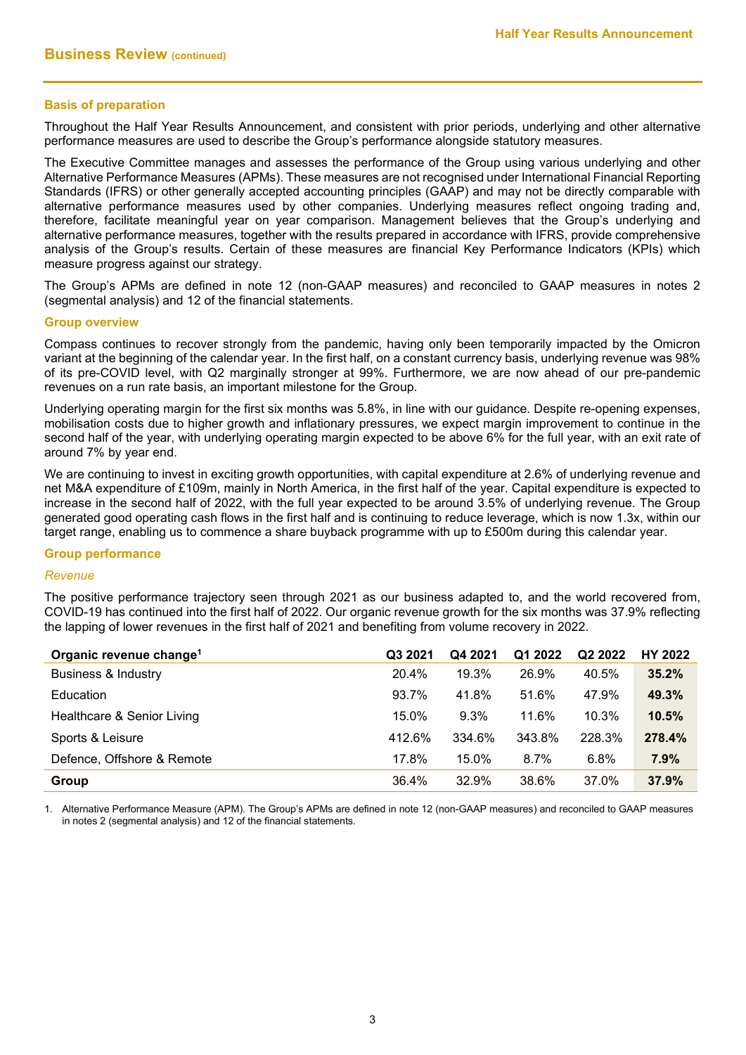## Business Review (continued)

### Basis of preparation

Throughout the Half Year Results Announcement, and consistent with prior periods, underlying and other alternative performance measures are used to describe the Group's performance alongside statutory measures.

The Executive Committee manages and assesses the performance of the Group using various underlying and other Alternative Performance Measures (APMs). These measures are not recognised under International Financial Reporting Standards (IFRS) or other generally accepted accounting principles (GAAP) and may not be directly comparable with alternative performance measures used by other companies. Underlying measures reflect ongoing trading and, therefore, facilitate meaningful year on year comparison. Management believes that the Group's underlying and alternative performance measures, together with the results prepared in accordance with IFRS, provide comprehensive analysis of the Group's results. Certain of these measures are financial Key Performance Indicators (KPIs) which measure progress against our strategy.

The Group's APMs are defined in note 12 (non-GAAP measures) and reconciled to GAAP measures in notes 2 (segmental analysis) and 12 of the financial statements.

### Group overview

Compass continues to recover strongly from the pandemic, having only been temporarily impacted by the Omicron variant at the beginning of the calendar year. In the first half, on a constant currency basis, underlying revenue was 98% of its pre-COVID level, with Q2 marginally stronger at 99%. Furthermore, we are now ahead of our pre-pandemic revenues on a run rate basis, an important milestone for the Group.

Underlying operating margin for the first six months was 5.8%, in line with our guidance. Despite re-opening expenses, mobilisation costs due to higher growth and inflationary pressures, we expect margin improvement to continue in the second half of the year, with underlying operating margin expected to be above 6% for the full year, with an exit rate of around 7% by year end.

We are continuing to invest in exciting growth opportunities, with capital expenditure at 2.6% of underlying revenue and net M&A expenditure of £109m, mainly in North America, in the first half of the year. Capital expenditure is expected to increase in the second half of 2022, with the full year expected to be around 3.5% of underlying revenue. The Group generated good operating cash flows in the first half and is continuing to reduce leverage, which is now 1.3x, within our target range, enabling us to commence a share buyback programme with up to £500m during this calendar year.

### Group performance

*Revenue*

The positive performance trajectory seen through 2021 as our business adapted to, and the world recovered from, COVID-19 has continued into the first half of 2022. Our organic revenue growth for the six months was 37.9% reflecting the lapping of lower revenues in the first half of 2021 and benefiting from volume recovery in 2022.

| Organic revenue change[1] | Q3 2021 | Q4 2021 | Q1 2022 | Q2 2022 | HY 2022 |
|---|---|---|---|---|---|
| Business & Industry | 20.4% | 19.3% | 26.9% | 40.5% | **35.2%** |
| Education | 93.7% | 41.8% | 51.6% | 47.9% | **49.3%** |
| Healthcare & Senior Living | 15.0% | 9.3% | 11.6% | 10.3% | **10.5%** |
| Sports & Leisure | 412.6% | 334.6% | 343.8% | 228.3% | **278.4%** |
| Defence, Offshore & Remote | 17.8% | 15.0% | 8.7% | 6.8% | **7.9%** |
| **Group** | 36.4% | 32.9% | 38.6% | 37.0% | **37.9%** |

1. Alternative Performance Measure (APM). The Group's APMs are defined in note 12 (non-GAAP measures) and reconciled to GAAP measures in notes 2 (segmental analysis) and 12 of the financial statements.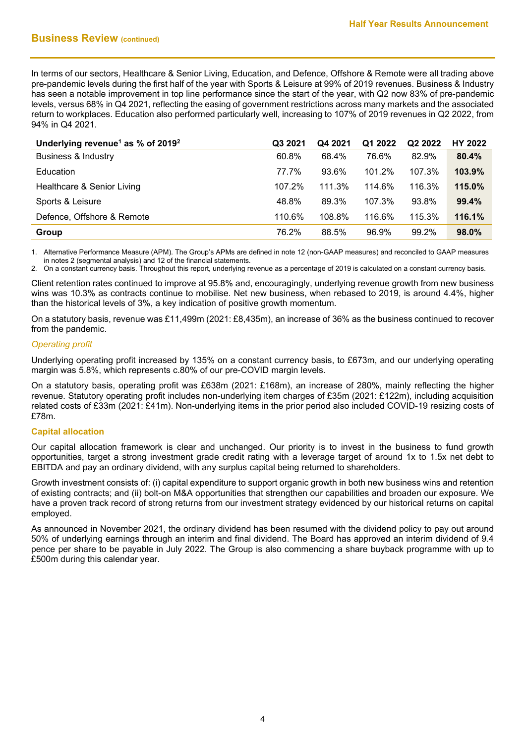## Business Review (continued)

In terms of our sectors, Healthcare & Senior Living, Education, and Defence, Offshore & Remote were all trading above pre-pandemic levels during the first half of the year with Sports & Leisure at 99% of 2019 revenues. Business & Industry has seen a notable improvement in top line performance since the start of the year, with Q2 now 83% of pre-pandemic levels, versus 68% in Q4 2021, reflecting the easing of government restrictions across many markets and the associated return to workplaces. Education also performed particularly well, increasing to 107% of 2019 revenues in Q2 2022, from 94% in Q4 2021.

| Underlying revenue[1] as % of 2019[2] | Q3 2021 | Q4 2021 | Q1 2022 | Q2 2022 | HY 2022 |
|---|---|---|---|---|---|
| Business & Industry | 60.8% | 68.4% | 76.6% | 82.9% | **80.4%** |
| Education | 77.7% | 93.6% | 101.2% | 107.3% | **103.9%** |
| Healthcare & Senior Living | 107.2% | 111.3% | 114.6% | 116.3% | **115.0%** |
| Sports & Leisure | 48.8% | 89.3% | 107.3% | 93.8% | **99.4%** |
| Defence, Offshore & Remote | 110.6% | 108.8% | 116.6% | 115.3% | **116.1%** |
| **Group** | 76.2% | 88.5% | 96.9% | 99.2% | **98.0%** |

1. Alternative Performance Measure (APM). The Group's APMs are defined in note 12 (non-GAAP measures) and reconciled to GAAP measures in notes 2 (segmental analysis) and 12 of the financial statements.
2. On a constant currency basis. Throughout this report, underlying revenue as a percentage of 2019 is calculated on a constant currency basis.

Client retention rates continued to improve at 95.8% and, encouragingly, underlying revenue growth from new business wins was 10.3% as contracts continue to mobilise. Net new business, when rebased to 2019, is around 4.4%, higher than the historical levels of 3%, a key indication of positive growth momentum.

On a statutory basis, revenue was £11,499m (2021: £8,435m), an increase of 36% as the business continued to recover from the pandemic.

*Operating profit*

Underlying operating profit increased by 135% on a constant currency basis, to £673m, and our underlying operating margin was 5.8%, which represents c.80% of our pre-COVID margin levels.

On a statutory basis, operating profit was £638m (2021: £168m), an increase of 280%, mainly reflecting the higher revenue. Statutory operating profit includes non-underlying item charges of £35m (2021: £122m), including acquisition related costs of £33m (2021: £41m). Non-underlying items in the prior period also included COVID-19 resizing costs of £78m.

### Capital allocation

Our capital allocation framework is clear and unchanged. Our priority is to invest in the business to fund growth opportunities, target a strong investment grade credit rating with a leverage target of around 1x to 1.5x net debt to EBITDA and pay an ordinary dividend, with any surplus capital being returned to shareholders.

Growth investment consists of: (i) capital expenditure to support organic growth in both new business wins and retention of existing contracts; and (ii) bolt-on M&A opportunities that strengthen our capabilities and broaden our exposure. We have a proven track record of strong returns from our investment strategy evidenced by our historical returns on capital employed.

As announced in November 2021, the ordinary dividend has been resumed with the dividend policy to pay out around 50% of underlying earnings through an interim and final dividend. The Board has approved an interim dividend of 9.4 pence per share to be payable in July 2022. The Group is also commencing a share buyback programme with up to £500m during this calendar year.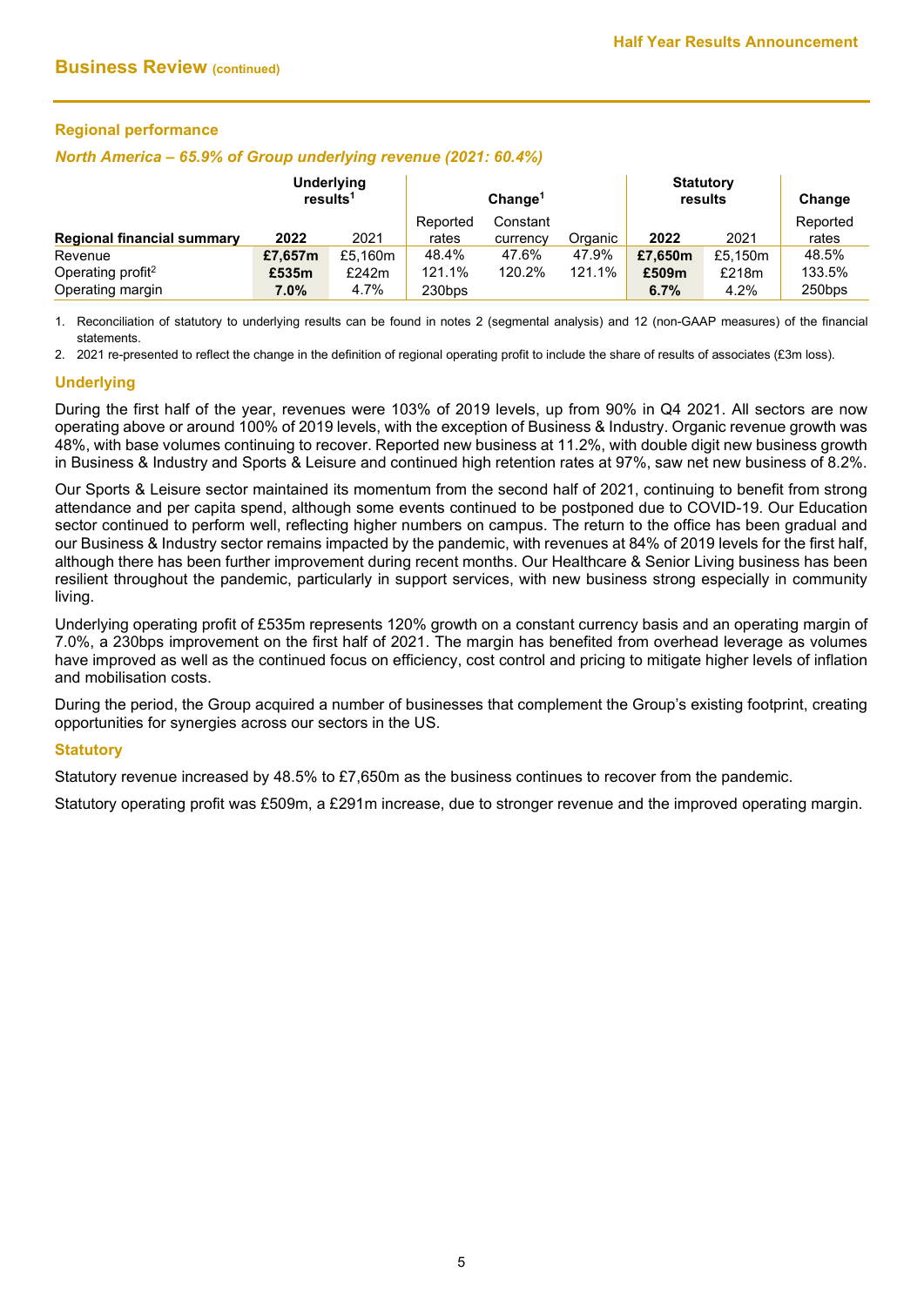## Business Review (continued)

### Regional performance

#### *North America – 65.9% of Group underlying revenue (2021: 60.4%)*

| Regional financial summary | Underlying results[1] | | Change[1] | | | Statutory results | | Change |
|---|---|---|---|---|---|---|---|---|
| | **2022** | 2021 | Reported rates | Constant currency | Organic | **2022** | 2021 | Reported rates |
| Revenue | **£7,657m** | £5,160m | 48.4% | 47.6% | 47.9% | **£7,650m** | £5,150m | 48.5% |
| Operating profit[2] | **£535m** | £242m | 121.1% | 120.2% | 121.1% | **£509m** | £218m | 133.5% |
| Operating margin | **7.0%** | 4.7% | 230bps | | | **6.7%** | 4.2% | 250bps |

1. Reconciliation of statutory to underlying results can be found in notes 2 (segmental analysis) and 12 (non-GAAP measures) of the financial statements.
2. 2021 re-presented to reflect the change in the definition of regional operating profit to include the share of results of associates (£3m loss).

### Underlying

During the first half of the year, revenues were 103% of 2019 levels, up from 90% in Q4 2021. All sectors are now operating above or around 100% of 2019 levels, with the exception of Business & Industry. Organic revenue growth was 48%, with base volumes continuing to recover. Reported new business at 11.2%, with double digit new business growth in Business & Industry and Sports & Leisure and continued high retention rates at 97%, saw net new business of 8.2%.

Our Sports & Leisure sector maintained its momentum from the second half of 2021, continuing to benefit from strong attendance and per capita spend, although some events continued to be postponed due to COVID-19. Our Education sector continued to perform well, reflecting higher numbers on campus. The return to the office has been gradual and our Business & Industry sector remains impacted by the pandemic, with revenues at 84% of 2019 levels for the first half, although there has been further improvement during recent months. Our Healthcare & Senior Living business has been resilient throughout the pandemic, particularly in support services, with new business strong especially in community living.

Underlying operating profit of £535m represents 120% growth on a constant currency basis and an operating margin of 7.0%, a 230bps improvement on the first half of 2021. The margin has benefited from overhead leverage as volumes have improved as well as the continued focus on efficiency, cost control and pricing to mitigate higher levels of inflation and mobilisation costs.

During the period, the Group acquired a number of businesses that complement the Group's existing footprint, creating opportunities for synergies across our sectors in the US.

### Statutory

Statutory revenue increased by 48.5% to £7,650m as the business continues to recover from the pandemic.

Statutory operating profit was £509m, a £291m increase, due to stronger revenue and the improved operating margin.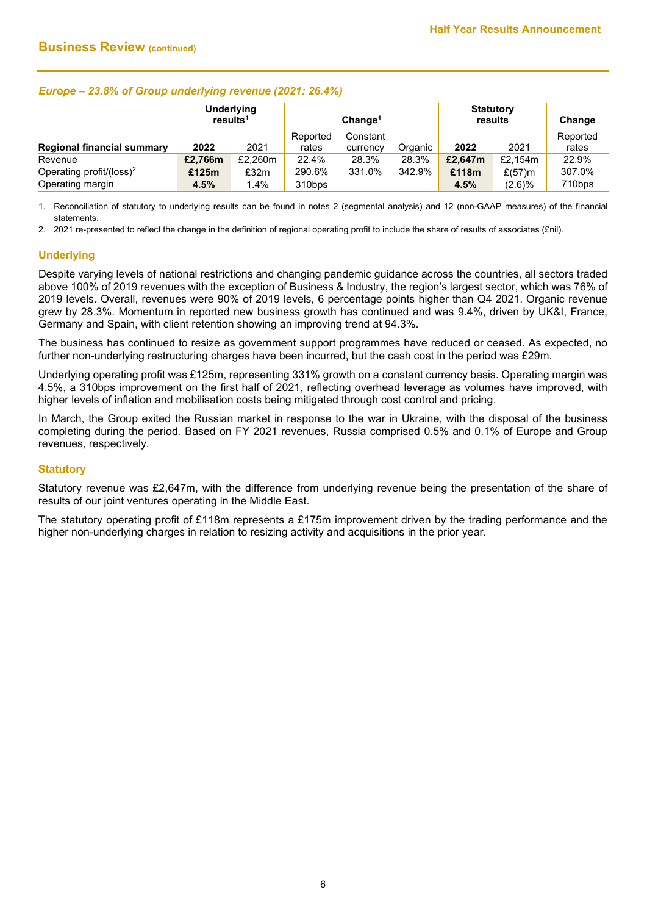## Business Review (continued)

### *Europe – 23.8% of Group underlying revenue (2021: 26.4%)*

| Regional financial summary | Underlying results[1] | | Change[1] | | | Statutory results | | Change |
|---|---|---|---|---|---|---|---|---|
| | **2022** | 2021 | Reported rates | Constant currency | Organic | **2022** | 2021 | Reported rates |
| Revenue | **£2,766m** | £2,260m | 22.4% | 28.3% | 28.3% | **£2,647m** | £2,154m | 22.9% |
| Operating profit/(loss)[2] | **£125m** | £32m | 290.6% | 331.0% | 342.9% | **£118m** | £(57)m | 307.0% |
| Operating margin | **4.5%** | 1.4% | 310bps | | | **4.5%** | (2.6)% | 710bps |

1. Reconciliation of statutory to underlying results can be found in notes 2 (segmental analysis) and 12 (non-GAAP measures) of the financial statements.
2. 2021 re-presented to reflect the change in the definition of regional operating profit to include the share of results of associates (£nil).

### Underlying

Despite varying levels of national restrictions and changing pandemic guidance across the countries, all sectors traded above 100% of 2019 revenues with the exception of Business & Industry, the region's largest sector, which was 76% of 2019 levels. Overall, revenues were 90% of 2019 levels, 6 percentage points higher than Q4 2021. Organic revenue grew by 28.3%. Momentum in reported new business growth has continued and was 9.4%, driven by UK&I, France, Germany and Spain, with client retention showing an improving trend at 94.3%.

The business has continued to resize as government support programmes have reduced or ceased. As expected, no further non-underlying restructuring charges have been incurred, but the cash cost in the period was £29m.

Underlying operating profit was £125m, representing 331% growth on a constant currency basis. Operating margin was 4.5%, a 310bps improvement on the first half of 2021, reflecting overhead leverage as volumes have improved, with higher levels of inflation and mobilisation costs being mitigated through cost control and pricing.

In March, the Group exited the Russian market in response to the war in Ukraine, with the disposal of the business completing during the period. Based on FY 2021 revenues, Russia comprised 0.5% and 0.1% of Europe and Group revenues, respectively.

### Statutory

Statutory revenue was £2,647m, with the difference from underlying revenue being the presentation of the share of results of our joint ventures operating in the Middle East.

The statutory operating profit of £118m represents a £175m improvement driven by the trading performance and the higher non-underlying charges in relation to resizing activity and acquisitions in the prior year.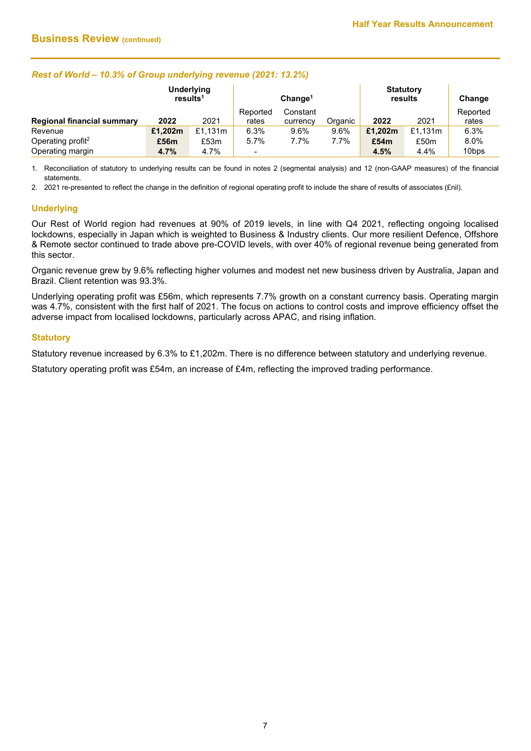## Business Review (continued)

### *Rest of World – 10.3% of Group underlying revenue (2021: 13.2%)*

| | Underlying results[1] | | Change[1] | | | Statutory results | | Change |
|---|---|---|---|---|---|---|---|---|
| **Regional financial summary** | **2022** | 2021 | Reported rates | Constant currency | Organic | **2022** | 2021 | Reported rates |
| Revenue | **£1,202m** | £1,131m | 6.3% | 9.6% | 9.6% | **£1,202m** | £1,131m | 6.3% |
| Operating profit[2] | **£56m** | £53m | 5.7% | 7.7% | 7.7% | **£54m** | £50m | 8.0% |
| Operating margin | **4.7%** | 4.7% | - | | | **4.5%** | 4.4% | 10bps |

1. Reconciliation of statutory to underlying results can be found in notes 2 (segmental analysis) and 12 (non-GAAP measures) of the financial statements.
2. 2021 re-presented to reflect the change in the definition of regional operating profit to include the share of results of associates (£nil).

### Underlying

Our Rest of World region had revenues at 90% of 2019 levels, in line with Q4 2021, reflecting ongoing localised lockdowns, especially in Japan which is weighted to Business & Industry clients. Our more resilient Defence, Offshore & Remote sector continued to trade above pre-COVID levels, with over 40% of regional revenue being generated from this sector.

Organic revenue grew by 9.6% reflecting higher volumes and modest net new business driven by Australia, Japan and Brazil. Client retention was 93.3%.

Underlying operating profit was £56m, which represents 7.7% growth on a constant currency basis. Operating margin was 4.7%, consistent with the first half of 2021. The focus on actions to control costs and improve efficiency offset the adverse impact from localised lockdowns, particularly across APAC, and rising inflation.

### Statutory

Statutory revenue increased by 6.3% to £1,202m. There is no difference between statutory and underlying revenue.

Statutory operating profit was £54m, an increase of £4m, reflecting the improved trading performance.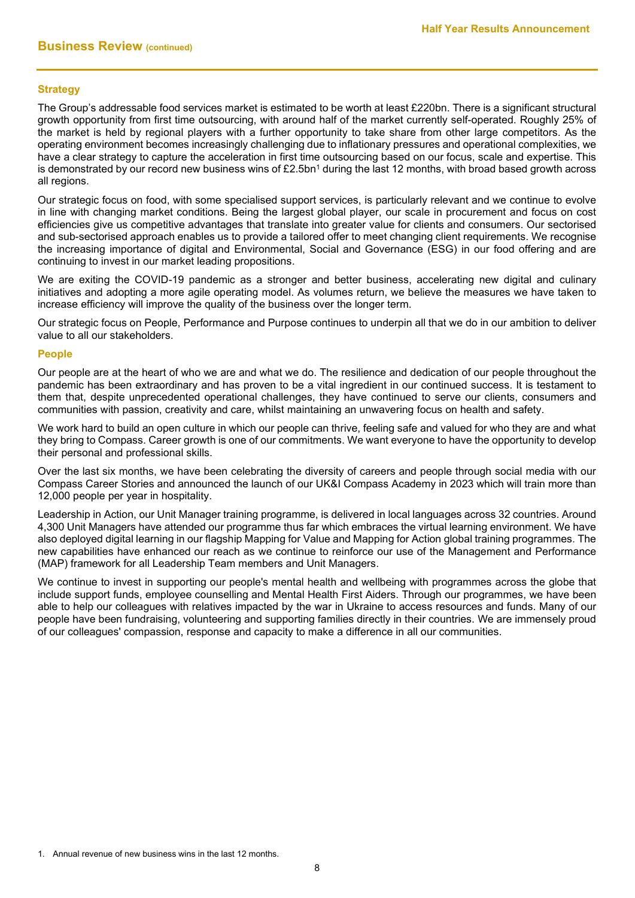## Business Review (continued)

### Strategy

The Group's addressable food services market is estimated to be worth at least £220bn. There is a significant structural growth opportunity from first time outsourcing, with around half of the market currently self-operated. Roughly 25% of the market is held by regional players with a further opportunity to take share from other large competitors. As the operating environment becomes increasingly challenging due to inflationary pressures and operational complexities, we have a clear strategy to capture the acceleration in first time outsourcing based on our focus, scale and expertise. This is demonstrated by our record new business wins of £2.5bn[1] during the last 12 months, with broad based growth across all regions.

Our strategic focus on food, with some specialised support services, is particularly relevant and we continue to evolve in line with changing market conditions. Being the largest global player, our scale in procurement and focus on cost efficiencies give us competitive advantages that translate into greater value for clients and consumers. Our sectorised and sub-sectorised approach enables us to provide a tailored offer to meet changing client requirements. We recognise the increasing importance of digital and Environmental, Social and Governance (ESG) in our food offering and are continuing to invest in our market leading propositions.

We are exiting the COVID-19 pandemic as a stronger and better business, accelerating new digital and culinary initiatives and adopting a more agile operating model. As volumes return, we believe the measures we have taken to increase efficiency will improve the quality of the business over the longer term.

Our strategic focus on People, Performance and Purpose continues to underpin all that we do in our ambition to deliver value to all our stakeholders.

### People

Our people are at the heart of who we are and what we do. The resilience and dedication of our people throughout the pandemic has been extraordinary and has proven to be a vital ingredient in our continued success. It is testament to them that, despite unprecedented operational challenges, they have continued to serve our clients, consumers and communities with passion, creativity and care, whilst maintaining an unwavering focus on health and safety.

We work hard to build an open culture in which our people can thrive, feeling safe and valued for who they are and what they bring to Compass. Career growth is one of our commitments. We want everyone to have the opportunity to develop their personal and professional skills.

Over the last six months, we have been celebrating the diversity of careers and people through social media with our Compass Career Stories and announced the launch of our UK&I Compass Academy in 2023 which will train more than 12,000 people per year in hospitality.

Leadership in Action, our Unit Manager training programme, is delivered in local languages across 32 countries. Around 4,300 Unit Managers have attended our programme thus far which embraces the virtual learning environment. We have also deployed digital learning in our flagship Mapping for Value and Mapping for Action global training programmes. The new capabilities have enhanced our reach as we continue to reinforce our use of the Management and Performance (MAP) framework for all Leadership Team members and Unit Managers.

We continue to invest in supporting our people's mental health and wellbeing with programmes across the globe that include support funds, employee counselling and Mental Health First Aiders. Through our programmes, we have been able to help our colleagues with relatives impacted by the war in Ukraine to access resources and funds. Many of our people have been fundraising, volunteering and supporting families directly in their countries. We are immensely proud of our colleagues' compassion, response and capacity to make a difference in all our communities.

1. Annual revenue of new business wins in the last 12 months.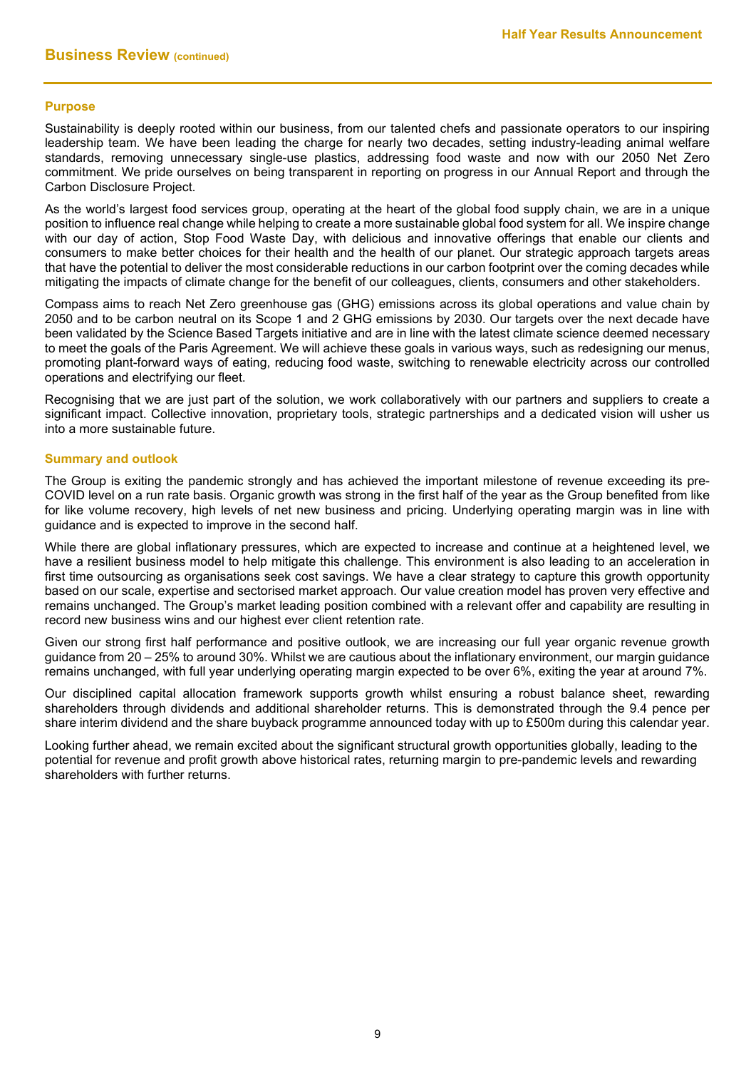## Business Review (continued)

### Purpose

Sustainability is deeply rooted within our business, from our talented chefs and passionate operators to our inspiring leadership team. We have been leading the charge for nearly two decades, setting industry-leading animal welfare standards, removing unnecessary single-use plastics, addressing food waste and now with our 2050 Net Zero commitment. We pride ourselves on being transparent in reporting on progress in our Annual Report and through the Carbon Disclosure Project.

As the world's largest food services group, operating at the heart of the global food supply chain, we are in a unique position to influence real change while helping to create a more sustainable global food system for all. We inspire change with our day of action, Stop Food Waste Day, with delicious and innovative offerings that enable our clients and consumers to make better choices for their health and the health of our planet. Our strategic approach targets areas that have the potential to deliver the most considerable reductions in our carbon footprint over the coming decades while mitigating the impacts of climate change for the benefit of our colleagues, clients, consumers and other stakeholders.

Compass aims to reach Net Zero greenhouse gas (GHG) emissions across its global operations and value chain by 2050 and to be carbon neutral on its Scope 1 and 2 GHG emissions by 2030. Our targets over the next decade have been validated by the Science Based Targets initiative and are in line with the latest climate science deemed necessary to meet the goals of the Paris Agreement. We will achieve these goals in various ways, such as redesigning our menus, promoting plant-forward ways of eating, reducing food waste, switching to renewable electricity across our controlled operations and electrifying our fleet.

Recognising that we are just part of the solution, we work collaboratively with our partners and suppliers to create a significant impact. Collective innovation, proprietary tools, strategic partnerships and a dedicated vision will usher us into a more sustainable future.

### Summary and outlook

The Group is exiting the pandemic strongly and has achieved the important milestone of revenue exceeding its pre-COVID level on a run rate basis. Organic growth was strong in the first half of the year as the Group benefited from like for like volume recovery, high levels of net new business and pricing. Underlying operating margin was in line with guidance and is expected to improve in the second half.

While there are global inflationary pressures, which are expected to increase and continue at a heightened level, we have a resilient business model to help mitigate this challenge. This environment is also leading to an acceleration in first time outsourcing as organisations seek cost savings. We have a clear strategy to capture this growth opportunity based on our scale, expertise and sectorised market approach. Our value creation model has proven very effective and remains unchanged. The Group's market leading position combined with a relevant offer and capability are resulting in record new business wins and our highest ever client retention rate.

Given our strong first half performance and positive outlook, we are increasing our full year organic revenue growth guidance from 20 – 25% to around 30%. Whilst we are cautious about the inflationary environment, our margin guidance remains unchanged, with full year underlying operating margin expected to be over 6%, exiting the year at around 7%.

Our disciplined capital allocation framework supports growth whilst ensuring a robust balance sheet, rewarding shareholders through dividends and additional shareholder returns. This is demonstrated through the 9.4 pence per share interim dividend and the share buyback programme announced today with up to £500m during this calendar year.

Looking further ahead, we remain excited about the significant structural growth opportunities globally, leading to the potential for revenue and profit growth above historical rates, returning margin to pre-pandemic levels and rewarding shareholders with further returns.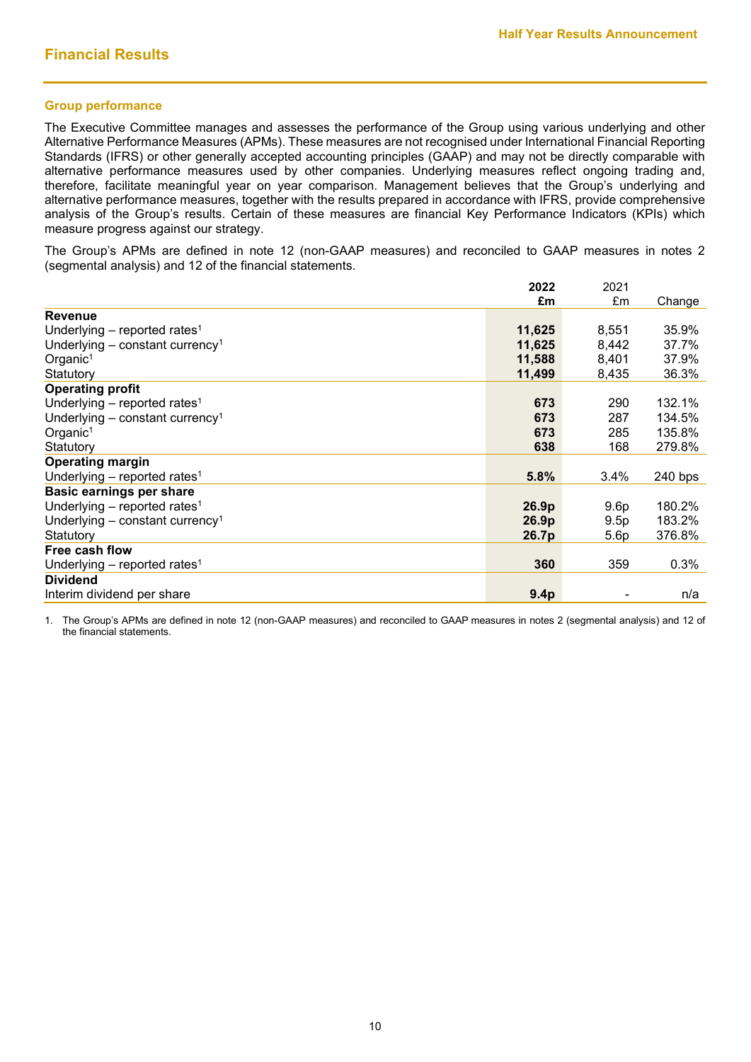## Financial Results

### Group performance

The Executive Committee manages and assesses the performance of the Group using various underlying and other Alternative Performance Measures (APMs). These measures are not recognised under International Financial Reporting Standards (IFRS) or other generally accepted accounting principles (GAAP) and may not be directly comparable with alternative performance measures used by other companies. Underlying measures reflect ongoing trading and, therefore, facilitate meaningful year on year comparison. Management believes that the Group's underlying and alternative performance measures, together with the results prepared in accordance with IFRS, provide comprehensive analysis of the Group's results. Certain of these measures are financial Key Performance Indicators (KPIs) which measure progress against our strategy.

The Group's APMs are defined in note 12 (non-GAAP measures) and reconciled to GAAP measures in notes 2 (segmental analysis) and 12 of the financial statements.

| | **2022 £m** | 2021 £m | Change |
|---|---|---|---|
| **Revenue** | | | |
| Underlying – reported rates[1] | **11,625** | 8,551 | 35.9% |
| Underlying – constant currency[1] | **11,625** | 8,442 | 37.7% |
| Organic[1] | **11,588** | 8,401 | 37.9% |
| Statutory | **11,499** | 8,435 | 36.3% |
| **Operating profit** | | | |
| Underlying – reported rates[1] | **673** | 290 | 132.1% |
| Underlying – constant currency[1] | **673** | 287 | 134.5% |
| Organic[1] | **673** | 285 | 135.8% |
| Statutory | **638** | 168 | 279.8% |
| **Operating margin** | | | |
| Underlying – reported rates[1] | **5.8%** | 3.4% | 240 bps |
| **Basic earnings per share** | | | |
| Underlying – reported rates[1] | **26.9p** | 9.6p | 180.2% |
| Underlying – constant currency[1] | **26.9p** | 9.5p | 183.2% |
| Statutory | **26.7p** | 5.6p | 376.8% |
| **Free cash flow** | | | |
| Underlying – reported rates[1] | **360** | 359 | 0.3% |
| **Dividend** | | | |
| Interim dividend per share | **9.4p** | - | n/a |

1. The Group's APMs are defined in note 12 (non-GAAP measures) and reconciled to GAAP measures in notes 2 (segmental analysis) and 12 of the financial statements.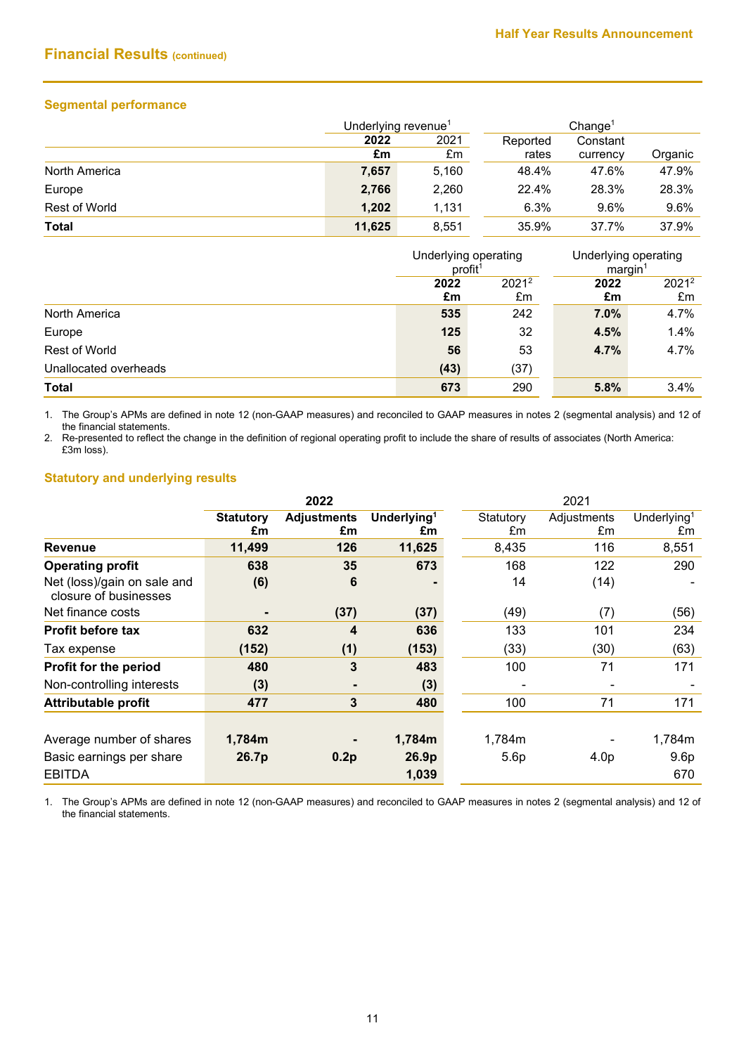## Financial Results (continued)

### Segmental performance

| | Underlying revenue[1] | | Change[1] | | |
|---|---|---|---|---|---|
| | **2022** **£m** | 2021 £m | Reported rates | Constant currency | Organic |
| North America | **7,657** | 5,160 | 48.4% | 47.6% | 47.9% |
| Europe | **2,766** | 2,260 | 22.4% | 28.3% | 28.3% |
| Rest of World | **1,202** | 1,131 | 6.3% | 9.6% | 9.6% |
| **Total** | **11,625** | 8,551 | 35.9% | 37.7% | 37.9% |

| | Underlying operating profit[1] | | Underlying operating margin[1] | |
|---|---|---|---|---|
| | **2022** **£m** | 2021[2] £m | **2022** **£m** | 2021[2] £m |
| North America | **535** | 242 | **7.0%** | 4.7% |
| Europe | **125** | 32 | **4.5%** | 1.4% |
| Rest of World | **56** | 53 | **4.7%** | 4.7% |
| Unallocated overheads | **(43)** | (37) | | |
| **Total** | **673** | 290 | **5.8%** | 3.4% |

1. The Group's APMs are defined in note 12 (non-GAAP measures) and reconciled to GAAP measures in notes 2 (segmental analysis) and 12 of the financial statements.
2. Re-presented to reflect the change in the definition of regional operating profit to include the share of results of associates (North America: £3m loss).

### Statutory and underlying results

| | 2022 | | | 2021 | | |
|---|---|---|---|---|---|---|
| | **Statutory £m** | **Adjustments £m** | **Underlying[1] £m** | Statutory £m | Adjustments £m | Underlying[1] £m |
| **Revenue** | **11,499** | **126** | **11,625** | 8,435 | 116 | 8,551 |
| **Operating profit** | **638** | **35** | **673** | 168 | 122 | 290 |
| Net (loss)/gain on sale and closure of businesses | **(6)** | **6** | **-** | 14 | (14) | - |
| Net finance costs | **-** | **(37)** | **(37)** | (49) | (7) | (56) |
| **Profit before tax** | **632** | **4** | **636** | 133 | 101 | 234 |
| Tax expense | **(152)** | **(1)** | **(153)** | (33) | (30) | (63) |
| **Profit for the period** | **480** | **3** | **483** | 100 | 71 | 171 |
| Non-controlling interests | **(3)** | **-** | **(3)** | - | - | - |
| **Attributable profit** | **477** | **3** | **480** | 100 | 71 | 171 |
| | | | | | | |
| Average number of shares | **1,784m** | **-** | **1,784m** | 1,784m | - | 1,784m |
| Basic earnings per share | **26.7p** | **0.2p** | **26.9p** | 5.6p | 4.0p | 9.6p |
| EBITDA | | | **1,039** | | | 670 |

1. The Group's APMs are defined in note 12 (non-GAAP measures) and reconciled to GAAP measures in notes 2 (segmental analysis) and 12 of the financial statements.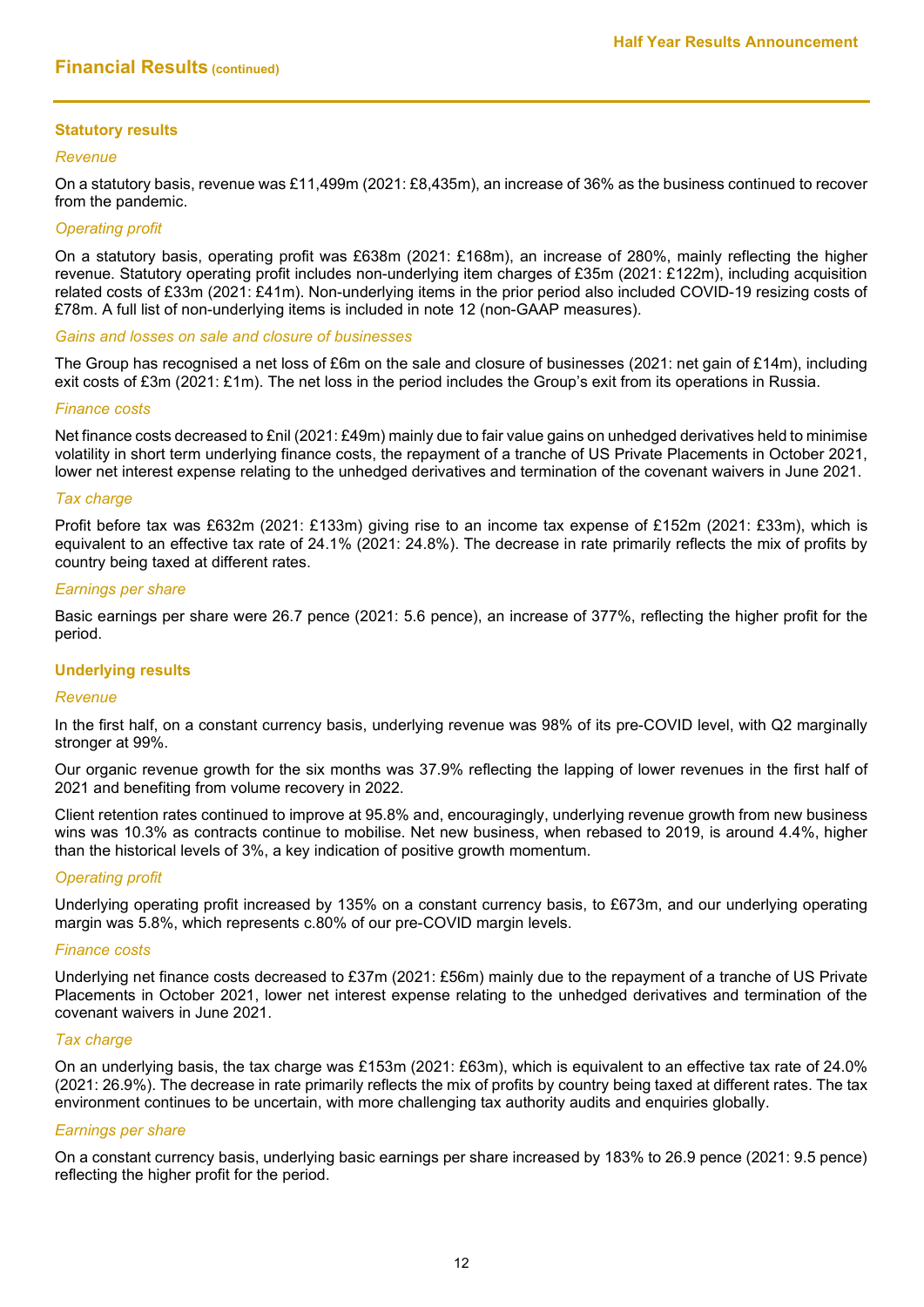## Financial Results (continued)

### Statutory results

*Revenue*

On a statutory basis, revenue was £11,499m (2021: £8,435m), an increase of 36% as the business continued to recover from the pandemic.

*Operating profit*

On a statutory basis, operating profit was £638m (2021: £168m), an increase of 280%, mainly reflecting the higher revenue. Statutory operating profit includes non-underlying item charges of £35m (2021: £122m), including acquisition related costs of £33m (2021: £41m). Non-underlying items in the prior period also included COVID-19 resizing costs of £78m. A full list of non-underlying items is included in note 12 (non-GAAP measures).

*Gains and losses on sale and closure of businesses*

The Group has recognised a net loss of £6m on the sale and closure of businesses (2021: net gain of £14m), including exit costs of £3m (2021: £1m). The net loss in the period includes the Group's exit from its operations in Russia.

*Finance costs*

Net finance costs decreased to £nil (2021: £49m) mainly due to fair value gains on unhedged derivatives held to minimise volatility in short term underlying finance costs, the repayment of a tranche of US Private Placements in October 2021, lower net interest expense relating to the unhedged derivatives and termination of the covenant waivers in June 2021.

*Tax charge*

Profit before tax was £632m (2021: £133m) giving rise to an income tax expense of £152m (2021: £33m), which is equivalent to an effective tax rate of 24.1% (2021: 24.8%). The decrease in rate primarily reflects the mix of profits by country being taxed at different rates.

*Earnings per share*

Basic earnings per share were 26.7 pence (2021: 5.6 pence), an increase of 377%, reflecting the higher profit for the period.

### Underlying results

*Revenue*

In the first half, on a constant currency basis, underlying revenue was 98% of its pre-COVID level, with Q2 marginally stronger at 99%.

Our organic revenue growth for the six months was 37.9% reflecting the lapping of lower revenues in the first half of 2021 and benefiting from volume recovery in 2022.

Client retention rates continued to improve at 95.8% and, encouragingly, underlying revenue growth from new business wins was 10.3% as contracts continue to mobilise. Net new business, when rebased to 2019, is around 4.4%, higher than the historical levels of 3%, a key indication of positive growth momentum.

*Operating profit*

Underlying operating profit increased by 135% on a constant currency basis, to £673m, and our underlying operating margin was 5.8%, which represents c.80% of our pre-COVID margin levels.

*Finance costs*

Underlying net finance costs decreased to £37m (2021: £56m) mainly due to the repayment of a tranche of US Private Placements in October 2021, lower net interest expense relating to the unhedged derivatives and termination of the covenant waivers in June 2021.

*Tax charge*

On an underlying basis, the tax charge was £153m (2021: £63m), which is equivalent to an effective tax rate of 24.0% (2021: 26.9%). The decrease in rate primarily reflects the mix of profits by country being taxed at different rates. The tax environment continues to be uncertain, with more challenging tax authority audits and enquiries globally.

*Earnings per share*

On a constant currency basis, underlying basic earnings per share increased by 183% to 26.9 pence (2021: 9.5 pence) reflecting the higher profit for the period.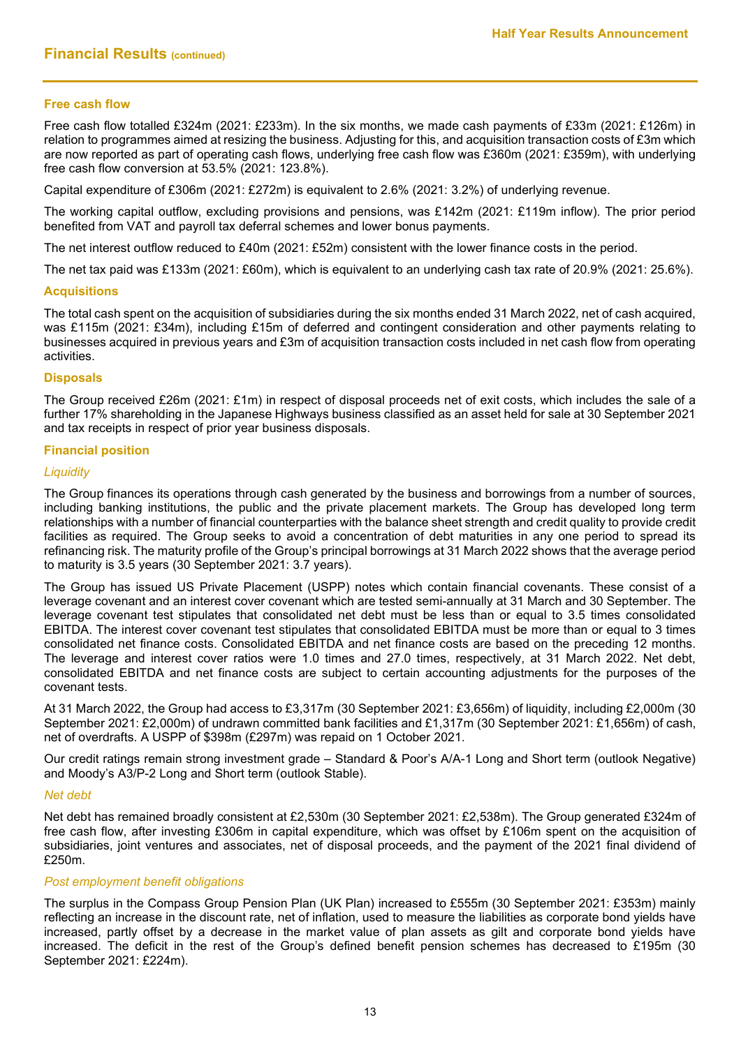## Financial Results (continued)

### Free cash flow

Free cash flow totalled £324m (2021: £233m). In the six months, we made cash payments of £33m (2021: £126m) in relation to programmes aimed at resizing the business. Adjusting for this, and acquisition transaction costs of £3m which are now reported as part of operating cash flows, underlying free cash flow was £360m (2021: £359m), with underlying free cash flow conversion at 53.5% (2021: 123.8%).

Capital expenditure of £306m (2021: £272m) is equivalent to 2.6% (2021: 3.2%) of underlying revenue.

The working capital outflow, excluding provisions and pensions, was £142m (2021: £119m inflow). The prior period benefited from VAT and payroll tax deferral schemes and lower bonus payments.

The net interest outflow reduced to £40m (2021: £52m) consistent with the lower finance costs in the period.

The net tax paid was £133m (2021: £60m), which is equivalent to an underlying cash tax rate of 20.9% (2021: 25.6%).

### Acquisitions

The total cash spent on the acquisition of subsidiaries during the six months ended 31 March 2022, net of cash acquired, was £115m (2021: £34m), including £15m of deferred and contingent consideration and other payments relating to businesses acquired in previous years and £3m of acquisition transaction costs included in net cash flow from operating activities.

### Disposals

The Group received £26m (2021: £1m) in respect of disposal proceeds net of exit costs, which includes the sale of a further 17% shareholding in the Japanese Highways business classified as an asset held for sale at 30 September 2021 and tax receipts in respect of prior year business disposals.

### Financial position

*Liquidity*

The Group finances its operations through cash generated by the business and borrowings from a number of sources, including banking institutions, the public and the private placement markets. The Group has developed long term relationships with a number of financial counterparties with the balance sheet strength and credit quality to provide credit facilities as required. The Group seeks to avoid a concentration of debt maturities in any one period to spread its refinancing risk. The maturity profile of the Group's principal borrowings at 31 March 2022 shows that the average period to maturity is 3.5 years (30 September 2021: 3.7 years).

The Group has issued US Private Placement (USPP) notes which contain financial covenants. These consist of a leverage covenant and an interest cover covenant which are tested semi-annually at 31 March and 30 September. The leverage covenant test stipulates that consolidated net debt must be less than or equal to 3.5 times consolidated EBITDA. The interest cover covenant test stipulates that consolidated EBITDA must be more than or equal to 3 times consolidated net finance costs. Consolidated EBITDA and net finance costs are based on the preceding 12 months. The leverage and interest cover ratios were 1.0 times and 27.0 times, respectively, at 31 March 2022. Net debt, consolidated EBITDA and net finance costs are subject to certain accounting adjustments for the purposes of the covenant tests.

At 31 March 2022, the Group had access to £3,317m (30 September 2021: £3,656m) of liquidity, including £2,000m (30 September 2021: £2,000m) of undrawn committed bank facilities and £1,317m (30 September 2021: £1,656m) of cash, net of overdrafts. A USPP of $398m (£297m) was repaid on 1 October 2021.

Our credit ratings remain strong investment grade – Standard & Poor's A/A-1 Long and Short term (outlook Negative) and Moody's A3/P-2 Long and Short term (outlook Stable).

*Net debt*

Net debt has remained broadly consistent at £2,530m (30 September 2021: £2,538m). The Group generated £324m of free cash flow, after investing £306m in capital expenditure, which was offset by £106m spent on the acquisition of subsidiaries, joint ventures and associates, net of disposal proceeds, and the payment of the 2021 final dividend of £250m.

*Post employment benefit obligations*

The surplus in the Compass Group Pension Plan (UK Plan) increased to £555m (30 September 2021: £353m) mainly reflecting an increase in the discount rate, net of inflation, used to measure the liabilities as corporate bond yields have increased, partly offset by a decrease in the market value of plan assets as gilt and corporate bond yields have increased. The deficit in the rest of the Group's defined benefit pension schemes has decreased to £195m (30 September 2021: £224m).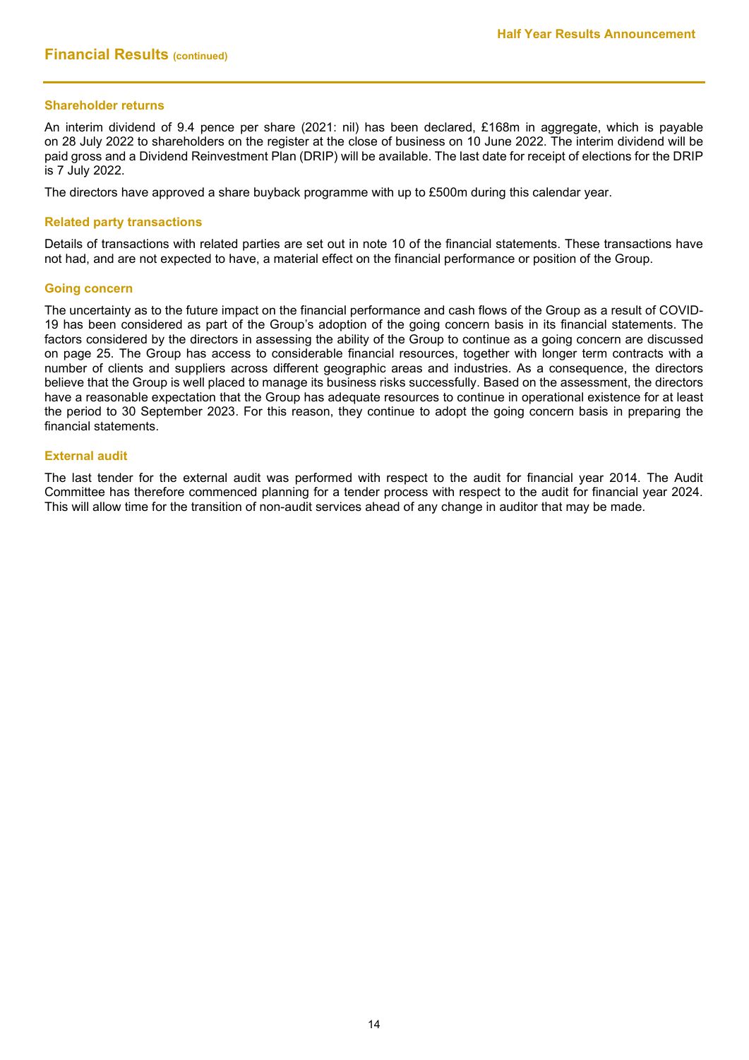## Financial Results (continued)

### Shareholder returns

An interim dividend of 9.4 pence per share (2021: nil) has been declared, £168m in aggregate, which is payable on 28 July 2022 to shareholders on the register at the close of business on 10 June 2022. The interim dividend will be paid gross and a Dividend Reinvestment Plan (DRIP) will be available. The last date for receipt of elections for the DRIP is 7 July 2022.

The directors have approved a share buyback programme with up to £500m during this calendar year.

### Related party transactions

Details of transactions with related parties are set out in note 10 of the financial statements. These transactions have not had, and are not expected to have, a material effect on the financial performance or position of the Group.

### Going concern

The uncertainty as to the future impact on the financial performance and cash flows of the Group as a result of COVID-19 has been considered as part of the Group's adoption of the going concern basis in its financial statements. The factors considered by the directors in assessing the ability of the Group to continue as a going concern are discussed on page 25. The Group has access to considerable financial resources, together with longer term contracts with a number of clients and suppliers across different geographic areas and industries. As a consequence, the directors believe that the Group is well placed to manage its business risks successfully. Based on the assessment, the directors have a reasonable expectation that the Group has adequate resources to continue in operational existence for at least the period to 30 September 2023. For this reason, they continue to adopt the going concern basis in preparing the financial statements.

### External audit

The last tender for the external audit was performed with respect to the audit for financial year 2014. The Audit Committee has therefore commenced planning for a tender process with respect to the audit for financial year 2024. This will allow time for the transition of non-audit services ahead of any change in auditor that may be made.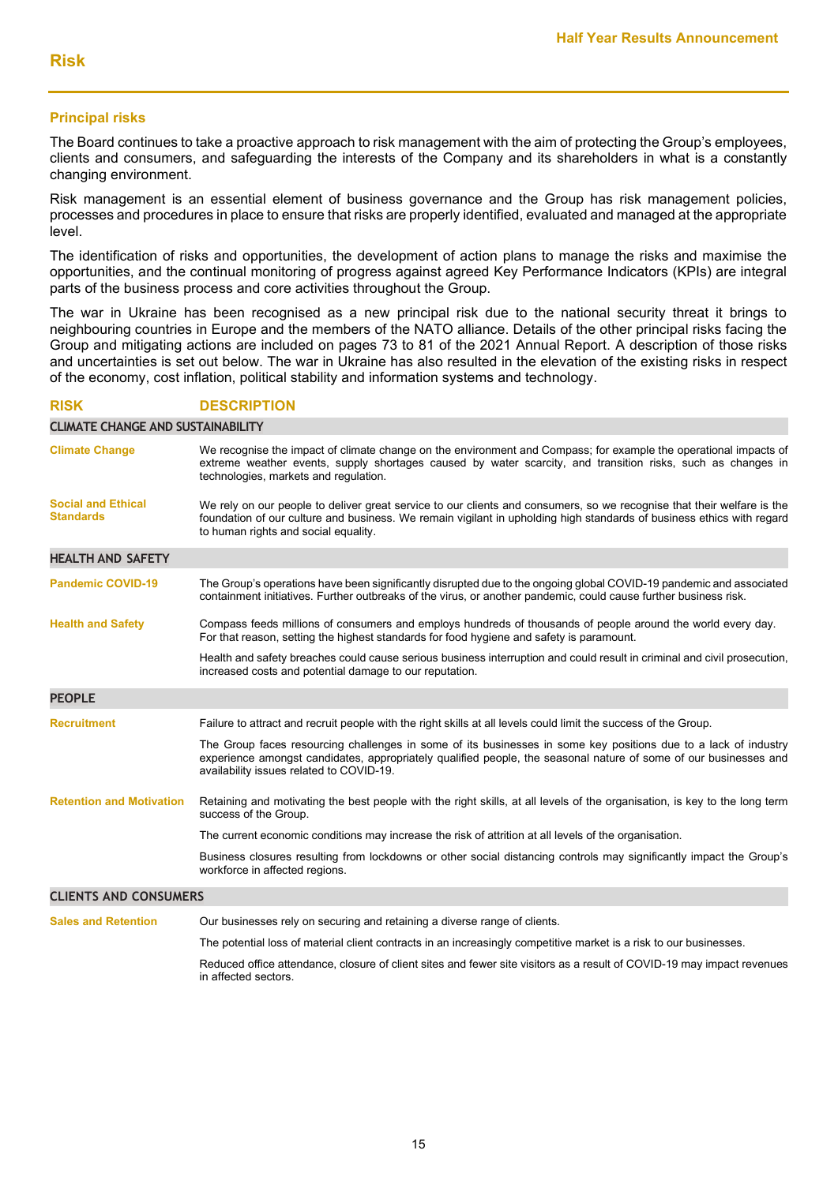# Risk

## Principal risks

The Board continues to take a proactive approach to risk management with the aim of protecting the Group's employees, clients and consumers, and safeguarding the interests of the Company and its shareholders in what is a constantly changing environment.

Risk management is an essential element of business governance and the Group has risk management policies, processes and procedures in place to ensure that risks are properly identified, evaluated and managed at the appropriate level.

The identification of risks and opportunities, the development of action plans to manage the risks and maximise the opportunities, and the continual monitoring of progress against agreed Key Performance Indicators (KPIs) are integral parts of the business process and core activities throughout the Group.

The war in Ukraine has been recognised as a new principal risk due to the national security threat it brings to neighbouring countries in Europe and the members of the NATO alliance. Details of the other principal risks facing the Group and mitigating actions are included on pages 73 to 81 of the 2021 Annual Report. A description of those risks and uncertainties is set out below. The war in Ukraine has also resulted in the elevation of the existing risks in respect of the economy, cost inflation, political stability and information systems and technology.

| RISK | DESCRIPTION |
|---|---|
| **CLIMATE CHANGE AND SUSTAINABILITY** | |
| **Climate Change** | We recognise the impact of climate change on the environment and Compass; for example the operational impacts of extreme weather events, supply shortages caused by water scarcity, and transition risks, such as changes in technologies, markets and regulation. |
| **Social and Ethical Standards** | We rely on our people to deliver great service to our clients and consumers, so we recognise that their welfare is the foundation of our culture and business. We remain vigilant in upholding high standards of business ethics with regard to human rights and social equality. |
| **HEALTH AND SAFETY** | |
| **Pandemic COVID-19** | The Group's operations have been significantly disrupted due to the ongoing global COVID-19 pandemic and associated containment initiatives. Further outbreaks of the virus, or another pandemic, could cause further business risk. |
| **Health and Safety** | Compass feeds millions of consumers and employs hundreds of thousands of people around the world every day. For that reason, setting the highest standards for food hygiene and safety is paramount.<br><br>Health and safety breaches could cause serious business interruption and could result in criminal and civil prosecution, increased costs and potential damage to our reputation. |
| **PEOPLE** | |
| **Recruitment** | Failure to attract and recruit people with the right skills at all levels could limit the success of the Group.<br><br>The Group faces resourcing challenges in some of its businesses in some key positions due to a lack of industry experience amongst candidates, appropriately qualified people, the seasonal nature of some of our businesses and availability issues related to COVID-19. |
| **Retention and Motivation** | Retaining and motivating the best people with the right skills, at all levels of the organisation, is key to the long term success of the Group.<br><br>The current economic conditions may increase the risk of attrition at all levels of the organisation.<br><br>Business closures resulting from lockdowns or other social distancing controls may significantly impact the Group's workforce in affected regions. |
| **CLIENTS AND CONSUMERS** | |
| **Sales and Retention** | Our businesses rely on securing and retaining a diverse range of clients.<br><br>The potential loss of material client contracts in an increasingly competitive market is a risk to our businesses.<br><br>Reduced office attendance, closure of client sites and fewer site visitors as a result of COVID-19 may impact revenues in affected sectors. |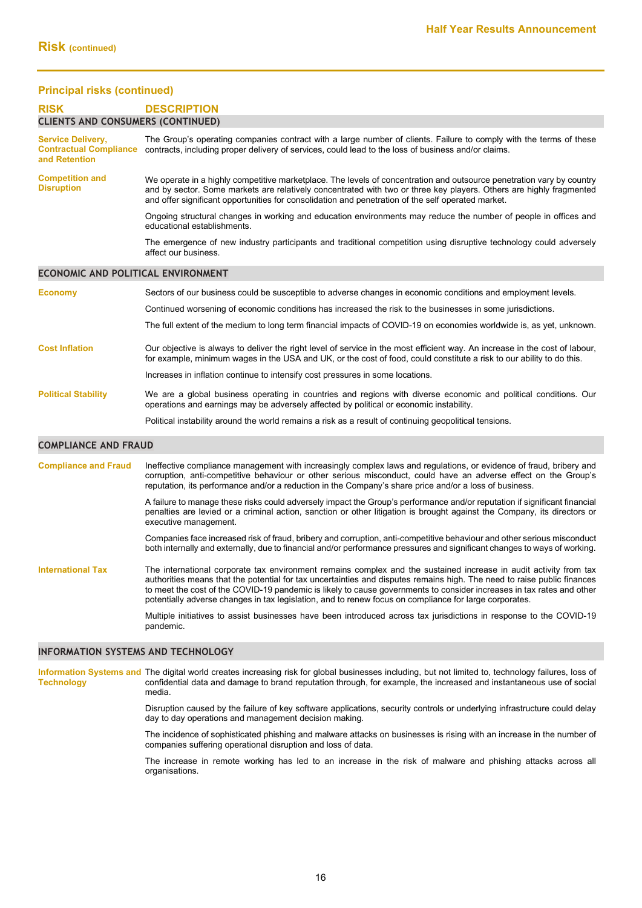## Risk (continued)

### Principal risks (continued)

| RISK | DESCRIPTION |
|---|---|
| **CLIENTS AND CONSUMERS (CONTINUED)** | |
| **Service Delivery, Contractual Compliance and Retention** | The Group's operating companies contract with a large number of clients. Failure to comply with the terms of these contracts, including proper delivery of services, could lead to the loss of business and/or claims. |
| **Competition and Disruption** | We operate in a highly competitive marketplace. The levels of concentration and outsource penetration vary by country and by sector. Some markets are relatively concentrated with two or three key players. Others are highly fragmented and offer significant opportunities for consolidation and penetration of the self operated market.<br><br>Ongoing structural changes in working and education environments may reduce the number of people in offices and educational establishments.<br><br>The emergence of new industry participants and traditional competition using disruptive technology could adversely affect our business. |
| **ECONOMIC AND POLITICAL ENVIRONMENT** | |
| **Economy** | Sectors of our business could be susceptible to adverse changes in economic conditions and employment levels.<br><br>Continued worsening of economic conditions has increased the risk to the businesses in some jurisdictions.<br><br>The full extent of the medium to long term financial impacts of COVID-19 on economies worldwide is, as yet, unknown. |
| **Cost Inflation** | Our objective is always to deliver the right level of service in the most efficient way. An increase in the cost of labour, for example, minimum wages in the USA and UK, or the cost of food, could constitute a risk to our ability to do this.<br><br>Increases in inflation continue to intensify cost pressures in some locations. |
| **Political Stability** | We are a global business operating in countries and regions with diverse economic and political conditions. Our operations and earnings may be adversely affected by political or economic instability.<br><br>Political instability around the world remains a risk as a result of continuing geopolitical tensions. |
| **COMPLIANCE AND FRAUD** | |
| **Compliance and Fraud** | Ineffective compliance management with increasingly complex laws and regulations, or evidence of fraud, bribery and corruption, anti-competitive behaviour or other serious misconduct, could have an adverse effect on the Group's reputation, its performance and/or a reduction in the Company's share price and/or a loss of business.<br><br>A failure to manage these risks could adversely impact the Group's performance and/or reputation if significant financial penalties are levied or a criminal action, sanction or other litigation is brought against the Company, its directors or executive management.<br><br>Companies face increased risk of fraud, bribery and corruption, anti-competitive behaviour and other serious misconduct both internally and externally, due to financial and/or performance pressures and significant changes to ways of working. |
| **International Tax** | The international corporate tax environment remains complex and the sustained increase in audit activity from tax authorities means that the potential for tax uncertainties and disputes remains high. The need to raise public finances to meet the cost of the COVID-19 pandemic is likely to cause governments to consider increases in tax rates and other potentially adverse changes in tax legislation, and to renew focus on compliance for large corporates.<br><br>Multiple initiatives to assist businesses have been introduced across tax jurisdictions in response to the COVID-19 pandemic. |
| **INFORMATION SYSTEMS AND TECHNOLOGY** | |
| **Information Systems and Technology** | The digital world creates increasing risk for global businesses including, but not limited to, technology failures, loss of confidential data and damage to brand reputation through, for example, the increased and instantaneous use of social media.<br><br>Disruption caused by the failure of key software applications, security controls or underlying infrastructure could delay day to day operations and management decision making.<br><br>The incidence of sophisticated phishing and malware attacks on businesses is rising with an increase in the number of companies suffering operational disruption and loss of data.<br><br>The increase in remote working has led to an increase in the risk of malware and phishing attacks across all organisations. |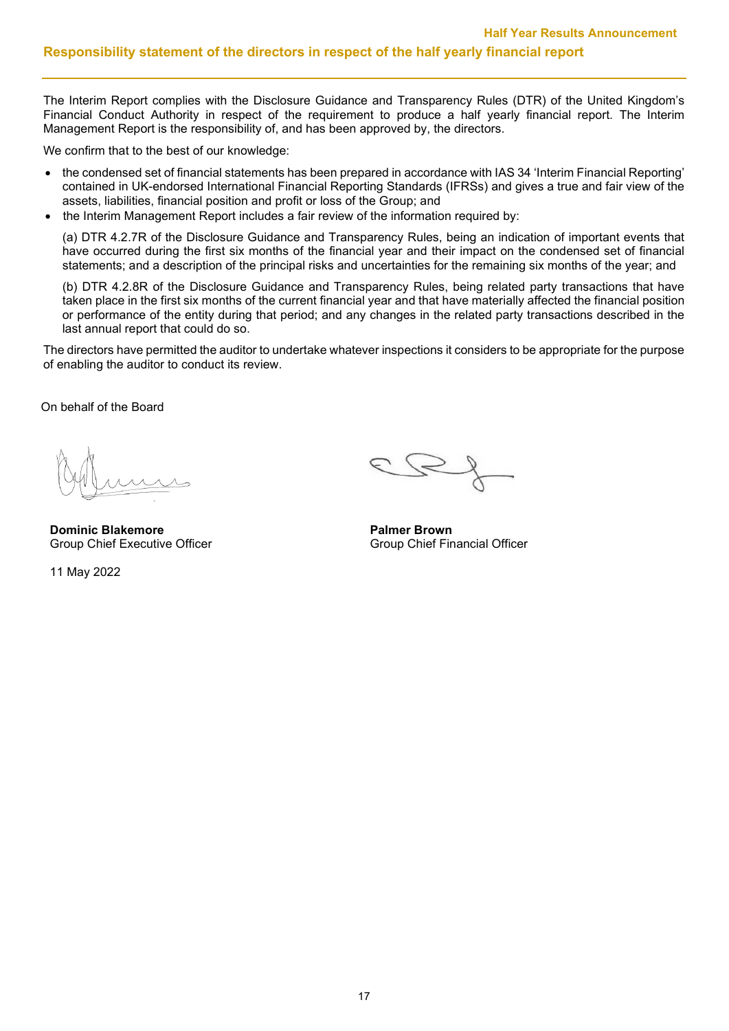## Responsibility statement of the directors in respect of the half yearly financial report

The Interim Report complies with the Disclosure Guidance and Transparency Rules (DTR) of the United Kingdom's Financial Conduct Authority in respect of the requirement to produce a half yearly financial report. The Interim Management Report is the responsibility of, and has been approved by, the directors.

We confirm that to the best of our knowledge:

- the condensed set of financial statements has been prepared in accordance with IAS 34 'Interim Financial Reporting' contained in UK-endorsed International Financial Reporting Standards (IFRSs) and gives a true and fair view of the assets, liabilities, financial position and profit or loss of the Group; and
- the Interim Management Report includes a fair review of the information required by:

  (a) DTR 4.2.7R of the Disclosure Guidance and Transparency Rules, being an indication of important events that have occurred during the first six months of the financial year and their impact on the condensed set of financial statements; and a description of the principal risks and uncertainties for the remaining six months of the year; and

  (b) DTR 4.2.8R of the Disclosure Guidance and Transparency Rules, being related party transactions that have taken place in the first six months of the current financial year and that have materially affected the financial position or performance of the entity during that period; and any changes in the related party transactions described in the last annual report that could do so.

The directors have permitted the auditor to undertake whatever inspections it considers to be appropriate for the purpose of enabling the auditor to conduct its review.

On behalf of the Board

**Dominic Blakemore**
Group Chief Executive Officer

**Palmer Brown**
Group Chief Financial Officer

11 May 2022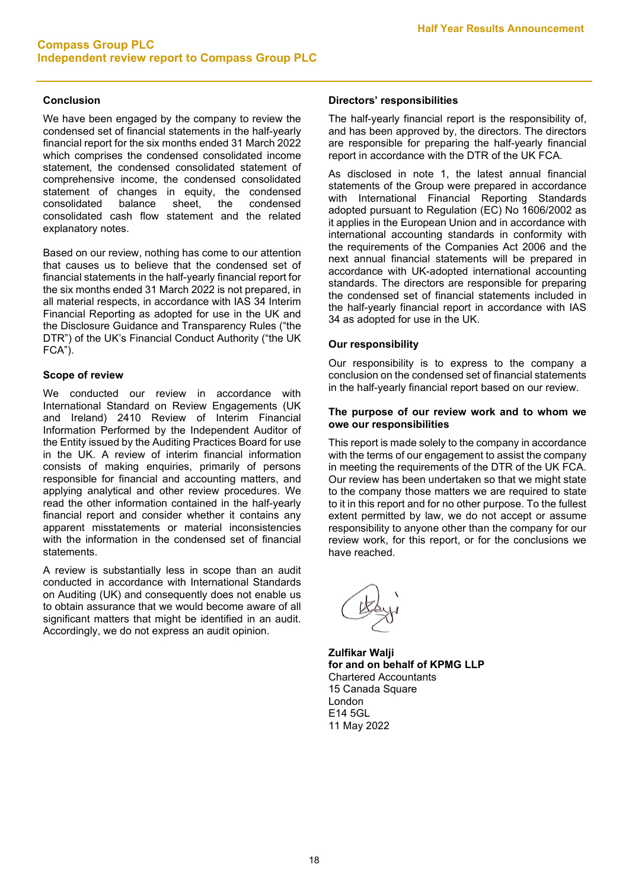# Compass Group PLC
## Independent review report to Compass Group PLC

### Conclusion

We have been engaged by the company to review the condensed set of financial statements in the half-yearly financial report for the six months ended 31 March 2022 which comprises the condensed consolidated income statement, the condensed consolidated statement of comprehensive income, the condensed consolidated statement of changes in equity, the condensed consolidated balance sheet, the condensed consolidated cash flow statement and the related explanatory notes.

Based on our review, nothing has come to our attention that causes us to believe that the condensed set of financial statements in the half-yearly financial report for the six months ended 31 March 2022 is not prepared, in all material respects, in accordance with IAS 34 Interim Financial Reporting as adopted for use in the UK and the Disclosure Guidance and Transparency Rules ("the DTR") of the UK's Financial Conduct Authority ("the UK FCA").

### Scope of review

We conducted our review in accordance with International Standard on Review Engagements (UK and Ireland) 2410 Review of Interim Financial Information Performed by the Independent Auditor of the Entity issued by the Auditing Practices Board for use in the UK. A review of interim financial information consists of making enquiries, primarily of persons responsible for financial and accounting matters, and applying analytical and other review procedures. We read the other information contained in the half-yearly financial report and consider whether it contains any apparent misstatements or material inconsistencies with the information in the condensed set of financial statements.

A review is substantially less in scope than an audit conducted in accordance with International Standards on Auditing (UK) and consequently does not enable us to obtain assurance that we would become aware of all significant matters that might be identified in an audit. Accordingly, we do not express an audit opinion.

### Directors' responsibilities

The half-yearly financial report is the responsibility of, and has been approved by, the directors. The directors are responsible for preparing the half-yearly financial report in accordance with the DTR of the UK FCA.

As disclosed in note 1, the latest annual financial statements of the Group were prepared in accordance with International Financial Reporting Standards adopted pursuant to Regulation (EC) No 1606/2002 as it applies in the European Union and in accordance with international accounting standards in conformity with the requirements of the Companies Act 2006 and the next annual financial statements will be prepared in accordance with UK-adopted international accounting standards. The directors are responsible for preparing the condensed set of financial statements included in the half-yearly financial report in accordance with IAS 34 as adopted for use in the UK.

### Our responsibility

Our responsibility is to express to the company a conclusion on the condensed set of financial statements in the half-yearly financial report based on our review.

### The purpose of our review work and to whom we owe our responsibilities

This report is made solely to the company in accordance with the terms of our engagement to assist the company in meeting the requirements of the DTR of the UK FCA. Our review has been undertaken so that we might state to the company those matters we are required to state to it in this report and for no other purpose. To the fullest extent permitted by law, we do not accept or assume responsibility to anyone other than the company for our review work, for this report, or for the conclusions we have reached.

**Zulfikar Walji**
**for and on behalf of KPMG LLP**
Chartered Accountants
15 Canada Square
London
E14 5GL
11 May 2022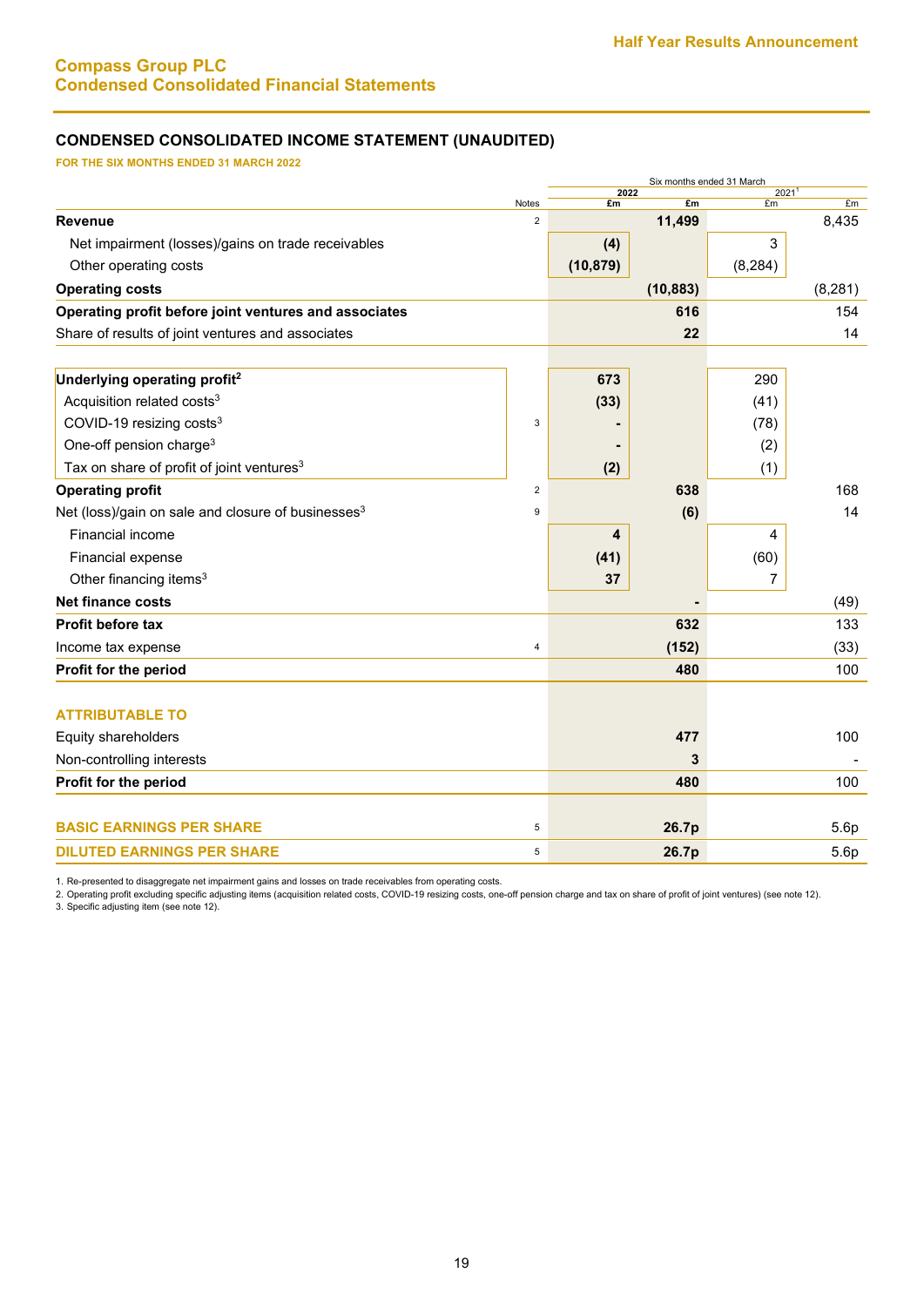# Compass Group PLC
## Condensed Consolidated Financial Statements

### CONDENSED CONSOLIDATED INCOME STATEMENT (UNAUDITED)

**FOR THE SIX MONTHS ENDED 31 MARCH 2022**

| | Notes | Six months ended 31 March 2022 £m | 2022 £m | 2021[1] £m | 2021[1] £m |
|---|---|---|---|---|---|
| **Revenue** | 2 | | **11,499** | | 8,435 |
| Net impairment (losses)/gains on trade receivables | | **(4)** | | 3 | |
| Other operating costs | | **(10,879)** | | (8,284) | |
| **Operating costs** | | | **(10,883)** | | (8,281) |
| **Operating profit before joint ventures and associates** | | | **616** | | 154 |
| Share of results of joint ventures and associates | | | **22** | | 14 |
| | | | | | |
| **Underlying operating profit[2]** | | **673** | | 290 | |
| Acquisition related costs[3] | | **(33)** | | (41) | |
| COVID-19 resizing costs[3] | 3 | **-** | | (78) | |
| One-off pension charge[3] | | **-** | | (2) | |
| Tax on share of profit of joint ventures[3] | | **(2)** | | (1) | |
| **Operating profit** | 2 | | **638** | | 168 |
| Net (loss)/gain on sale and closure of businesses[3] | 9 | | **(6)** | | 14 |
| Financial income | | **4** | | 4 | |
| Financial expense | | **(41)** | | (60) | |
| Other financing items[3] | | **37** | | 7 | |
| **Net finance costs** | | | **-** | | (49) |
| **Profit before tax** | | | **632** | | 133 |
| Income tax expense | 4 | | **(152)** | | (33) |
| **Profit for the period** | | | **480** | | 100 |
| | | | | | |
| **ATTRIBUTABLE TO** | | | | | |
| Equity shareholders | | | **477** | | 100 |
| Non-controlling interests | | | **3** | | - |
| **Profit for the period** | | | **480** | | 100 |
| | | | | | |
| **BASIC EARNINGS PER SHARE** | 5 | | **26.7p** | | 5.6p |
| **DILUTED EARNINGS PER SHARE** | 5 | | **26.7p** | | 5.6p |

1. Re-presented to disaggregate net impairment gains and losses on trade receivables from operating costs.
2. Operating profit excluding specific adjusting items (acquisition related costs, COVID-19 resizing costs, one-off pension charge and tax on share of profit of joint ventures) (see note 12).
3. Specific adjusting item (see note 12).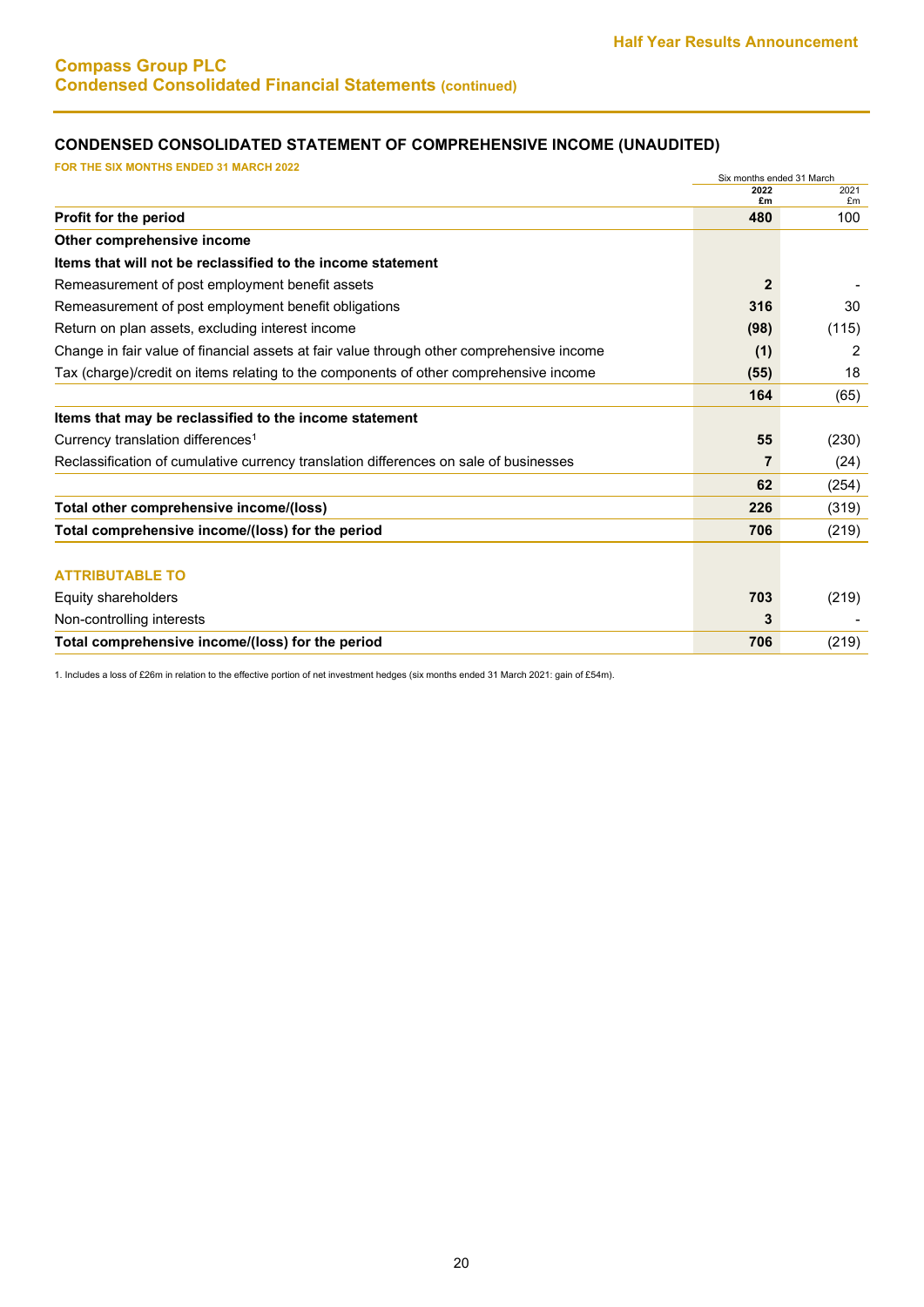# Compass Group PLC
## Condensed Consolidated Financial Statements (continued)

### CONDENSED CONSOLIDATED STATEMENT OF COMPREHENSIVE INCOME (UNAUDITED)

**FOR THE SIX MONTHS ENDED 31 MARCH 2022**

| | Six months ended 31 March | |
|---|---|---|
| | **2022 £m** | 2021 £m |
| **Profit for the period** | **480** | 100 |
| **Other comprehensive income** | | |
| **Items that will not be reclassified to the income statement** | | |
| Remeasurement of post employment benefit assets | **2** | - |
| Remeasurement of post employment benefit obligations | **316** | 30 |
| Return on plan assets, excluding interest income | **(98)** | (115) |
| Change in fair value of financial assets at fair value through other comprehensive income | **(1)** | 2 |
| Tax (charge)/credit on items relating to the components of other comprehensive income | **(55)** | 18 |
| | **164** | (65) |
| **Items that may be reclassified to the income statement** | | |
| Currency translation differences[1] | **55** | (230) |
| Reclassification of cumulative currency translation differences on sale of businesses | **7** | (24) |
| | **62** | (254) |
| **Total other comprehensive income/(loss)** | **226** | (319) |
| **Total comprehensive income/(loss) for the period** | **706** | (219) |
| | | |
| **ATTRIBUTABLE TO** | | |
| Equity shareholders | **703** | (219) |
| Non-controlling interests | **3** | - |
| **Total comprehensive income/(loss) for the period** | **706** | (219) |

1. Includes a loss of £26m in relation to the effective portion of net investment hedges (six months ended 31 March 2021: gain of £54m).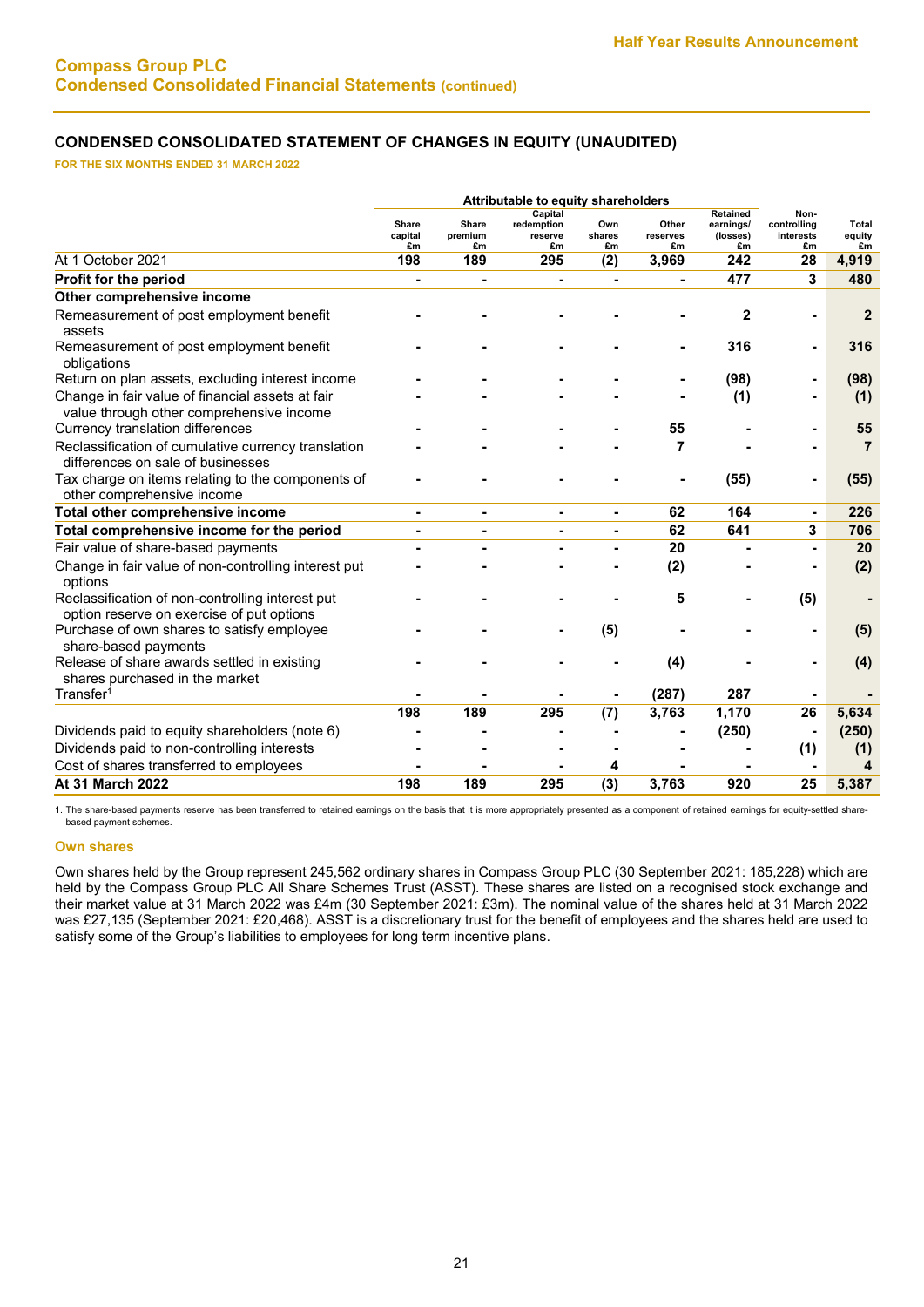# Compass Group PLC
## Condensed Consolidated Financial Statements (continued)

### CONDENSED CONSOLIDATED STATEMENT OF CHANGES IN EQUITY (UNAUDITED)

**FOR THE SIX MONTHS ENDED 31 MARCH 2022**

| | Attributable to equity shareholders | | | | | | | |
|---|---|---|---|---|---|---|---|---|
| | Share capital £m | Share premium £m | Capital redemption reserve £m | Own shares £m | Other reserves £m | Retained earnings/ (losses) £m | Non-controlling interests £m | Total equity £m |
| At 1 October 2021 | 198 | 189 | 295 | (2) | 3,969 | 242 | 28 | 4,919 |
| **Profit for the period** | - | - | - | - | - | 477 | 3 | 480 |
| **Other comprehensive income** | | | | | | | | |
| Remeasurement of post employment benefit assets | - | - | - | - | - | 2 | - | 2 |
| Remeasurement of post employment benefit obligations | - | - | - | - | - | 316 | - | 316 |
| Return on plan assets, excluding interest income | - | - | - | - | - | (98) | - | (98) |
| Change in fair value of financial assets at fair value through other comprehensive income | - | - | - | - | - | (1) | - | (1) |
| Currency translation differences | - | - | - | - | 55 | - | - | 55 |
| Reclassification of cumulative currency translation differences on sale of businesses | - | - | - | - | 7 | - | - | 7 |
| Tax charge on items relating to the components of other comprehensive income | - | - | - | - | - | (55) | - | (55) |
| **Total other comprehensive income** | - | - | - | - | 62 | 164 | - | 226 |
| **Total comprehensive income for the period** | - | - | - | - | 62 | 641 | 3 | 706 |
| Fair value of share-based payments | - | - | - | - | 20 | - | - | 20 |
| Change in fair value of non-controlling interest put options | - | - | - | - | (2) | - | - | (2) |
| Reclassification of non-controlling interest put option reserve on exercise of put options | - | - | - | - | 5 | - | (5) | - |
| Purchase of own shares to satisfy employee share-based payments | - | - | - | (5) | - | - | - | (5) |
| Release of share awards settled in existing shares purchased in the market | - | - | - | - | (4) | - | - | (4) |
| Transfer[1] | - | - | - | - | (287) | 287 | - | - |
| | 198 | 189 | 295 | (7) | 3,763 | 1,170 | 26 | 5,634 |
| Dividends paid to equity shareholders (note 6) | - | - | - | - | - | (250) | - | (250) |
| Dividends paid to non-controlling interests | - | - | - | - | - | - | (1) | (1) |
| Cost of shares transferred to employees | - | - | - | 4 | - | - | - | 4 |
| **At 31 March 2022** | 198 | 189 | 295 | (3) | 3,763 | 920 | 25 | 5,387 |

1. The share-based payments reserve has been transferred to retained earnings on the basis that it is more appropriately presented as a component of retained earnings for equity-settled share-based payment schemes.

#### Own shares

Own shares held by the Group represent 245,562 ordinary shares in Compass Group PLC (30 September 2021: 185,228) which are held by the Compass Group PLC All Share Schemes Trust (ASST). These shares are listed on a recognised stock exchange and their market value at 31 March 2022 was £4m (30 September 2021: £3m). The nominal value of the shares held at 31 March 2022 was £27,135 (September 2021: £20,468). ASST is a discretionary trust for the benefit of employees and the shares held are used to satisfy some of the Group's liabilities to employees for long term incentive plans.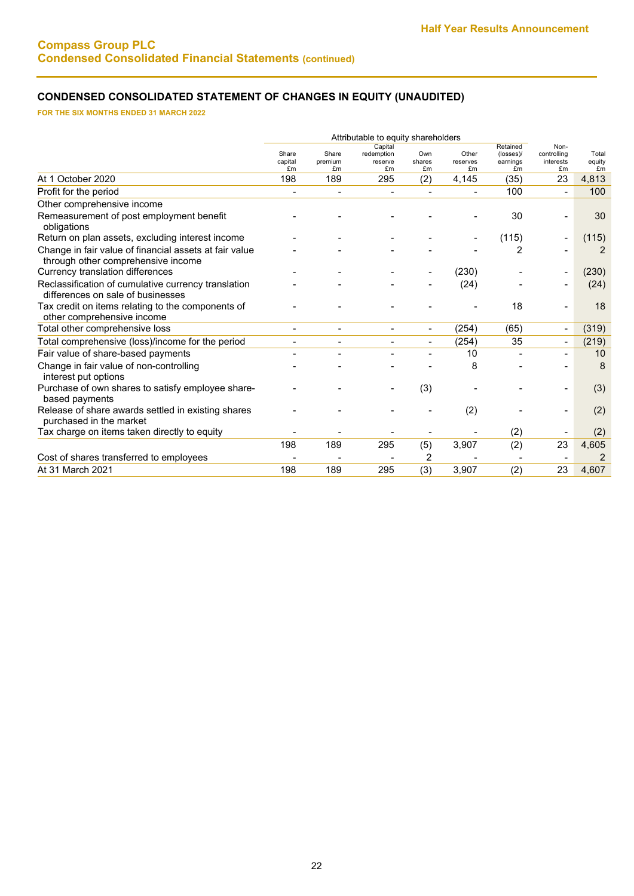# Compass Group PLC
## Condensed Consolidated Financial Statements (continued)

### CONDENSED CONSOLIDATED STATEMENT OF CHANGES IN EQUITY (UNAUDITED)

**FOR THE SIX MONTHS ENDED 31 MARCH 2022**

| | Attributable to equity shareholders | | | | | | | |
|---|---|---|---|---|---|---|---|---|
| | Share capital £m | Share premium £m | Capital redemption reserve £m | Own shares £m | Other reserves £m | Retained (losses)/ earnings £m | Non-controlling interests £m | Total equity £m |
| At 1 October 2020 | 198 | 189 | 295 | (2) | 4,145 | (35) | 23 | 4,813 |
| Profit for the period | - | - | - | - | - | 100 | - | 100 |
| Other comprehensive income | | | | | | | | |
| Remeasurement of post employment benefit obligations | - | - | - | - | - | 30 | - | 30 |
| Return on plan assets, excluding interest income | - | - | - | - | - | (115) | - | (115) |
| Change in fair value of financial assets at fair value through other comprehensive income | - | - | - | - | - | 2 | - | 2 |
| Currency translation differences | - | - | - | - | (230) | - | - | (230) |
| Reclassification of cumulative currency translation differences on sale of businesses | - | - | - | - | (24) | - | - | (24) |
| Tax credit on items relating to the components of other comprehensive income | - | - | - | - | - | 18 | - | 18 |
| Total other comprehensive loss | - | - | - | - | (254) | (65) | - | (319) |
| Total comprehensive (loss)/income for the period | - | - | - | - | (254) | 35 | - | (219) |
| Fair value of share-based payments | - | - | - | - | 10 | - | - | 10 |
| Change in fair value of non-controlling interest put options | - | - | - | - | 8 | - | - | 8 |
| Purchase of own shares to satisfy employee share-based payments | - | - | - | (3) | - | - | - | (3) |
| Release of share awards settled in existing shares purchased in the market | - | - | - | - | (2) | - | - | (2) |
| Tax charge on items taken directly to equity | - | - | - | - | - | (2) | - | (2) |
| | 198 | 189 | 295 | (5) | 3,907 | (2) | 23 | 4,605 |
| Cost of shares transferred to employees | - | - | - | 2 | - | - | - | 2 |
| At 31 March 2021 | 198 | 189 | 295 | (3) | 3,907 | (2) | 23 | 4,607 |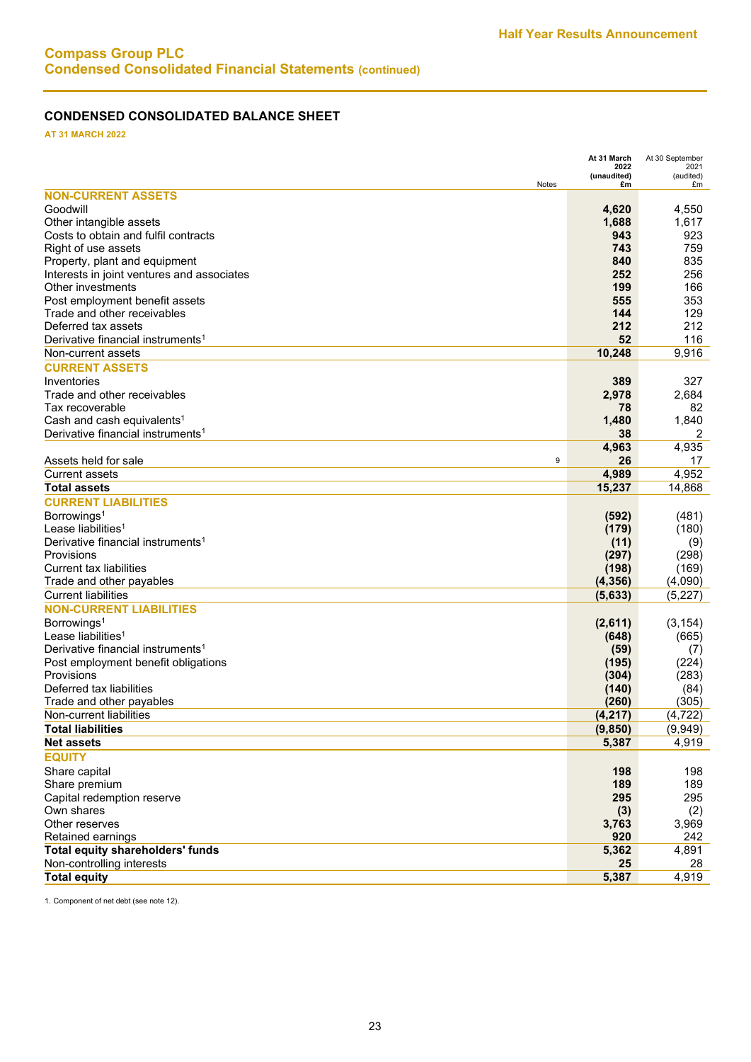## Compass Group PLC
## Condensed Consolidated Financial Statements (continued)

### CONDENSED CONSOLIDATED BALANCE SHEET

**AT 31 MARCH 2022**

| | Notes | At 31 March 2022 (unaudited) £m | At 30 September 2021 (audited) £m |
|---|---|---|---|
| **NON-CURRENT ASSETS** | | | |
| Goodwill | | **4,620** | 4,550 |
| Other intangible assets | | **1,688** | 1,617 |
| Costs to obtain and fulfil contracts | | **943** | 923 |
| Right of use assets | | **743** | 759 |
| Property, plant and equipment | | **840** | 835 |
| Interests in joint ventures and associates | | **252** | 256 |
| Other investments | | **199** | 166 |
| Post employment benefit assets | | **555** | 353 |
| Trade and other receivables | | **144** | 129 |
| Deferred tax assets | | **212** | 212 |
| Derivative financial instruments[1] | | **52** | 116 |
| Non-current assets | | **10,248** | 9,916 |
| **CURRENT ASSETS** | | | |
| Inventories | | **389** | 327 |
| Trade and other receivables | | **2,978** | 2,684 |
| Tax recoverable | | **78** | 82 |
| Cash and cash equivalents[1] | | **1,480** | 1,840 |
| Derivative financial instruments[1] | | **38** | 2 |
| | | **4,963** | 4,935 |
| Assets held for sale | 9 | **26** | 17 |
| Current assets | | **4,989** | 4,952 |
| **Total assets** | | **15,237** | 14,868 |
| **CURRENT LIABILITIES** | | | |
| Borrowings[1] | | **(592)** | (481) |
| Lease liabilities[1] | | **(179)** | (180) |
| Derivative financial instruments[1] | | **(11)** | (9) |
| Provisions | | **(297)** | (298) |
| Current tax liabilities | | **(198)** | (169) |
| Trade and other payables | | **(4,356)** | (4,090) |
| Current liabilities | | **(5,633)** | (5,227) |
| **NON-CURRENT LIABILITIES** | | | |
| Borrowings[1] | | **(2,611)** | (3,154) |
| Lease liabilities[1] | | **(648)** | (665) |
| Derivative financial instruments[1] | | **(59)** | (7) |
| Post employment benefit obligations | | **(195)** | (224) |
| Provisions | | **(304)** | (283) |
| Deferred tax liabilities | | **(140)** | (84) |
| Trade and other payables | | **(260)** | (305) |
| Non-current liabilities | | **(4,217)** | (4,722) |
| **Total liabilities** | | **(9,850)** | (9,949) |
| **Net assets** | | **5,387** | 4,919 |
| **EQUITY** | | | |
| Share capital | | **198** | 198 |
| Share premium | | **189** | 189 |
| Capital redemption reserve | | **295** | 295 |
| Own shares | | **(3)** | (2) |
| Other reserves | | **3,763** | 3,969 |
| Retained earnings | | **920** | 242 |
| **Total equity shareholders' funds** | | **5,362** | 4,891 |
| Non-controlling interests | | **25** | 28 |
| **Total equity** | | **5,387** | 4,919 |

1. Component of net debt (see note 12).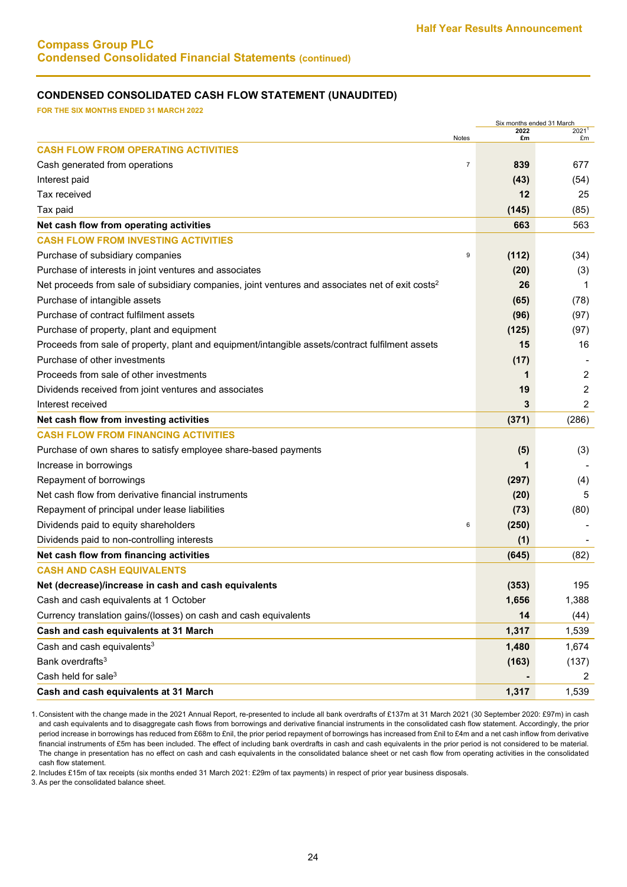## Compass Group PLC
## Condensed Consolidated Financial Statements (continued)

### CONDENSED CONSOLIDATED CASH FLOW STATEMENT (UNAUDITED)

**FOR THE SIX MONTHS ENDED 31 MARCH 2022**

| | Notes | Six months ended 31 March 2022 £m | 2021[1] £m |
|---|---|---|---|
| **CASH FLOW FROM OPERATING ACTIVITIES** | | | |
| Cash generated from operations | 7 | **839** | 677 |
| Interest paid | | **(43)** | (54) |
| Tax received | | **12** | 25 |
| Tax paid | | **(145)** | (85) |
| **Net cash flow from operating activities** | | **663** | 563 |
| **CASH FLOW FROM INVESTING ACTIVITIES** | | | |
| Purchase of subsidiary companies | 9 | **(112)** | (34) |
| Purchase of interests in joint ventures and associates | | **(20)** | (3) |
| Net proceeds from sale of subsidiary companies, joint ventures and associates net of exit costs[2] | | **26** | 1 |
| Purchase of intangible assets | | **(65)** | (78) |
| Purchase of contract fulfilment assets | | **(96)** | (97) |
| Purchase of property, plant and equipment | | **(125)** | (97) |
| Proceeds from sale of property, plant and equipment/intangible assets/contract fulfilment assets | | **15** | 16 |
| Purchase of other investments | | **(17)** | - |
| Proceeds from sale of other investments | | **1** | 2 |
| Dividends received from joint ventures and associates | | **19** | 2 |
| Interest received | | **3** | 2 |
| **Net cash flow from investing activities** | | **(371)** | (286) |
| **CASH FLOW FROM FINANCING ACTIVITIES** | | | |
| Purchase of own shares to satisfy employee share-based payments | | **(5)** | (3) |
| Increase in borrowings | | **1** | - |
| Repayment of borrowings | | **(297)** | (4) |
| Net cash flow from derivative financial instruments | | **(20)** | 5 |
| Repayment of principal under lease liabilities | | **(73)** | (80) |
| Dividends paid to equity shareholders | 6 | **(250)** | - |
| Dividends paid to non-controlling interests | | **(1)** | - |
| **Net cash flow from financing activities** | | **(645)** | (82) |
| **CASH AND CASH EQUIVALENTS** | | | |
| **Net (decrease)/increase in cash and cash equivalents** | | **(353)** | 195 |
| Cash and cash equivalents at 1 October | | **1,656** | 1,388 |
| Currency translation gains/(losses) on cash and cash equivalents | | **14** | (44) |
| **Cash and cash equivalents at 31 March** | | **1,317** | 1,539 |
| Cash and cash equivalents[3] | | **1,480** | 1,674 |
| Bank overdrafts[3] | | **(163)** | (137) |
| Cash held for sale[3] | | **-** | 2 |
| **Cash and cash equivalents at 31 March** | | **1,317** | 1,539 |

1. Consistent with the change made in the 2021 Annual Report, re-presented to include all bank overdrafts of £137m at 31 March 2021 (30 September 2020: £97m) in cash and cash equivalents and to disaggregate cash flows from borrowings and derivative financial instruments in the consolidated cash flow statement. Accordingly, the prior period increase in borrowings has reduced from £68m to £nil, the prior period repayment of borrowings has increased from £nil to £4m and a net cash inflow from derivative financial instruments of £5m has been included. The effect of including bank overdrafts in cash and cash equivalents in the prior period is not considered to be material. The change in presentation has no effect on cash and cash equivalents in the consolidated balance sheet or net cash flow from operating activities in the consolidated cash flow statement.
2. Includes £15m of tax receipts (six months ended 31 March 2021: £29m of tax payments) in respect of prior year business disposals.
3. As per the consolidated balance sheet.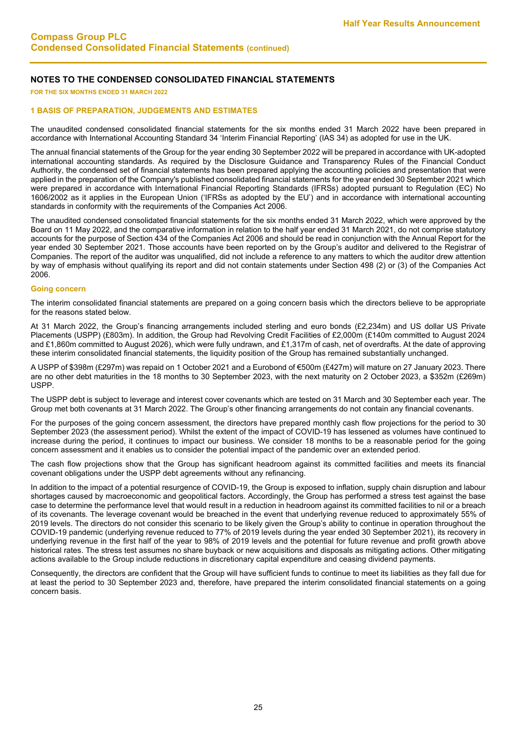# NOTES TO THE CONDENSED CONSOLIDATED FINANCIAL STATEMENTS

**FOR THE SIX MONTHS ENDED 31 MARCH 2022**

## 1 BASIS OF PREPARATION, JUDGEMENTS AND ESTIMATES

The unaudited condensed consolidated financial statements for the six months ended 31 March 2022 have been prepared in accordance with International Accounting Standard 34 'Interim Financial Reporting' (IAS 34) as adopted for use in the UK.

The annual financial statements of the Group for the year ending 30 September 2022 will be prepared in accordance with UK-adopted international accounting standards. As required by the Disclosure Guidance and Transparency Rules of the Financial Conduct Authority, the condensed set of financial statements has been prepared applying the accounting policies and presentation that were applied in the preparation of the Company's published consolidated financial statements for the year ended 30 September 2021 which were prepared in accordance with International Financial Reporting Standards (IFRSs) adopted pursuant to Regulation (EC) No 1606/2002 as it applies in the European Union ('IFRSs as adopted by the EU') and in accordance with international accounting standards in conformity with the requirements of the Companies Act 2006.

The unaudited condensed consolidated financial statements for the six months ended 31 March 2022, which were approved by the Board on 11 May 2022, and the comparative information in relation to the half year ended 31 March 2021, do not comprise statutory accounts for the purpose of Section 434 of the Companies Act 2006 and should be read in conjunction with the Annual Report for the year ended 30 September 2021. Those accounts have been reported on by the Group's auditor and delivered to the Registrar of Companies. The report of the auditor was unqualified, did not include a reference to any matters to which the auditor drew attention by way of emphasis without qualifying its report and did not contain statements under Section 498 (2) or (3) of the Companies Act 2006.

### Going concern

The interim consolidated financial statements are prepared on a going concern basis which the directors believe to be appropriate for the reasons stated below.

At 31 March 2022, the Group's financing arrangements included sterling and euro bonds (£2,234m) and US dollar US Private Placements (USPP) (£803m). In addition, the Group had Revolving Credit Facilities of £2,000m (£140m committed to August 2024 and £1,860m committed to August 2026), which were fully undrawn, and £1,317m of cash, net of overdrafts. At the date of approving these interim consolidated financial statements, the liquidity position of the Group has remained substantially unchanged.

A USPP of $398m (£297m) was repaid on 1 October 2021 and a Eurobond of €500m (£427m) will mature on 27 January 2023. There are no other debt maturities in the 18 months to 30 September 2023, with the next maturity on 2 October 2023, a $352m (£269m) USPP.

The USPP debt is subject to leverage and interest cover covenants which are tested on 31 March and 30 September each year. The Group met both covenants at 31 March 2022. The Group's other financing arrangements do not contain any financial covenants.

For the purposes of the going concern assessment, the directors have prepared monthly cash flow projections for the period to 30 September 2023 (the assessment period). Whilst the extent of the impact of COVID-19 has lessened as volumes have continued to increase during the period, it continues to impact our business. We consider 18 months to be a reasonable period for the going concern assessment and it enables us to consider the potential impact of the pandemic over an extended period.

The cash flow projections show that the Group has significant headroom against its committed facilities and meets its financial covenant obligations under the USPP debt agreements without any refinancing.

In addition to the impact of a potential resurgence of COVID-19, the Group is exposed to inflation, supply chain disruption and labour shortages caused by macroeconomic and geopolitical factors. Accordingly, the Group has performed a stress test against the base case to determine the performance level that would result in a reduction in headroom against its committed facilities to nil or a breach of its covenants. The leverage covenant would be breached in the event that underlying revenue reduced to approximately 55% of 2019 levels. The directors do not consider this scenario to be likely given the Group's ability to continue in operation throughout the COVID-19 pandemic (underlying revenue reduced to 77% of 2019 levels during the year ended 30 September 2021), its recovery in underlying revenue in the first half of the year to 98% of 2019 levels and the potential for future revenue and profit growth above historical rates. The stress test assumes no share buyback or new acquisitions and disposals as mitigating actions. Other mitigating actions available to the Group include reductions in discretionary capital expenditure and ceasing dividend payments.

Consequently, the directors are confident that the Group will have sufficient funds to continue to meet its liabilities as they fall due for at least the period to 30 September 2023 and, therefore, have prepared the interim consolidated financial statements on a going concern basis.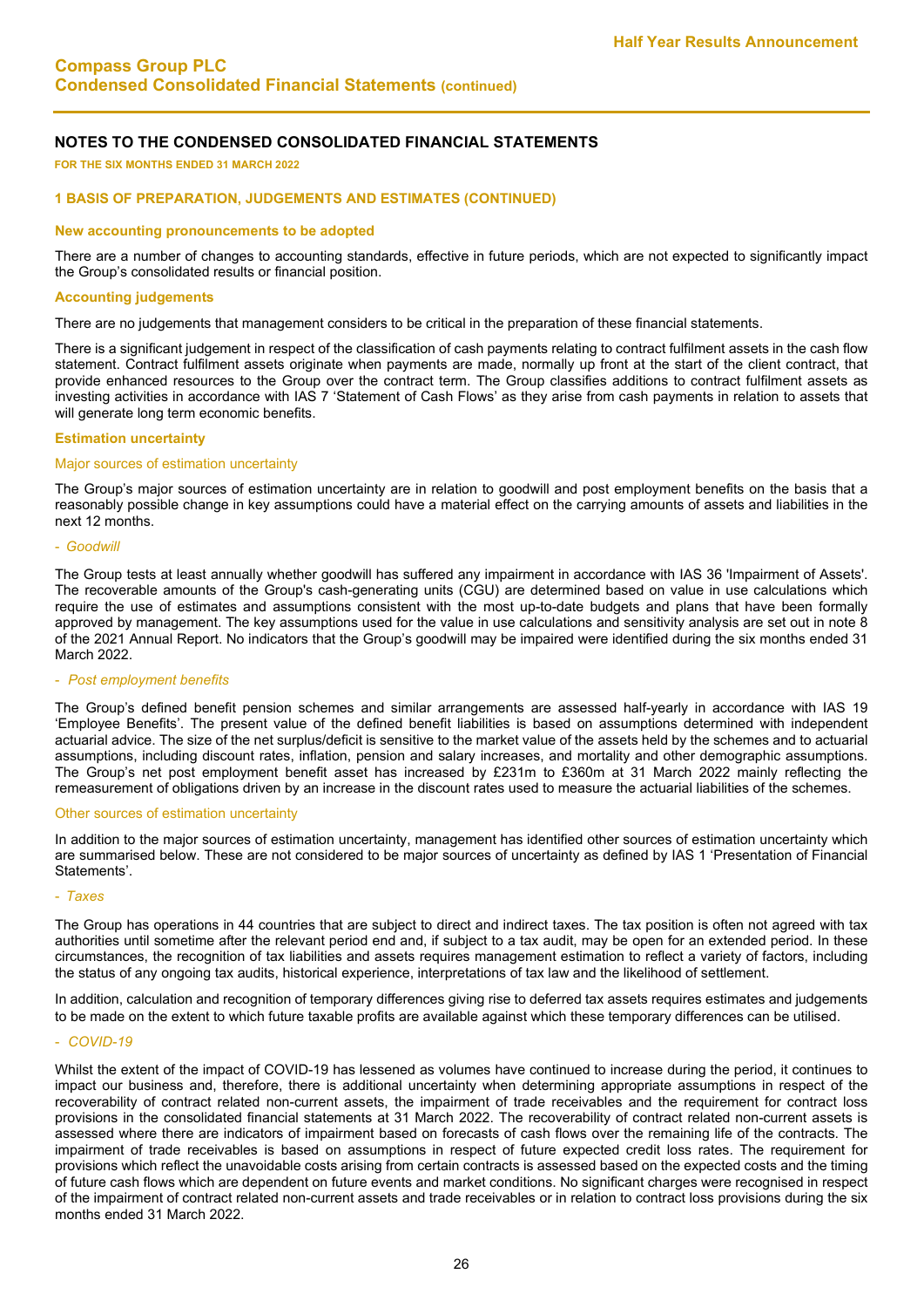## NOTES TO THE CONDENSED CONSOLIDATED FINANCIAL STATEMENTS

**FOR THE SIX MONTHS ENDED 31 MARCH 2022**

### 1 BASIS OF PREPARATION, JUDGEMENTS AND ESTIMATES (CONTINUED)

#### New accounting pronouncements to be adopted

There are a number of changes to accounting standards, effective in future periods, which are not expected to significantly impact the Group's consolidated results or financial position.

#### Accounting judgements

There are no judgements that management considers to be critical in the preparation of these financial statements.

There is a significant judgement in respect of the classification of cash payments relating to contract fulfilment assets in the cash flow statement. Contract fulfilment assets originate when payments are made, normally up front at the start of the client contract, that provide enhanced resources to the Group over the contract term. The Group classifies additions to contract fulfilment assets as investing activities in accordance with IAS 7 'Statement of Cash Flows' as they arise from cash payments in relation to assets that will generate long term economic benefits.

#### Estimation uncertainty

##### Major sources of estimation uncertainty

The Group's major sources of estimation uncertainty are in relation to goodwill and post employment benefits on the basis that a reasonably possible change in key assumptions could have a material effect on the carrying amounts of assets and liabilities in the next 12 months.

*- Goodwill*

The Group tests at least annually whether goodwill has suffered any impairment in accordance with IAS 36 'Impairment of Assets'. The recoverable amounts of the Group's cash-generating units (CGU) are determined based on value in use calculations which require the use of estimates and assumptions consistent with the most up-to-date budgets and plans that have been formally approved by management. The key assumptions used for the value in use calculations and sensitivity analysis are set out in note 8 of the 2021 Annual Report. No indicators that the Group's goodwill may be impaired were identified during the six months ended 31 March 2022.

*- Post employment benefits*

The Group's defined benefit pension schemes and similar arrangements are assessed half-yearly in accordance with IAS 19 'Employee Benefits'. The present value of the defined benefit liabilities is based on assumptions determined with independent actuarial advice. The size of the net surplus/deficit is sensitive to the market value of the assets held by the schemes and to actuarial assumptions, including discount rates, inflation, pension and salary increases, and mortality and other demographic assumptions. The Group's net post employment benefit asset has increased by £231m to £360m at 31 March 2022 mainly reflecting the remeasurement of obligations driven by an increase in the discount rates used to measure the actuarial liabilities of the schemes.

##### Other sources of estimation uncertainty

In addition to the major sources of estimation uncertainty, management has identified other sources of estimation uncertainty which are summarised below. These are not considered to be major sources of uncertainty as defined by IAS 1 'Presentation of Financial Statements'.

*- Taxes*

The Group has operations in 44 countries that are subject to direct and indirect taxes. The tax position is often not agreed with tax authorities until sometime after the relevant period end and, if subject to a tax audit, may be open for an extended period. In these circumstances, the recognition of tax liabilities and assets requires management estimation to reflect a variety of factors, including the status of any ongoing tax audits, historical experience, interpretations of tax law and the likelihood of settlement.

In addition, calculation and recognition of temporary differences giving rise to deferred tax assets requires estimates and judgements to be made on the extent to which future taxable profits are available against which these temporary differences can be utilised.

*- COVID-19*

Whilst the extent of the impact of COVID-19 has lessened as volumes have continued to increase during the period, it continues to impact our business and, therefore, there is additional uncertainty when determining appropriate assumptions in respect of the recoverability of contract related non-current assets, the impairment of trade receivables and the requirement for contract loss provisions in the consolidated financial statements at 31 March 2022. The recoverability of contract related non-current assets is assessed where there are indicators of impairment based on forecasts of cash flows over the remaining life of the contracts. The impairment of trade receivables is based on assumptions in respect of future expected credit loss rates. The requirement for provisions which reflect the unavoidable costs arising from certain contracts is assessed based on the expected costs and the timing of future cash flows which are dependent on future events and market conditions. No significant charges were recognised in respect of the impairment of contract related non-current assets and trade receivables or in relation to contract loss provisions during the six months ended 31 March 2022.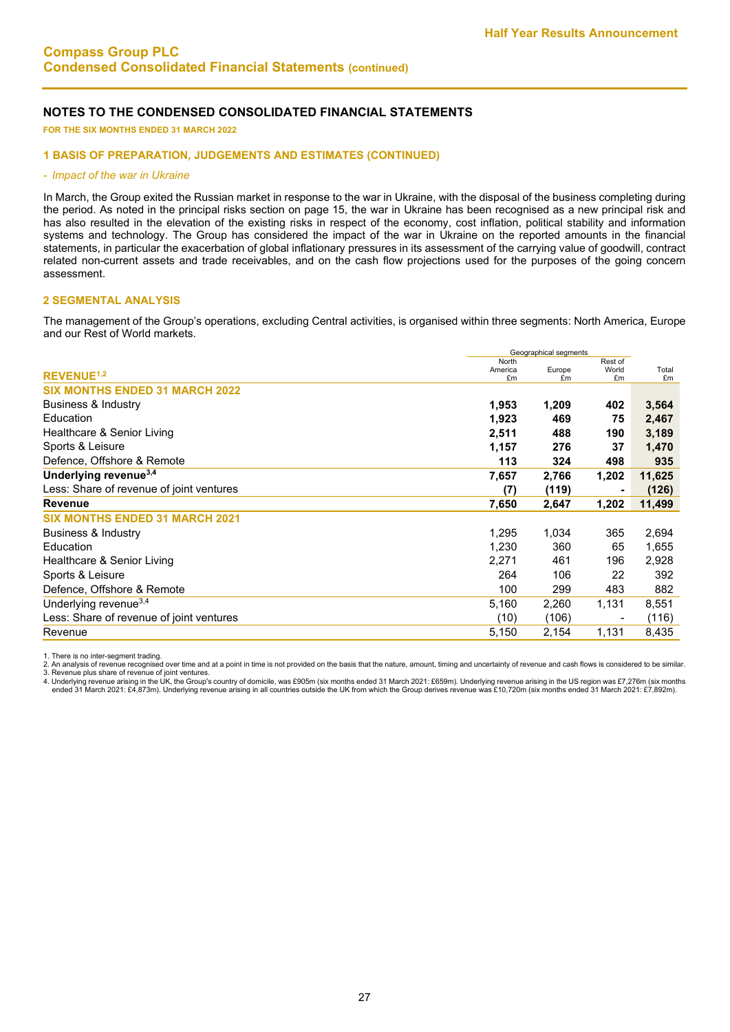# Compass Group PLC
## Condensed Consolidated Financial Statements (continued)

### NOTES TO THE CONDENSED CONSOLIDATED FINANCIAL STATEMENTS

**FOR THE SIX MONTHS ENDED 31 MARCH 2022**

### 1 BASIS OF PREPARATION, JUDGEMENTS AND ESTIMATES (CONTINUED)

- *Impact of the war in Ukraine*

In March, the Group exited the Russian market in response to the war in Ukraine, with the disposal of the business completing during the period. As noted in the principal risks section on page 15, the war in Ukraine has been recognised as a new principal risk and has also resulted in the elevation of the existing risks in respect of the economy, cost inflation, political stability and information systems and technology. The Group has considered the impact of the war in Ukraine on the reported amounts in the financial statements, in particular the exacerbation of global inflationary pressures in its assessment of the carrying value of goodwill, contract related non-current assets and trade receivables, and on the cash flow projections used for the purposes of the going concern assessment.

### 2 SEGMENTAL ANALYSIS

The management of the Group's operations, excluding Central activities, is organised within three segments: North America, Europe and our Rest of World markets.

| | Geographical segments | | | |
|---|---|---|---|---|
| **REVENUE[1,2]** | North America £m | Europe £m | Rest of World £m | Total £m |
| **SIX MONTHS ENDED 31 MARCH 2022** | | | | |
| Business & Industry | **1,953** | **1,209** | **402** | **3,564** |
| Education | **1,923** | **469** | **75** | **2,467** |
| Healthcare & Senior Living | **2,511** | **488** | **190** | **3,189** |
| Sports & Leisure | **1,157** | **276** | **37** | **1,470** |
| Defence, Offshore & Remote | **113** | **324** | **498** | **935** |
| **Underlying revenue[3,4]** | **7,657** | **2,766** | **1,202** | **11,625** |
| Less: Share of revenue of joint ventures | **(7)** | **(119)** | **-** | **(126)** |
| **Revenue** | **7,650** | **2,647** | **1,202** | **11,499** |
| **SIX MONTHS ENDED 31 MARCH 2021** | | | | |
| Business & Industry | 1,295 | 1,034 | 365 | 2,694 |
| Education | 1,230 | 360 | 65 | 1,655 |
| Healthcare & Senior Living | 2,271 | 461 | 196 | 2,928 |
| Sports & Leisure | 264 | 106 | 22 | 392 |
| Defence, Offshore & Remote | 100 | 299 | 483 | 882 |
| Underlying revenue[3,4] | 5,160 | 2,260 | 1,131 | 8,551 |
| Less: Share of revenue of joint ventures | (10) | (106) | - | (116) |
| Revenue | 5,150 | 2,154 | 1,131 | 8,435 |

1. There is no inter-segment trading.
2. An analysis of revenue recognised over time and at a point in time is not provided on the basis that the nature, amount, timing and uncertainty of revenue and cash flows is considered to be similar.
3. Revenue plus share of revenue of joint ventures.
4. Underlying revenue arising in the UK, the Group's country of domicile, was £905m (six months ended 31 March 2021: £659m). Underlying revenue arising in the US region was £7,276m (six months ended 31 March 2021: £4,873m). Underlying revenue arising in all countries outside the UK from which the Group derives revenue was £10,720m (six months ended 31 March 2021: £7,892m).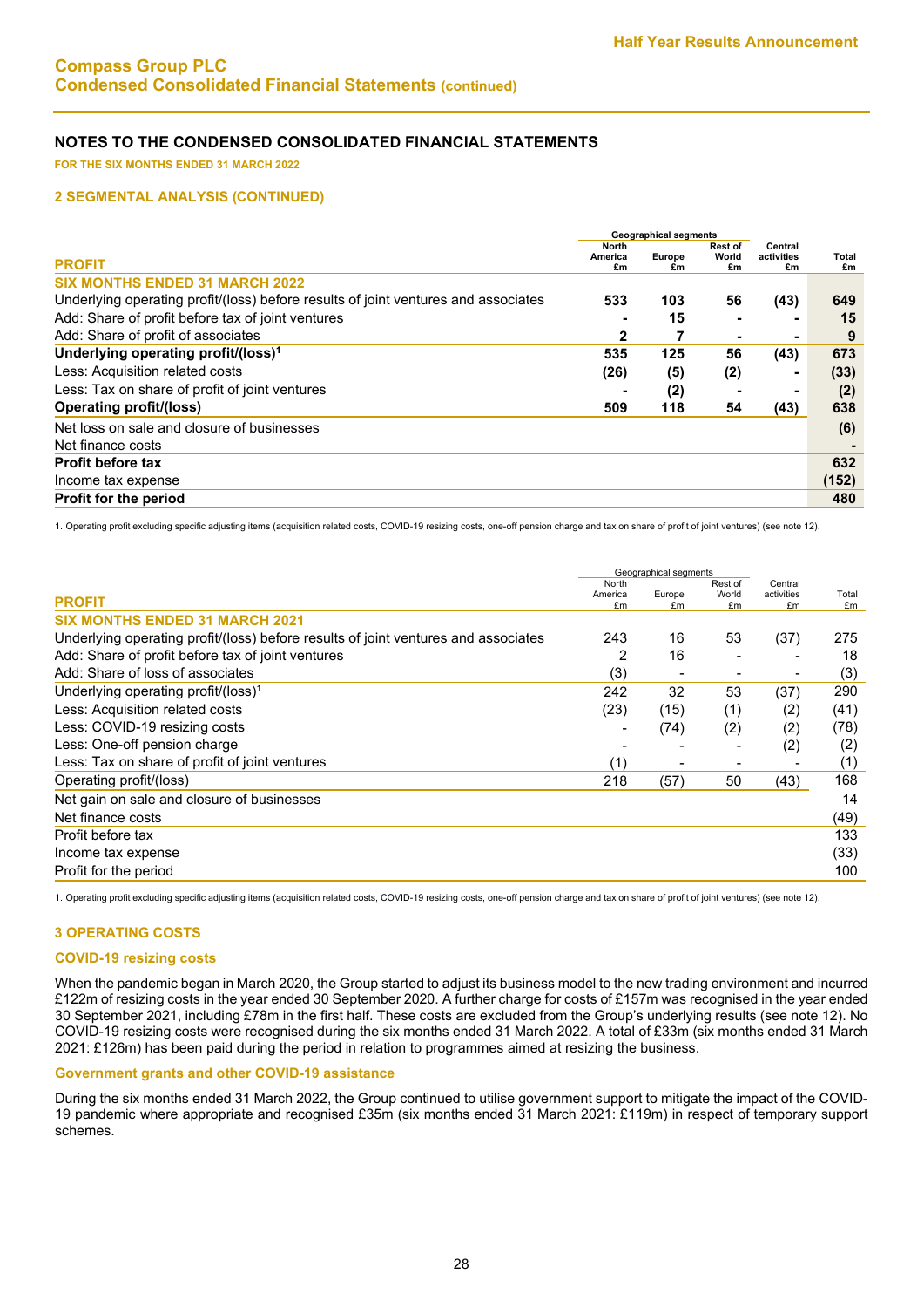Compass Group PLC
Condensed Consolidated Financial Statements (continued)

## NOTES TO THE CONDENSED CONSOLIDATED FINANCIAL STATEMENTS

**FOR THE SIX MONTHS ENDED 31 MARCH 2022**

### 2 SEGMENTAL ANALYSIS (CONTINUED)

| | Geographical segments | | | | |
|---|---|---|---|---|---|
| **PROFIT** | **North America £m** | **Europe £m** | **Rest of World £m** | **Central activities £m** | **Total £m** |
| **SIX MONTHS ENDED 31 MARCH 2022** | | | | | |
| Underlying operating profit/(loss) before results of joint ventures and associates | **533** | **103** | **56** | **(43)** | **649** |
| Add: Share of profit before tax of joint ventures | **-** | **15** | **-** | **-** | **15** |
| Add: Share of profit of associates | **2** | **7** | **-** | **-** | **9** |
| **Underlying operating profit/(loss)[1]** | **535** | **125** | **56** | **(43)** | **673** |
| Less: Acquisition related costs | **(26)** | **(5)** | **(2)** | **-** | **(33)** |
| Less: Tax on share of profit of joint ventures | **-** | **(2)** | **-** | **-** | **(2)** |
| **Operating profit/(loss)** | **509** | **118** | **54** | **(43)** | **638** |
| Net loss on sale and closure of businesses | | | | | **(6)** |
| Net finance costs | | | | | **-** |
| **Profit before tax** | | | | | **632** |
| Income tax expense | | | | | **(152)** |
| **Profit for the period** | | | | | **480** |

1. Operating profit excluding specific adjusting items (acquisition related costs, COVID-19 resizing costs, one-off pension charge and tax on share of profit of joint ventures) (see note 12).

| | Geographical segments | | | | |
|---|---|---|---|---|---|
| **PROFIT** | North America £m | Europe £m | Rest of World £m | Central activities £m | Total £m |
| **SIX MONTHS ENDED 31 MARCH 2021** | | | | | |
| Underlying operating profit/(loss) before results of joint ventures and associates | 243 | 16 | 53 | (37) | 275 |
| Add: Share of profit before tax of joint ventures | 2 | 16 | - | - | 18 |
| Add: Share of loss of associates | (3) | - | - | - | (3) |
| Underlying operating profit/(loss)[1] | 242 | 32 | 53 | (37) | 290 |
| Less: Acquisition related costs | (23) | (15) | (1) | (2) | (41) |
| Less: COVID-19 resizing costs | - | (74) | (2) | (2) | (78) |
| Less: One-off pension charge | - | - | - | (2) | (2) |
| Less: Tax on share of profit of joint ventures | (1) | - | - | - | (1) |
| Operating profit/(loss) | 218 | (57) | 50 | (43) | 168 |
| Net gain on sale and closure of businesses | | | | | 14 |
| Net finance costs | | | | | (49) |
| Profit before tax | | | | | 133 |
| Income tax expense | | | | | (33) |
| Profit for the period | | | | | 100 |

1. Operating profit excluding specific adjusting items (acquisition related costs, COVID-19 resizing costs, one-off pension charge and tax on share of profit of joint ventures) (see note 12).

### 3 OPERATING COSTS

#### COVID-19 resizing costs

When the pandemic began in March 2020, the Group started to adjust its business model to the new trading environment and incurred £122m of resizing costs in the year ended 30 September 2020. A further charge for costs of £157m was recognised in the year ended 30 September 2021, including £78m in the first half. These costs are excluded from the Group's underlying results (see note 12). No COVID-19 resizing costs were recognised during the six months ended 31 March 2022. A total of £33m (six months ended 31 March 2021: £126m) has been paid during the period in relation to programmes aimed at resizing the business.

#### Government grants and other COVID-19 assistance

During the six months ended 31 March 2022, the Group continued to utilise government support to mitigate the impact of the COVID-19 pandemic where appropriate and recognised £35m (six months ended 31 March 2021: £119m) in respect of temporary support schemes.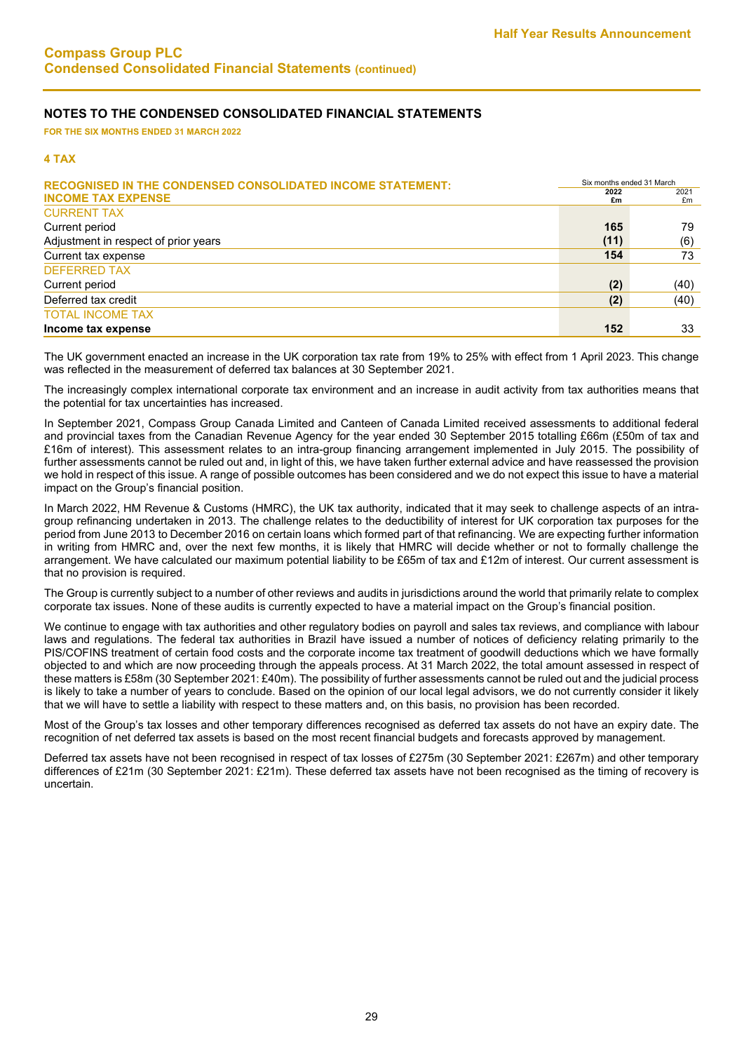## NOTES TO THE CONDENSED CONSOLIDATED FINANCIAL STATEMENTS

**FOR THE SIX MONTHS ENDED 31 MARCH 2022**

### 4 TAX

| RECOGNISED IN THE CONDENSED CONSOLIDATED INCOME STATEMENT: INCOME TAX EXPENSE | Six months ended 31 March 2022 £m | 2021 £m |
|---|---|---|
| CURRENT TAX | | |
| Current period | **165** | 79 |
| Adjustment in respect of prior years | **(11)** | (6) |
| Current tax expense | **154** | 73 |
| DEFERRED TAX | | |
| Current period | **(2)** | (40) |
| Deferred tax credit | **(2)** | (40) |
| TOTAL INCOME TAX | | |
| **Income tax expense** | **152** | 33 |

The UK government enacted an increase in the UK corporation tax rate from 19% to 25% with effect from 1 April 2023. This change was reflected in the measurement of deferred tax balances at 30 September 2021.

The increasingly complex international corporate tax environment and an increase in audit activity from tax authorities means that the potential for tax uncertainties has increased.

In September 2021, Compass Group Canada Limited and Canteen of Canada Limited received assessments to additional federal and provincial taxes from the Canadian Revenue Agency for the year ended 30 September 2015 totalling £66m (£50m of tax and £16m of interest). This assessment relates to an intra-group financing arrangement implemented in July 2015. The possibility of further assessments cannot be ruled out and, in light of this, we have taken further external advice and have reassessed the provision we hold in respect of this issue. A range of possible outcomes has been considered and we do not expect this issue to have a material impact on the Group's financial position.

In March 2022, HM Revenue & Customs (HMRC), the UK tax authority, indicated that it may seek to challenge aspects of an intra-group refinancing undertaken in 2013. The challenge relates to the deductibility of interest for UK corporation tax purposes for the period from June 2013 to December 2016 on certain loans which formed part of that refinancing. We are expecting further information in writing from HMRC and, over the next few months, it is likely that HMRC will decide whether or not to formally challenge the arrangement. We have calculated our maximum potential liability to be £65m of tax and £12m of interest. Our current assessment is that no provision is required.

The Group is currently subject to a number of other reviews and audits in jurisdictions around the world that primarily relate to complex corporate tax issues. None of these audits is currently expected to have a material impact on the Group's financial position.

We continue to engage with tax authorities and other regulatory bodies on payroll and sales tax reviews, and compliance with labour laws and regulations. The federal tax authorities in Brazil have issued a number of notices of deficiency relating primarily to the PIS/COFINS treatment of certain food costs and the corporate income tax treatment of goodwill deductions which we have formally objected to and which are now proceeding through the appeals process. At 31 March 2022, the total amount assessed in respect of these matters is £58m (30 September 2021: £40m). The possibility of further assessments cannot be ruled out and the judicial process is likely to take a number of years to conclude. Based on the opinion of our local legal advisors, we do not currently consider it likely that we will have to settle a liability with respect to these matters and, on this basis, no provision has been recorded.

Most of the Group's tax losses and other temporary differences recognised as deferred tax assets do not have an expiry date. The recognition of net deferred tax assets is based on the most recent financial budgets and forecasts approved by management.

Deferred tax assets have not been recognised in respect of tax losses of £275m (30 September 2021: £267m) and other temporary differences of £21m (30 September 2021: £21m). These deferred tax assets have not been recognised as the timing of recovery is uncertain.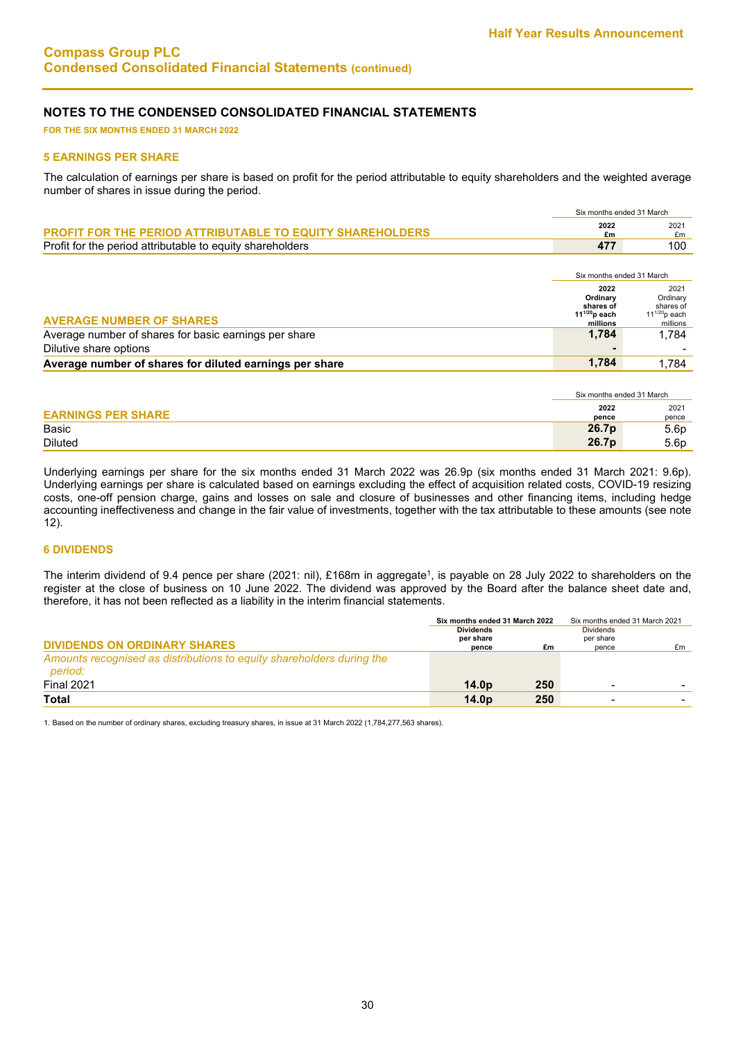## NOTES TO THE CONDENSED CONSOLIDATED FINANCIAL STATEMENTS

**FOR THE SIX MONTHS ENDED 31 MARCH 2022**

### 5 EARNINGS PER SHARE

The calculation of earnings per share is based on profit for the period attributable to equity shareholders and the weighted average number of shares in issue during the period.

| PROFIT FOR THE PERIOD ATTRIBUTABLE TO EQUITY SHAREHOLDERS | Six months ended 31 March 2022 £m | Six months ended 31 March 2021 £m |
|---|---|---|
| Profit for the period attributable to equity shareholders | **477** | 100 |

| AVERAGE NUMBER OF SHARES | Six months ended 31 March 2022 Ordinary shares of $11^{1/20}$p each millions | Six months ended 31 March 2021 Ordinary shares of $11^{1/20}$p each millions |
|---|---|---|
| Average number of shares for basic earnings per share | **1,784** | 1,784 |
| Dilutive share options | **-** | - |
| **Average number of shares for diluted earnings per share** | **1,784** | 1,784 |

| EARNINGS PER SHARE | Six months ended 31 March 2022 pence | Six months ended 31 March 2021 pence |
|---|---|---|
| Basic | **26.7p** | 5.6p |
| Diluted | **26.7p** | 5.6p |

Underlying earnings per share for the six months ended 31 March 2022 was 26.9p (six months ended 31 March 2021: 9.6p). Underlying earnings per share is calculated based on earnings excluding the effect of acquisition related costs, COVID-19 resizing costs, one-off pension charge, gains and losses on sale and closure of businesses and other financing items, including hedge accounting ineffectiveness and change in the fair value of investments, together with the tax attributable to these amounts (see note 12).

### 6 DIVIDENDS

The interim dividend of 9.4 pence per share (2021: nil), £168m in aggregate[1], is payable on 28 July 2022 to shareholders on the register at the close of business on 10 June 2022. The dividend was approved by the Board after the balance sheet date and, therefore, it has not been reflected as a liability in the interim financial statements.

| DIVIDENDS ON ORDINARY SHARES | Six months ended 31 March 2022 Dividends per share pence | Six months ended 31 March 2022 £m | Six months ended 31 March 2021 Dividends per share pence | Six months ended 31 March 2021 £m |
|---|---|---|---|---|
| *Amounts recognised as distributions to equity shareholders during the period:* | | | | |
| Final 2021 | **14.0p** | **250** | - | - |
| **Total** | **14.0p** | **250** | - | - |

1. Based on the number of ordinary shares, excluding treasury shares, in issue at 31 March 2022 (1,784,277,563 shares).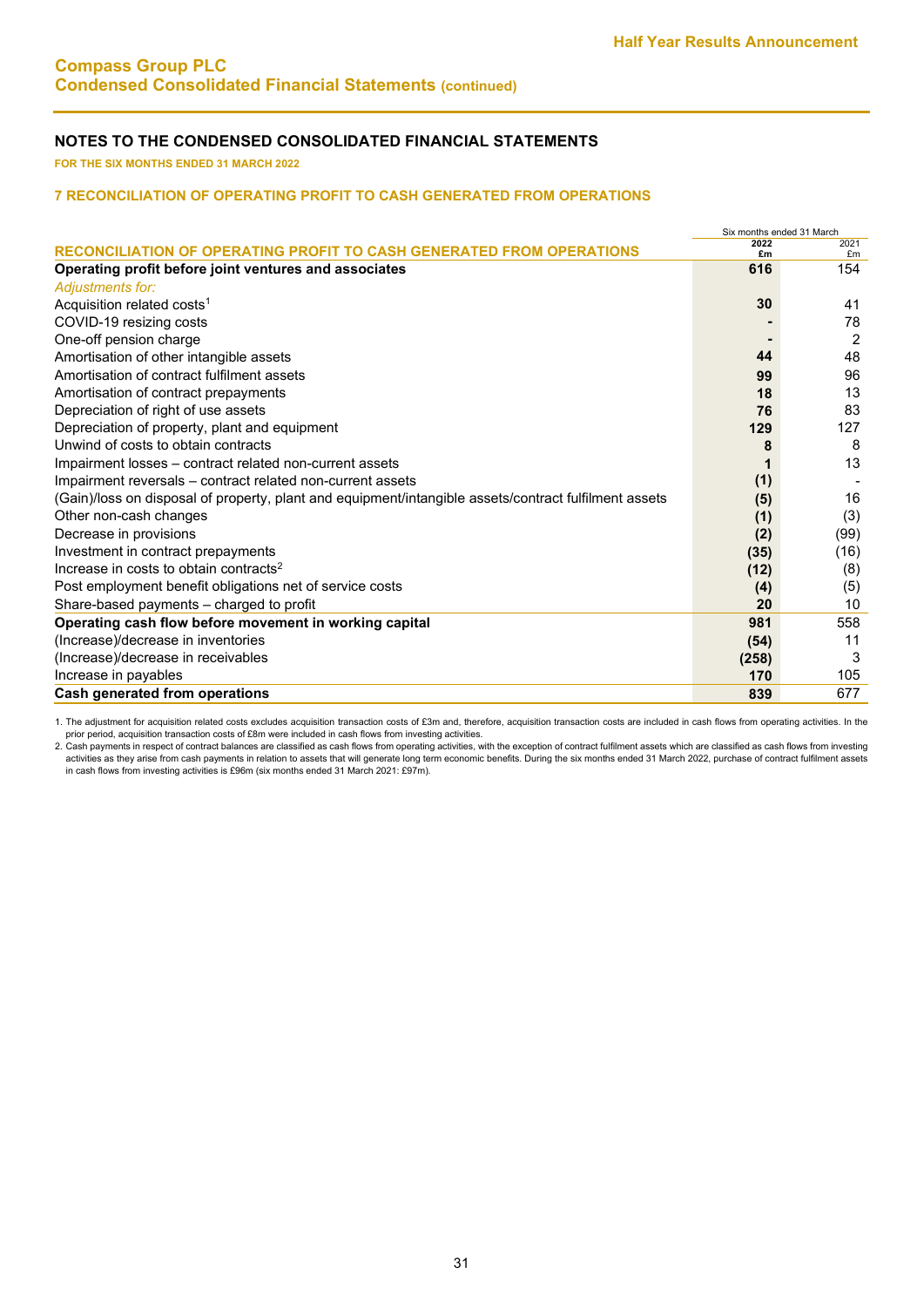# Compass Group PLC
## Condensed Consolidated Financial Statements (continued)

## NOTES TO THE CONDENSED CONSOLIDATED FINANCIAL STATEMENTS

**FOR THE SIX MONTHS ENDED 31 MARCH 2022**

### 7 RECONCILIATION OF OPERATING PROFIT TO CASH GENERATED FROM OPERATIONS

| RECONCILIATION OF OPERATING PROFIT TO CASH GENERATED FROM OPERATIONS | Six months ended 31 March 2022 £m | 2021 £m |
|---|---|---|
| **Operating profit before joint ventures and associates** | **616** | 154 |
| *Adjustments for:* | | |
| Acquisition related costs[1] | **30** | 41 |
| COVID-19 resizing costs | **-** | 78 |
| One-off pension charge | **-** | 2 |
| Amortisation of other intangible assets | **44** | 48 |
| Amortisation of contract fulfilment assets | **99** | 96 |
| Amortisation of contract prepayments | **18** | 13 |
| Depreciation of right of use assets | **76** | 83 |
| Depreciation of property, plant and equipment | **129** | 127 |
| Unwind of costs to obtain contracts | **8** | 8 |
| Impairment losses – contract related non-current assets | **1** | 13 |
| Impairment reversals – contract related non-current assets | **(1)** | - |
| (Gain)/loss on disposal of property, plant and equipment/intangible assets/contract fulfilment assets | **(5)** | 16 |
| Other non-cash changes | **(1)** | (3) |
| Decrease in provisions | **(2)** | (99) |
| Investment in contract prepayments | **(35)** | (16) |
| Increase in costs to obtain contracts[2] | **(12)** | (8) |
| Post employment benefit obligations net of service costs | **(4)** | (5) |
| Share-based payments – charged to profit | **20** | 10 |
| **Operating cash flow before movement in working capital** | **981** | 558 |
| (Increase)/decrease in inventories | **(54)** | 11 |
| (Increase)/decrease in receivables | **(258)** | 3 |
| Increase in payables | **170** | 105 |
| **Cash generated from operations** | **839** | 677 |

1. The adjustment for acquisition related costs excludes acquisition transaction costs of £3m and, therefore, acquisition transaction costs are included in cash flows from operating activities. In the prior period, acquisition transaction costs of £8m were included in cash flows from investing activities.
2. Cash payments in respect of contract balances are classified as cash flows from operating activities, with the exception of contract fulfilment assets which are classified as cash flows from investing activities as they arise from cash payments in relation to assets that will generate long term economic benefits. During the six months ended 31 March 2022, purchase of contract fulfilment assets in cash flows from investing activities is £96m (six months ended 31 March 2021: £97m).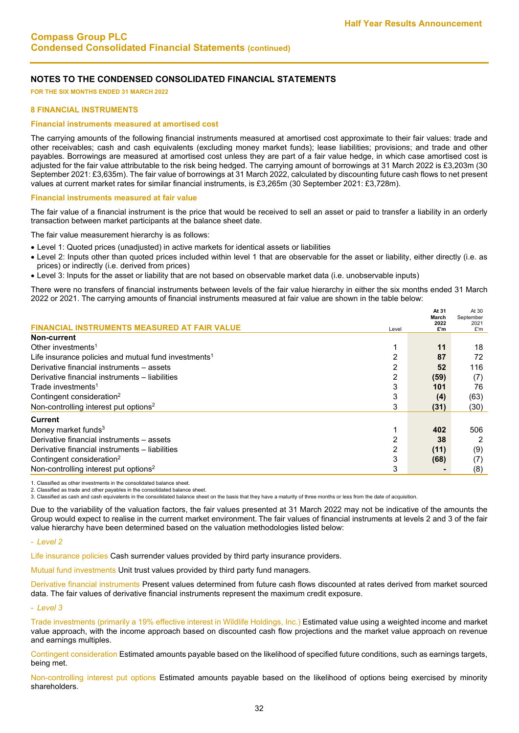# NOTES TO THE CONDENSED CONSOLIDATED FINANCIAL STATEMENTS

**FOR THE SIX MONTHS ENDED 31 MARCH 2022**

## 8 FINANCIAL INSTRUMENTS

### Financial instruments measured at amortised cost

The carrying amounts of the following financial instruments measured at amortised cost approximate to their fair values: trade and other receivables; cash and cash equivalents (excluding money market funds); lease liabilities; provisions; and trade and other payables. Borrowings are measured at amortised cost unless they are part of a fair value hedge, in which case amortised cost is adjusted for the fair value attributable to the risk being hedged. The carrying amount of borrowings at 31 March 2022 is £3,203m (30 September 2021: £3,635m). The fair value of borrowings at 31 March 2022, calculated by discounting future cash flows to net present values at current market rates for similar financial instruments, is £3,265m (30 September 2021: £3,728m).

### Financial instruments measured at fair value

The fair value of a financial instrument is the price that would be received to sell an asset or paid to transfer a liability in an orderly transaction between market participants at the balance sheet date.

The fair value measurement hierarchy is as follows:

- Level 1: Quoted prices (unadjusted) in active markets for identical assets or liabilities
- Level 2: Inputs other than quoted prices included within level 1 that are observable for the asset or liability, either directly (i.e. as prices) or indirectly (i.e. derived from prices)
- Level 3: Inputs for the asset or liability that are not based on observable market data (i.e. unobservable inputs)

There were no transfers of financial instruments between levels of the fair value hierarchy in either the six months ended 31 March 2022 or 2021. The carrying amounts of financial instruments measured at fair value are shown in the table below:

| FINANCIAL INSTRUMENTS MEASURED AT FAIR VALUE | Level | At 31 March 2022 £'m | At 30 September 2021 £'m |
|---|---|---|---|
| **Non-current** | | | |
| Other investments[1] | 1 | **11** | 18 |
| Life insurance policies and mutual fund investments[1] | 2 | **87** | 72 |
| Derivative financial instruments – assets | 2 | **52** | 116 |
| Derivative financial instruments – liabilities | 2 | **(59)** | (7) |
| Trade investments[1] | 3 | **101** | 76 |
| Contingent consideration[2] | 3 | **(4)** | (63) |
| Non-controlling interest put options[2] | 3 | **(31)** | (30) |
| **Current** | | | |
| Money market funds[3] | 1 | **402** | 506 |
| Derivative financial instruments – assets | 2 | **38** | 2 |
| Derivative financial instruments – liabilities | 2 | **(11)** | (9) |
| Contingent consideration[2] | 3 | **(68)** | (7) |
| Non-controlling interest put options[2] | 3 | **-** | (8) |

1. Classified as other investments in the consolidated balance sheet.
2. Classified as trade and other payables in the consolidated balance sheet.
3. Classified as cash and cash equivalents in the consolidated balance sheet on the basis that they have a maturity of three months or less from the date of acquisition.

Due to the variability of the valuation factors, the fair values presented at 31 March 2022 may not be indicative of the amounts the Group would expect to realise in the current market environment. The fair values of financial instruments at levels 2 and 3 of the fair value hierarchy have been determined based on the valuation methodologies listed below:

*- Level 2*

Life insurance policies Cash surrender values provided by third party insurance providers.

Mutual fund investments Unit trust values provided by third party fund managers.

Derivative financial instruments Present values determined from future cash flows discounted at rates derived from market sourced data. The fair values of derivative financial instruments represent the maximum credit exposure.

*- Level 3*

Trade investments (primarily a 19% effective interest in Wildlife Holdings, Inc.) Estimated value using a weighted income and market value approach, with the income approach based on discounted cash flow projections and the market value approach on revenue and earnings multiples.

Contingent consideration Estimated amounts payable based on the likelihood of specified future conditions, such as earnings targets, being met.

Non-controlling interest put options Estimated amounts payable based on the likelihood of options being exercised by minority shareholders.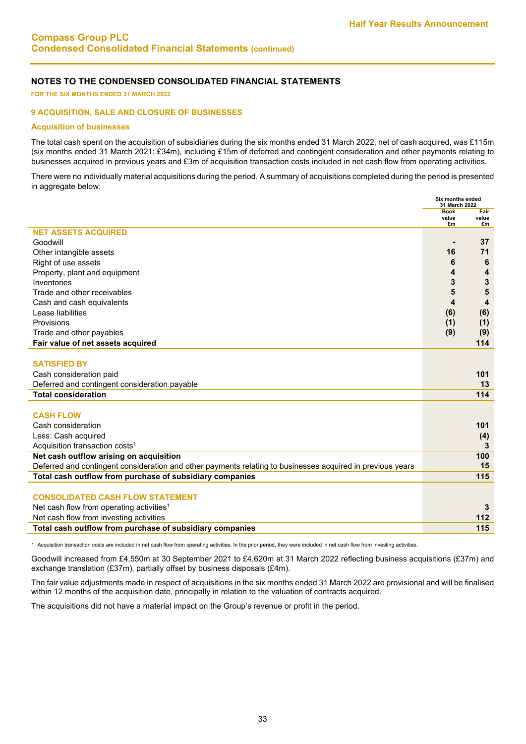## NOTES TO THE CONDENSED CONSOLIDATED FINANCIAL STATEMENTS

**FOR THE SIX MONTHS ENDED 31 MARCH 2022**

### 9 ACQUISITION, SALE AND CLOSURE OF BUSINESSES

#### Acquisition of businesses

The total cash spent on the acquisition of subsidiaries during the six months ended 31 March 2022, net of cash acquired, was £115m (six months ended 31 March 2021: £34m), including £15m of deferred and contingent consideration and other payments relating to businesses acquired in previous years and £3m of acquisition transaction costs included in net cash flow from operating activities.

There were no individually material acquisitions during the period. A summary of acquisitions completed during the period is presented in aggregate below:

| | Six months ended 31 March 2022 | |
|---|---|---|
| | Book value £m | Fair value £m |
| **NET ASSETS ACQUIRED** | | |
| Goodwill | **-** | **37** |
| Other intangible assets | **16** | **71** |
| Right of use assets | **6** | **6** |
| Property, plant and equipment | **4** | **4** |
| Inventories | **3** | **3** |
| Trade and other receivables | **5** | **5** |
| Cash and cash equivalents | **4** | **4** |
| Lease liabilities | **(6)** | **(6)** |
| Provisions | **(1)** | **(1)** |
| Trade and other payables | **(9)** | **(9)** |
| **Fair value of net assets acquired** | | **114** |
| | | |
| **SATISFIED BY** | | |
| Cash consideration paid | | **101** |
| Deferred and contingent consideration payable | | **13** |
| **Total consideration** | | **114** |
| | | |
| **CASH FLOW** | | |
| Cash consideration | | **101** |
| Less: Cash acquired | | **(4)** |
| Acquisition transaction costs[1] | | **3** |
| **Net cash outflow arising on acquisition** | | **100** |
| Deferred and contingent consideration and other payments relating to businesses acquired in previous years | | **15** |
| **Total cash outflow from purchase of subsidiary companies** | | **115** |
| | | |
| **CONSOLIDATED CASH FLOW STATEMENT** | | |
| Net cash flow from operating activities[1] | | **3** |
| Net cash flow from investing activities | | **112** |
| **Total cash outflow from purchase of subsidiary companies** | | **115** |

1. Acquisition transaction costs are included in net cash flow from operating activities. In the prior period, they were included in net cash flow from investing activities.

Goodwill increased from £4,550m at 30 September 2021 to £4,620m at 31 March 2022 reflecting business acquisitions (£37m) and exchange translation (£37m), partially offset by business disposals (£4m).

The fair value adjustments made in respect of acquisitions in the six months ended 31 March 2022 are provisional and will be finalised within 12 months of the acquisition date, principally in relation to the valuation of contracts acquired.

The acquisitions did not have a material impact on the Group's revenue or profit in the period.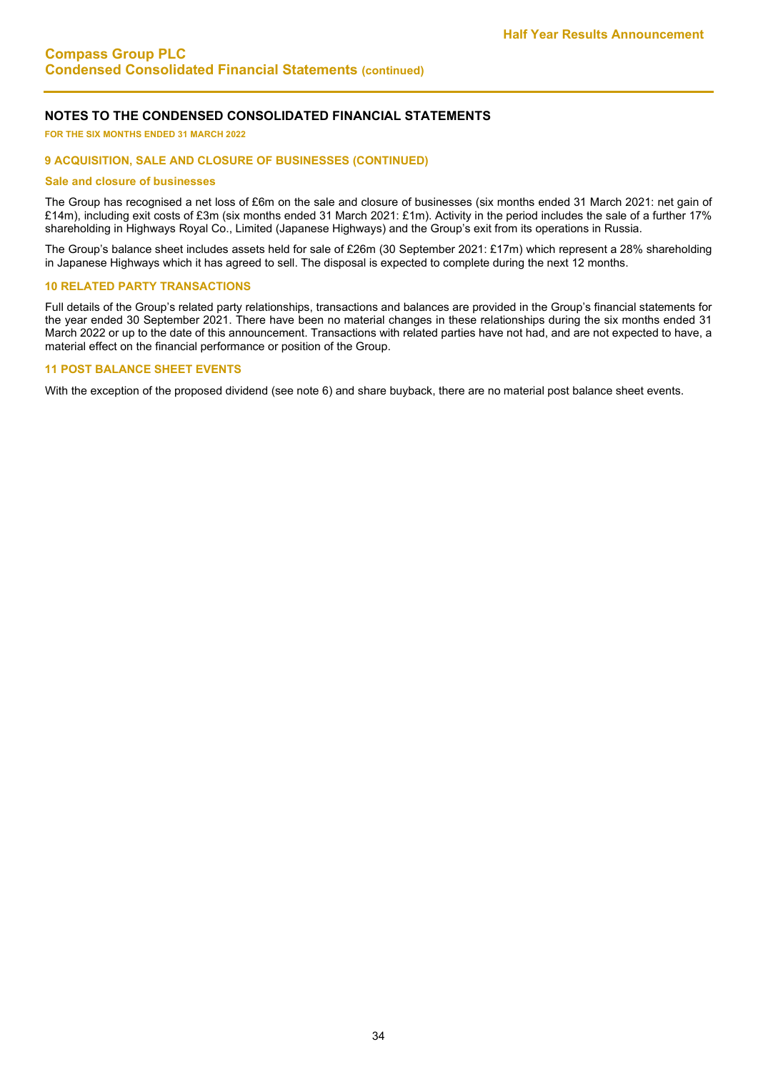## NOTES TO THE CONDENSED CONSOLIDATED FINANCIAL STATEMENTS

**FOR THE SIX MONTHS ENDED 31 MARCH 2022**

### 9 ACQUISITION, SALE AND CLOSURE OF BUSINESSES (CONTINUED)

#### Sale and closure of businesses

The Group has recognised a net loss of £6m on the sale and closure of businesses (six months ended 31 March 2021: net gain of £14m), including exit costs of £3m (six months ended 31 March 2021: £1m). Activity in the period includes the sale of a further 17% shareholding in Highways Royal Co., Limited (Japanese Highways) and the Group's exit from its operations in Russia.

The Group's balance sheet includes assets held for sale of £26m (30 September 2021: £17m) which represent a 28% shareholding in Japanese Highways which it has agreed to sell. The disposal is expected to complete during the next 12 months.

### 10 RELATED PARTY TRANSACTIONS

Full details of the Group's related party relationships, transactions and balances are provided in the Group's financial statements for the year ended 30 September 2021. There have been no material changes in these relationships during the six months ended 31 March 2022 or up to the date of this announcement. Transactions with related parties have not had, and are not expected to have, a material effect on the financial performance or position of the Group.

### 11 POST BALANCE SHEET EVENTS

With the exception of the proposed dividend (see note 6) and share buyback, there are no material post balance sheet events.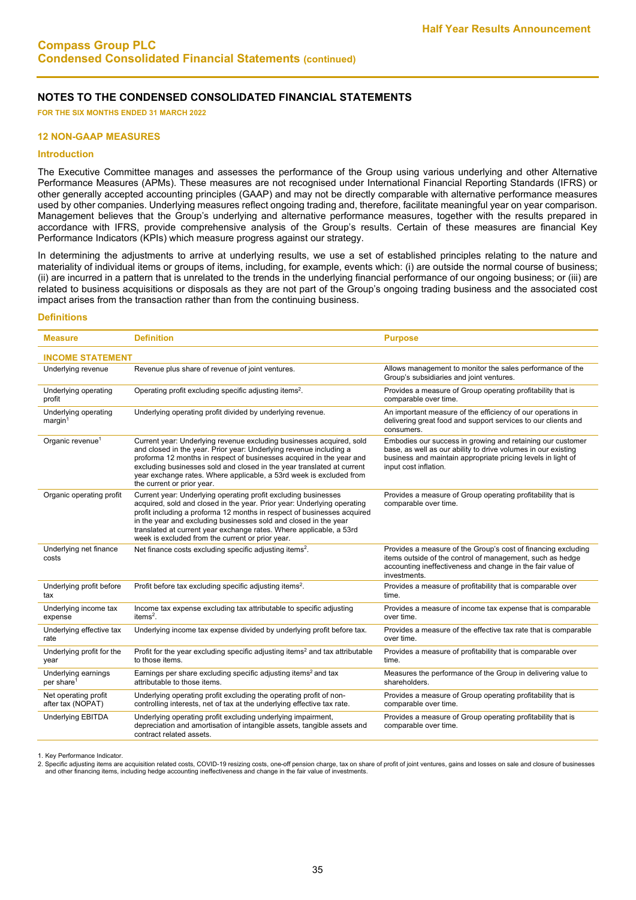# Compass Group PLC
## Condensed Consolidated Financial Statements (continued)

## NOTES TO THE CONDENSED CONSOLIDATED FINANCIAL STATEMENTS

**FOR THE SIX MONTHS ENDED 31 MARCH 2022**

### 12 NON-GAAP MEASURES

#### Introduction

The Executive Committee manages and assesses the performance of the Group using various underlying and other Alternative Performance Measures (APMs). These measures are not recognised under International Financial Reporting Standards (IFRS) or other generally accepted accounting principles (GAAP) and may not be directly comparable with alternative performance measures used by other companies. Underlying measures reflect ongoing trading and, therefore, facilitate meaningful year on year comparison. Management believes that the Group's underlying and alternative performance measures, together with the results prepared in accordance with IFRS, provide comprehensive analysis of the Group's results. Certain of these measures are financial Key Performance Indicators (KPIs) which measure progress against our strategy.

In determining the adjustments to arrive at underlying results, we use a set of established principles relating to the nature and materiality of individual items or groups of items, including, for example, events which: (i) are outside the normal course of business; (ii) are incurred in a pattern that is unrelated to the trends in the underlying financial performance of our ongoing business; or (iii) are related to business acquisitions or disposals as they are not part of the Group's ongoing trading business and the associated cost impact arises from the transaction rather than from the continuing business.

#### Definitions

| Measure | Definition | Purpose |
|---|---|---|
| **INCOME STATEMENT** | | |
| Underlying revenue | Revenue plus share of revenue of joint ventures. | Allows management to monitor the sales performance of the Group's subsidiaries and joint ventures. |
| Underlying operating profit | Operating profit excluding specific adjusting items[2]. | Provides a measure of Group operating profitability that is comparable over time. |
| Underlying operating margin[1] | Underlying operating profit divided by underlying revenue. | An important measure of the efficiency of our operations in delivering great food and support services to our clients and consumers. |
| Organic revenue[1] | Current year: Underlying revenue excluding businesses acquired, sold and closed in the year. Prior year: Underlying revenue including a proforma 12 months in respect of businesses acquired in the year and excluding businesses sold and closed in the year translated at current year exchange rates. Where applicable, a 53rd week is excluded from the current or prior year. | Embodies our success in growing and retaining our customer base, as well as our ability to drive volumes in our existing business and maintain appropriate pricing levels in light of input cost inflation. |
| Organic operating profit | Current year: Underlying operating profit excluding businesses acquired, sold and closed in the year. Prior year: Underlying operating profit including a proforma 12 months in respect of businesses acquired in the year and excluding businesses sold and closed in the year translated at current year exchange rates. Where applicable, a 53rd week is excluded from the current or prior year. | Provides a measure of Group operating profitability that is comparable over time. |
| Underlying net finance costs | Net finance costs excluding specific adjusting items[2]. | Provides a measure of the Group's cost of financing excluding items outside of the control of management, such as hedge accounting ineffectiveness and change in the fair value of investments. |
| Underlying profit before tax | Profit before tax excluding specific adjusting items[2]. | Provides a measure of profitability that is comparable over time. |
| Underlying income tax expense | Income tax expense excluding tax attributable to specific adjusting items[2]. | Provides a measure of income tax expense that is comparable over time. |
| Underlying effective tax rate | Underlying income tax expense divided by underlying profit before tax. | Provides a measure of the effective tax rate that is comparable over time. |
| Underlying profit for the year | Profit for the year excluding specific adjusting items[2] and tax attributable to those items. | Provides a measure of profitability that is comparable over time. |
| Underlying earnings per share[1] | Earnings per share excluding specific adjusting items[2] and tax attributable to those items. | Measures the performance of the Group in delivering value to shareholders. |
| Net operating profit after tax (NOPAT) | Underlying operating profit excluding the operating profit of non-controlling interests, net of tax at the underlying effective tax rate. | Provides a measure of Group operating profitability that is comparable over time. |
| Underlying EBITDA | Underlying operating profit excluding underlying impairment, depreciation and amortisation of intangible assets, tangible assets and contract related assets. | Provides a measure of Group operating profitability that is comparable over time. |

1. Key Performance Indicator.
2. Specific adjusting items are acquisition related costs, COVID-19 resizing costs, one-off pension charge, tax on share of profit of joint ventures, gains and losses on sale and closure of businesses and other financing items, including hedge accounting ineffectiveness and change in the fair value of investments.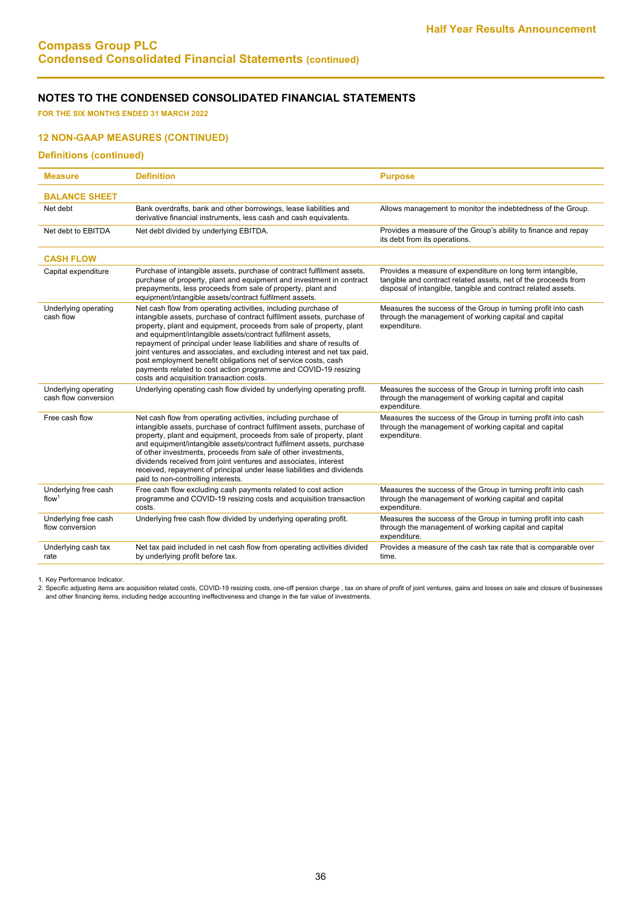# Compass Group PLC
## Condensed Consolidated Financial Statements (continued)

### NOTES TO THE CONDENSED CONSOLIDATED FINANCIAL STATEMENTS

**FOR THE SIX MONTHS ENDED 31 MARCH 2022**

#### 12 NON-GAAP MEASURES (CONTINUED)

#### Definitions (continued)

| Measure | Definition | Purpose |
|---|---|---|
| **BALANCE SHEET** | | |
| Net debt | Bank overdrafts, bank and other borrowings, lease liabilities and derivative financial instruments, less cash and cash equivalents. | Allows management to monitor the indebtedness of the Group. |
| Net debt to EBITDA | Net debt divided by underlying EBITDA. | Provides a measure of the Group's ability to finance and repay its debt from its operations. |
| **CASH FLOW** | | |
| Capital expenditure | Purchase of intangible assets, purchase of contract fulfilment assets, purchase of property, plant and equipment and investment in contract prepayments, less proceeds from sale of property, plant and equipment/intangible assets/contract fulfilment assets. | Provides a measure of expenditure on long term intangible, tangible and contract related assets, net of the proceeds from disposal of intangible, tangible and contract related assets. |
| Underlying operating cash flow | Net cash flow from operating activities, including purchase of intangible assets, purchase of contract fulfilment assets, purchase of property, plant and equipment, proceeds from sale of property, plant and equipment/intangible assets/contract fulfilment assets, repayment of principal under lease liabilities and share of results of joint ventures and associates, and excluding interest and net tax paid, post employment benefit obligations net of service costs, cash payments related to cost action programme and COVID-19 resizing costs and acquisition transaction costs. | Measures the success of the Group in turning profit into cash through the management of working capital and capital expenditure. |
| Underlying operating cash flow conversion | Underlying operating cash flow divided by underlying operating profit. | Measures the success of the Group in turning profit into cash through the management of working capital and capital expenditure. |
| Free cash flow | Net cash flow from operating activities, including purchase of intangible assets, purchase of contract fulfilment assets, purchase of property, plant and equipment, proceeds from sale of property, plant and equipment/intangible assets/contract fulfilment assets, purchase of other investments, proceeds from sale of other investments, dividends received from joint ventures and associates, interest received, repayment of principal under lease liabilities and dividends paid to non-controlling interests. | Measures the success of the Group in turning profit into cash through the management of working capital and capital expenditure. |
| Underlying free cash flow[1] | Free cash flow excluding cash payments related to cost action programme and COVID-19 resizing costs and acquisition transaction costs. | Measures the success of the Group in turning profit into cash through the management of working capital and capital expenditure. |
| Underlying free cash flow conversion | Underlying free cash flow divided by underlying operating profit. | Measures the success of the Group in turning profit into cash through the management of working capital and capital expenditure. |
| Underlying cash tax rate | Net tax paid included in net cash flow from operating activities divided by underlying profit before tax. | Provides a measure of the cash tax rate that is comparable over time. |

1. Key Performance Indicator.
2. Specific adjusting items are acquisition related costs, COVID-19 resizing costs, one-off pension charge , tax on share of profit of joint ventures, gains and losses on sale and closure of businesses and other financing items, including hedge accounting ineffectiveness and change in the fair value of investments.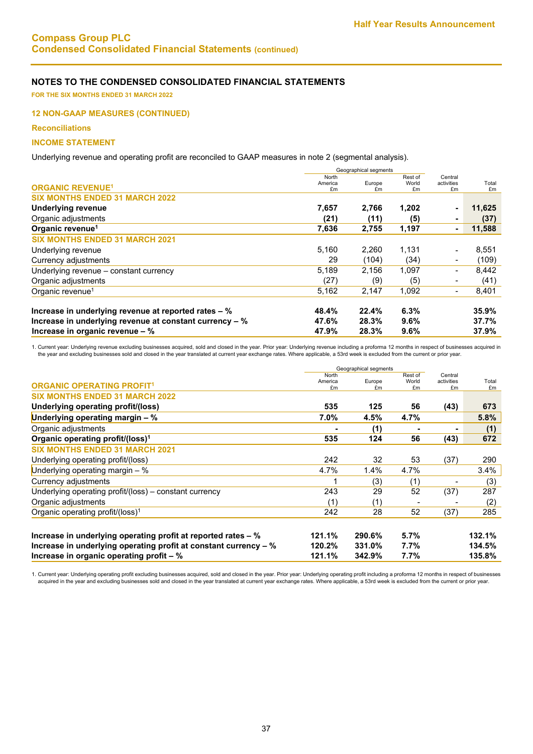## NOTES TO THE CONDENSED CONSOLIDATED FINANCIAL STATEMENTS

**FOR THE SIX MONTHS ENDED 31 MARCH 2022**

### 12 NON-GAAP MEASURES (CONTINUED)

#### Reconciliations

#### INCOME STATEMENT

Underlying revenue and operating profit are reconciled to GAAP measures in note 2 (segmental analysis).

| | Geographical segments | | | | |
|---|---|---|---|---|---|
| **ORGANIC REVENUE[1]** | North America £m | Europe £m | Rest of World £m | Central activities £m | Total £m |
| **SIX MONTHS ENDED 31 MARCH 2022** | | | | | |
| **Underlying revenue** | **7,657** | **2,766** | **1,202** | **-** | **11,625** |
| Organic adjustments | **(21)** | **(11)** | **(5)** | **-** | **(37)** |
| **Organic revenue[1]** | **7,636** | **2,755** | **1,197** | **-** | **11,588** |
| **SIX MONTHS ENDED 31 MARCH 2021** | | | | | |
| Underlying revenue | 5,160 | 2,260 | 1,131 | - | 8,551 |
| Currency adjustments | 29 | (104) | (34) | - | (109) |
| Underlying revenue – constant currency | 5,189 | 2,156 | 1,097 | - | 8,442 |
| Organic adjustments | (27) | (9) | (5) | - | (41) |
| Organic revenue[1] | 5,162 | 2,147 | 1,092 | - | 8,401 |
| **Increase in underlying revenue at reported rates – %** | **48.4%** | **22.4%** | **6.3%** | | **35.9%** |
| **Increase in underlying revenue at constant currency – %** | **47.6%** | **28.3%** | **9.6%** | | **37.7%** |
| **Increase in organic revenue – %** | **47.9%** | **28.3%** | **9.6%** | | **37.9%** |

1. Current year: Underlying revenue excluding businesses acquired, sold and closed in the year. Prior year: Underlying revenue including a proforma 12 months in respect of businesses acquired in the year and excluding businesses sold and closed in the year translated at current year exchange rates. Where applicable, a 53rd week is excluded from the current or prior year.

| | Geographical segments | | | | |
|---|---|---|---|---|---|
| **ORGANIC OPERATING PROFIT[1]** | North America £m | Europe £m | Rest of World £m | Central activities £m | Total £m |
| **SIX MONTHS ENDED 31 MARCH 2022** | | | | | |
| **Underlying operating profit/(loss)** | **535** | **125** | **56** | **(43)** | **673** |
| **Underlying operating margin – %** | **7.0%** | **4.5%** | **4.7%** | | **5.8%** |
| Organic adjustments | **-** | **(1)** | **-** | **-** | **(1)** |
| **Organic operating profit/(loss)[1]** | **535** | **124** | **56** | **(43)** | **672** |
| **SIX MONTHS ENDED 31 MARCH 2021** | | | | | |
| Underlying operating profit/(loss) | 242 | 32 | 53 | (37) | 290 |
| Underlying operating margin – % | 4.7% | 1.4% | 4.7% | | 3.4% |
| Currency adjustments | 1 | (3) | (1) | - | (3) |
| Underlying operating profit/(loss) – constant currency | 243 | 29 | 52 | (37) | 287 |
| Organic adjustments | (1) | (1) | - | - | (2) |
| Organic operating profit/(loss)[1] | 242 | 28 | 52 | (37) | 285 |
| **Increase in underlying operating profit at reported rates – %** | **121.1%** | **290.6%** | **5.7%** | | **132.1%** |
| **Increase in underlying operating profit at constant currency – %** | **120.2%** | **331.0%** | **7.7%** | | **134.5%** |
| **Increase in organic operating profit – %** | **121.1%** | **342.9%** | **7.7%** | | **135.8%** |

1. Current year: Underlying operating profit excluding businesses acquired, sold and closed in the year. Prior year: Underlying operating profit including a proforma 12 months in respect of businesses acquired in the year and excluding businesses sold and closed in the year translated at current year exchange rates. Where applicable, a 53rd week is excluded from the current or prior year.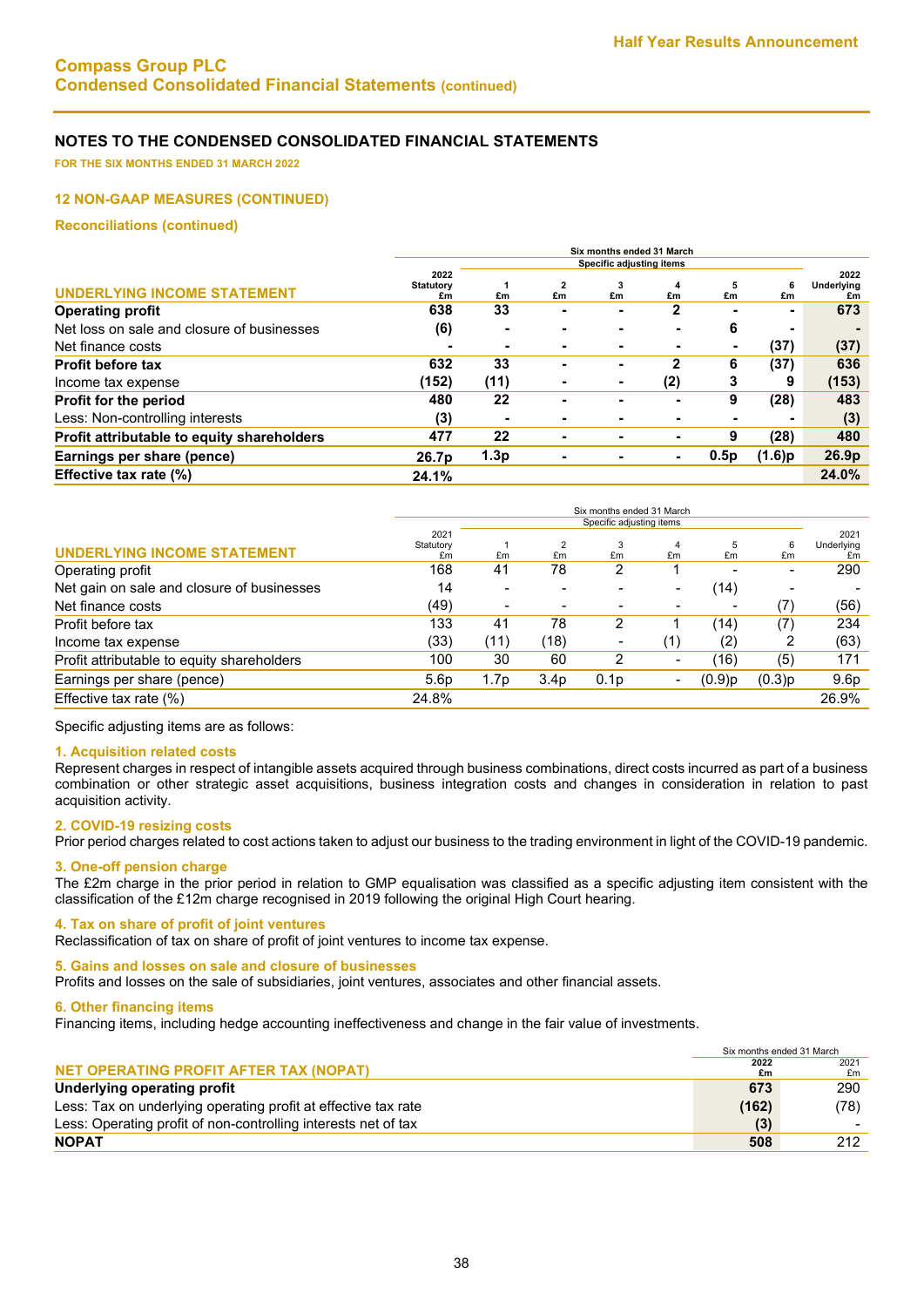# Compass Group PLC
## Condensed Consolidated Financial Statements (continued)

## NOTES TO THE CONDENSED CONSOLIDATED FINANCIAL STATEMENTS

**FOR THE SIX MONTHS ENDED 31 MARCH 2022**

### 12 NON-GAAP MEASURES (CONTINUED)

#### Reconciliations (continued)

| | | Six months ended 31 March | | | | | | |
|---|---|---|---|---|---|---|---|---|
| | | Specific adjusting items | | | | | | |
| **UNDERLYING INCOME STATEMENT** | **2022 Statutory £m** | **1 £m** | **2 £m** | **3 £m** | **4 £m** | **5 £m** | **6 £m** | **2022 Underlying £m** |
| **Operating profit** | **638** | **33** | **-** | **-** | **2** | **-** | **-** | **673** |
| Net loss on sale and closure of businesses | **(6)** | **-** | **-** | **-** | **-** | **6** | **-** | **-** |
| Net finance costs | **-** | **-** | **-** | **-** | **-** | **-** | **(37)** | **(37)** |
| **Profit before tax** | **632** | **33** | **-** | **-** | **2** | **6** | **(37)** | **636** |
| Income tax expense | **(152)** | **(11)** | **-** | **-** | **(2)** | **3** | **9** | **(153)** |
| **Profit for the period** | **480** | **22** | **-** | **-** | **-** | **9** | **(28)** | **483** |
| Less: Non-controlling interests | **(3)** | **-** | **-** | **-** | **-** | **-** | **-** | **(3)** |
| **Profit attributable to equity shareholders** | **477** | **22** | **-** | **-** | **-** | **9** | **(28)** | **480** |
| **Earnings per share (pence)** | **26.7p** | **1.3p** | **-** | **-** | **-** | **0.5p** | **(1.6)p** | **26.9p** |
| **Effective tax rate (%)** | **24.1%** | | | | | | | **24.0%** |

| | | Six months ended 31 March | | | | | | |
|---|---|---|---|---|---|---|---|---|
| | | Specific adjusting items | | | | | | |
| **UNDERLYING INCOME STATEMENT** | 2021 Statutory £m | 1 £m | 2 £m | 3 £m | 4 £m | 5 £m | 6 £m | 2021 Underlying £m |
| Operating profit | 168 | 41 | 78 | 2 | 1 | - | - | 290 |
| Net gain on sale and closure of businesses | 14 | - | - | - | - | (14) | - | - |
| Net finance costs | (49) | - | - | - | - | - | (7) | (56) |
| Profit before tax | 133 | 41 | 78 | 2 | 1 | (14) | (7) | 234 |
| Income tax expense | (33) | (11) | (18) | - | (1) | (2) | 2 | (63) |
| Profit attributable to equity shareholders | 100 | 30 | 60 | 2 | - | (16) | (5) | 171 |
| Earnings per share (pence) | 5.6p | 1.7p | 3.4p | 0.1p | - | (0.9)p | (0.3)p | 9.6p |
| Effective tax rate (%) | 24.8% | | | | | | | 26.9% |

Specific adjusting items are as follows:

**1. Acquisition related costs**

Represent charges in respect of intangible assets acquired through business combinations, direct costs incurred as part of a business combination or other strategic asset acquisitions, business integration costs and changes in consideration in relation to past acquisition activity.

**2. COVID-19 resizing costs**

Prior period charges related to cost actions taken to adjust our business to the trading environment in light of the COVID-19 pandemic.

**3. One-off pension charge**

The £2m charge in the prior period in relation to GMP equalisation was classified as a specific adjusting item consistent with the classification of the £12m charge recognised in 2019 following the original High Court hearing.

**4. Tax on share of profit of joint ventures**

Reclassification of tax on share of profit of joint ventures to income tax expense.

**5. Gains and losses on sale and closure of businesses**

Profits and losses on the sale of subsidiaries, joint ventures, associates and other financial assets.

**6. Other financing items**

Financing items, including hedge accounting ineffectiveness and change in the fair value of investments.

| | Six months ended 31 March | |
|---|---|---|
| **NET OPERATING PROFIT AFTER TAX (NOPAT)** | **2022 £m** | 2021 £m |
| **Underlying operating profit** | **673** | 290 |
| Less: Tax on underlying operating profit at effective tax rate | **(162)** | (78) |
| Less: Operating profit of non-controlling interests net of tax | **(3)** | - |
| **NOPAT** | **508** | 212 |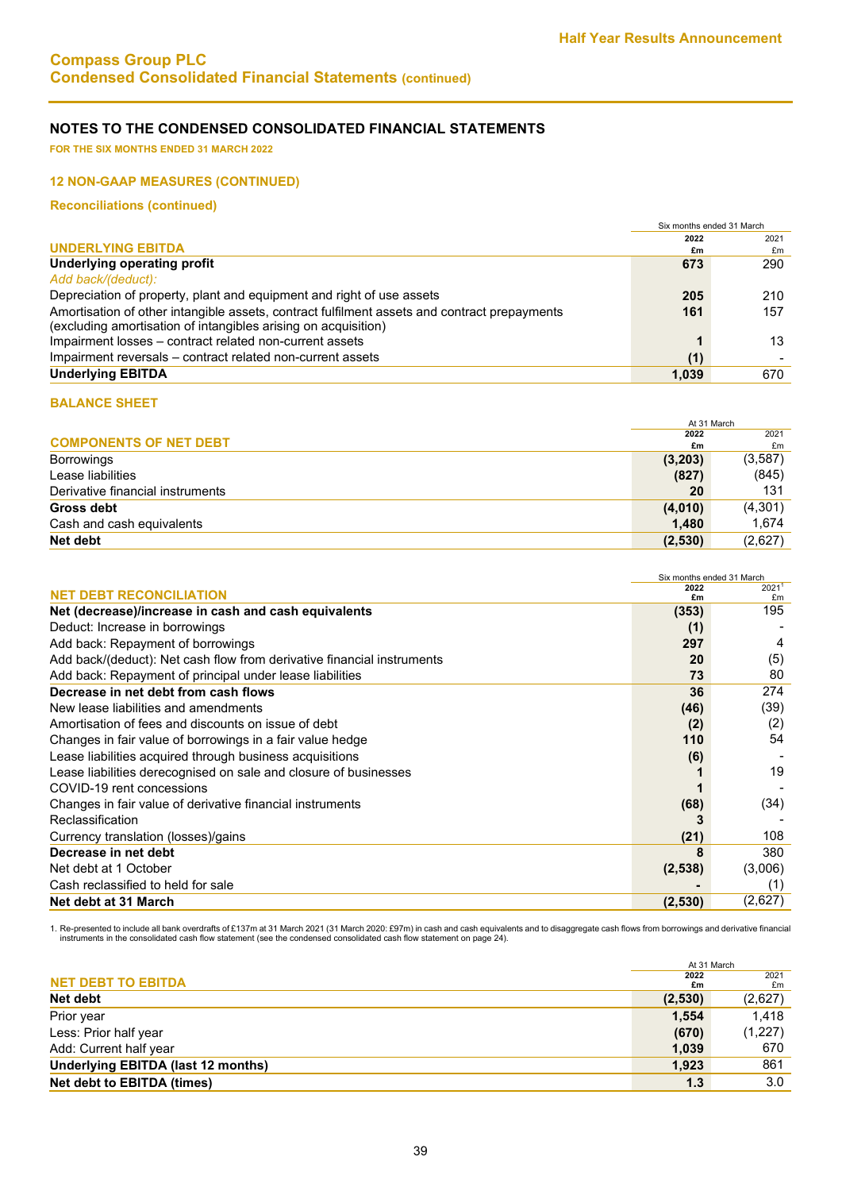# Compass Group PLC
## Condensed Consolidated Financial Statements (continued)

## NOTES TO THE CONDENSED CONSOLIDATED FINANCIAL STATEMENTS

**FOR THE SIX MONTHS ENDED 31 MARCH 2022**

### 12 NON-GAAP MEASURES (CONTINUED)

#### Reconciliations (continued)

| UNDERLYING EBITDA | Six months ended 31 March 2022 £m | 2021 £m |
|---|---|---|
| **Underlying operating profit** | **673** | 290 |
| *Add back/(deduct):* | | |
| Depreciation of property, plant and equipment and right of use assets | **205** | 210 |
| Amortisation of other intangible assets, contract fulfilment assets and contract prepayments (excluding amortisation of intangibles arising on acquisition) | **161** | 157 |
| Impairment losses – contract related non-current assets | **1** | 13 |
| Impairment reversals – contract related non-current assets | **(1)** | - |
| **Underlying EBITDA** | **1,039** | 670 |

#### BALANCE SHEET

| COMPONENTS OF NET DEBT | At 31 March 2022 £m | 2021 £m |
|---|---|---|
| Borrowings | **(3,203)** | (3,587) |
| Lease liabilities | **(827)** | (845) |
| Derivative financial instruments | **20** | 131 |
| **Gross debt** | **(4,010)** | (4,301) |
| Cash and cash equivalents | **1,480** | 1,674 |
| **Net debt** | **(2,530)** | (2,627) |

| NET DEBT RECONCILIATION | Six months ended 31 March 2022 £m | 2021[1] £m |
|---|---|---|
| **Net (decrease)/increase in cash and cash equivalents** | **(353)** | 195 |
| Deduct: Increase in borrowings | **(1)** | - |
| Add back: Repayment of borrowings | **297** | 4 |
| Add back/(deduct): Net cash flow from derivative financial instruments | **20** | (5) |
| Add back: Repayment of principal under lease liabilities | **73** | 80 |
| **Decrease in net debt from cash flows** | **36** | 274 |
| New lease liabilities and amendments | **(46)** | (39) |
| Amortisation of fees and discounts on issue of debt | **(2)** | (2) |
| Changes in fair value of borrowings in a fair value hedge | **110** | 54 |
| Lease liabilities acquired through business acquisitions | **(6)** | - |
| Lease liabilities derecognised on sale and closure of businesses | **1** | 19 |
| COVID-19 rent concessions | **1** | - |
| Changes in fair value of derivative financial instruments | **(68)** | (34) |
| Reclassification | **3** | - |
| Currency translation (losses)/gains | **(21)** | 108 |
| **Decrease in net debt** | **8** | 380 |
| Net debt at 1 October | **(2,538)** | (3,006) |
| Cash reclassified to held for sale | **-** | (1) |
| **Net debt at 31 March** | **(2,530)** | (2,627) |

1. Re-presented to include all bank overdrafts of £137m at 31 March 2021 (31 March 2020: £97m) in cash and cash equivalents and to disaggregate cash flows from borrowings and derivative financial instruments in the consolidated cash flow statement (see the condensed consolidated cash flow statement on page 24).

| NET DEBT TO EBITDA | At 31 March 2022 £m | 2021 £m |
|---|---|---|
| **Net debt** | **(2,530)** | (2,627) |
| Prior year | **1,554** | 1,418 |
| Less: Prior half year | **(670)** | (1,227) |
| Add: Current half year | **1,039** | 670 |
| **Underlying EBITDA (last 12 months)** | **1,923** | 861 |
| **Net debt to EBITDA (times)** | **1.3** | 3.0 |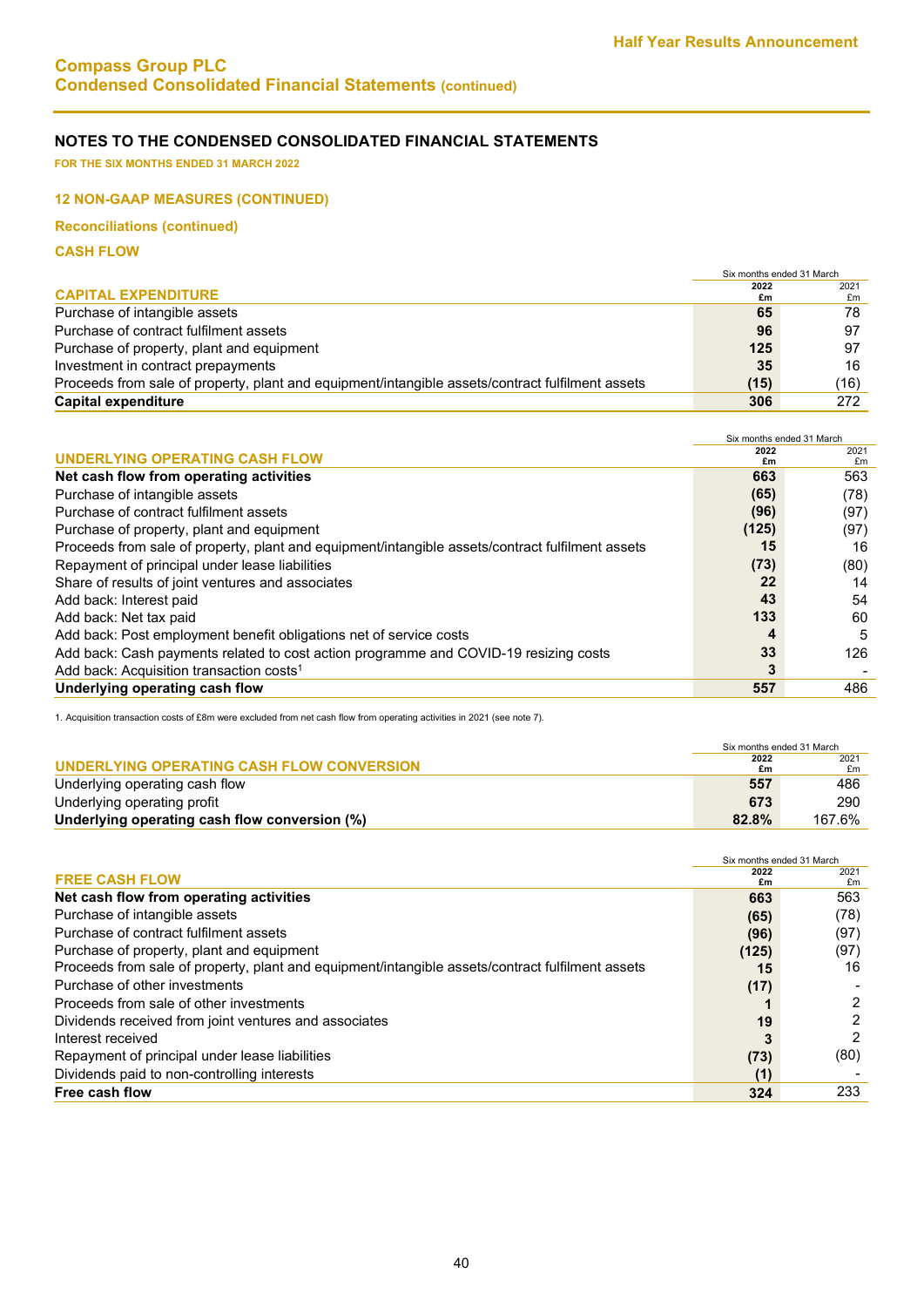# Compass Group PLC
## Condensed Consolidated Financial Statements (continued)

### NOTES TO THE CONDENSED CONSOLIDATED FINANCIAL STATEMENTS

**FOR THE SIX MONTHS ENDED 31 MARCH 2022**

#### 12 NON-GAAP MEASURES (CONTINUED)

**Reconciliations (continued)**

**CASH FLOW**

| CAPITAL EXPENDITURE | Six months ended 31 March 2022 £m | Six months ended 31 March 2021 £m |
|---|---|---|
| Purchase of intangible assets | **65** | 78 |
| Purchase of contract fulfilment assets | **96** | 97 |
| Purchase of property, plant and equipment | **125** | 97 |
| Investment in contract prepayments | **35** | 16 |
| Proceeds from sale of property, plant and equipment/intangible assets/contract fulfilment assets | **(15)** | (16) |
| **Capital expenditure** | **306** | 272 |

| UNDERLYING OPERATING CASH FLOW | Six months ended 31 March 2022 £m | Six months ended 31 March 2021 £m |
|---|---|---|
| **Net cash flow from operating activities** | **663** | 563 |
| Purchase of intangible assets | **(65)** | (78) |
| Purchase of contract fulfilment assets | **(96)** | (97) |
| Purchase of property, plant and equipment | **(125)** | (97) |
| Proceeds from sale of property, plant and equipment/intangible assets/contract fulfilment assets | **15** | 16 |
| Repayment of principal under lease liabilities | **(73)** | (80) |
| Share of results of joint ventures and associates | **22** | 14 |
| Add back: Interest paid | **43** | 54 |
| Add back: Net tax paid | **133** | 60 |
| Add back: Post employment benefit obligations net of service costs | **4** | 5 |
| Add back: Cash payments related to cost action programme and COVID-19 resizing costs | **33** | 126 |
| Add back: Acquisition transaction costs[1] | **3** | - |
| **Underlying operating cash flow** | **557** | 486 |

1. Acquisition transaction costs of £8m were excluded from net cash flow from operating activities in 2021 (see note 7).

| UNDERLYING OPERATING CASH FLOW CONVERSION | Six months ended 31 March 2022 £m | Six months ended 31 March 2021 £m |
|---|---|---|
| Underlying operating cash flow | **557** | 486 |
| Underlying operating profit | **673** | 290 |
| **Underlying operating cash flow conversion (%)** | **82.8%** | 167.6% |

| FREE CASH FLOW | Six months ended 31 March 2022 £m | Six months ended 31 March 2021 £m |
|---|---|---|
| **Net cash flow from operating activities** | **663** | 563 |
| Purchase of intangible assets | **(65)** | (78) |
| Purchase of contract fulfilment assets | **(96)** | (97) |
| Purchase of property, plant and equipment | **(125)** | (97) |
| Proceeds from sale of property, plant and equipment/intangible assets/contract fulfilment assets | **15** | 16 |
| Purchase of other investments | **(17)** | - |
| Proceeds from sale of other investments | **1** | 2 |
| Dividends received from joint ventures and associates | **19** | 2 |
| Interest received | **3** | 2 |
| Repayment of principal under lease liabilities | **(73)** | (80) |
| Dividends paid to non-controlling interests | **(1)** | - |
| **Free cash flow** | **324** | 233 |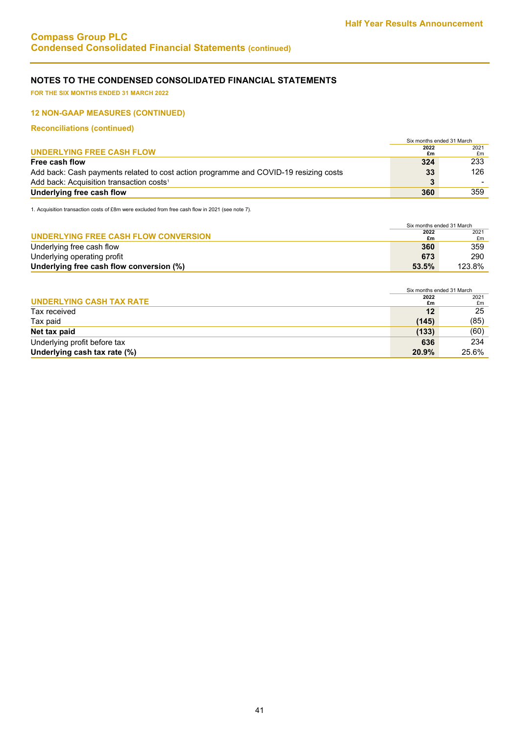## NOTES TO THE CONDENSED CONSOLIDATED FINANCIAL STATEMENTS

**FOR THE SIX MONTHS ENDED 31 MARCH 2022**

### 12 NON-GAAP MEASURES (CONTINUED)

#### Reconciliations (continued)

| UNDERLYING FREE CASH FLOW | Six months ended 31 March 2022 £m | 2021 £m |
|---|---|---|
| **Free cash flow** | **324** | 233 |
| Add back: Cash payments related to cost action programme and COVID-19 resizing costs | **33** | 126 |
| Add back: Acquisition transaction costs[1] | **3** | - |
| **Underlying free cash flow** | **360** | 359 |

1. Acquisition transaction costs of £8m were excluded from free cash flow in 2021 (see note 7).

| UNDERLYING FREE CASH FLOW CONVERSION | Six months ended 31 March 2022 £m | 2021 £m |
|---|---|---|
| Underlying free cash flow | **360** | 359 |
| Underlying operating profit | **673** | 290 |
| **Underlying free cash flow conversion (%)** | **53.5%** | 123.8% |

| UNDERLYING CASH TAX RATE | Six months ended 31 March 2022 £m | 2021 £m |
|---|---|---|
| Tax received | **12** | 25 |
| Tax paid | **(145)** | (85) |
| **Net tax paid** | **(133)** | (60) |
| Underlying profit before tax | **636** | 234 |
| **Underlying cash tax rate (%)** | **20.9%** | 25.6% |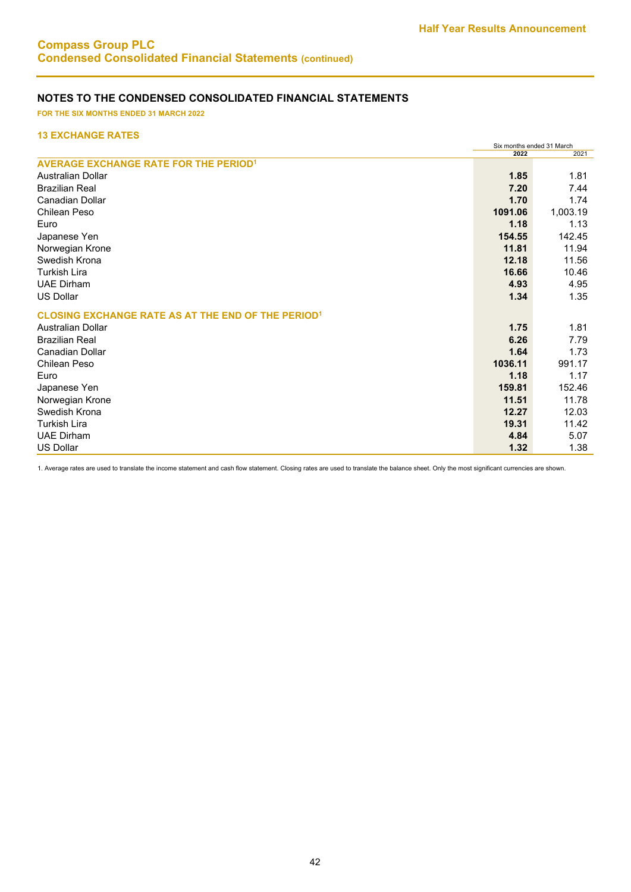# Compass Group PLC
## Condensed Consolidated Financial Statements (continued)

### NOTES TO THE CONDENSED CONSOLIDATED FINANCIAL STATEMENTS

**FOR THE SIX MONTHS ENDED 31 MARCH 2022**

#### 13 EXCHANGE RATES

| | Six months ended 31 March | |
|---|---|---|
| | **2022** | 2021 |
| **AVERAGE EXCHANGE RATE FOR THE PERIOD[1]** | | |
| Australian Dollar | **1.85** | 1.81 |
| Brazilian Real | **7.20** | 7.44 |
| Canadian Dollar | **1.70** | 1.74 |
| Chilean Peso | **1091.06** | 1,003.19 |
| Euro | **1.18** | 1.13 |
| Japanese Yen | **154.55** | 142.45 |
| Norwegian Krone | **11.81** | 11.94 |
| Swedish Krona | **12.18** | 11.56 |
| Turkish Lira | **16.66** | 10.46 |
| UAE Dirham | **4.93** | 4.95 |
| US Dollar | **1.34** | 1.35 |
| **CLOSING EXCHANGE RATE AS AT THE END OF THE PERIOD[1]** | | |
| Australian Dollar | **1.75** | 1.81 |
| Brazilian Real | **6.26** | 7.79 |
| Canadian Dollar | **1.64** | 1.73 |
| Chilean Peso | **1036.11** | 991.17 |
| Euro | **1.18** | 1.17 |
| Japanese Yen | **159.81** | 152.46 |
| Norwegian Krone | **11.51** | 11.78 |
| Swedish Krona | **12.27** | 12.03 |
| Turkish Lira | **19.31** | 11.42 |
| UAE Dirham | **4.84** | 5.07 |
| US Dollar | **1.32** | 1.38 |

1. Average rates are used to translate the income statement and cash flow statement. Closing rates are used to translate the balance sheet. Only the most significant currencies are shown.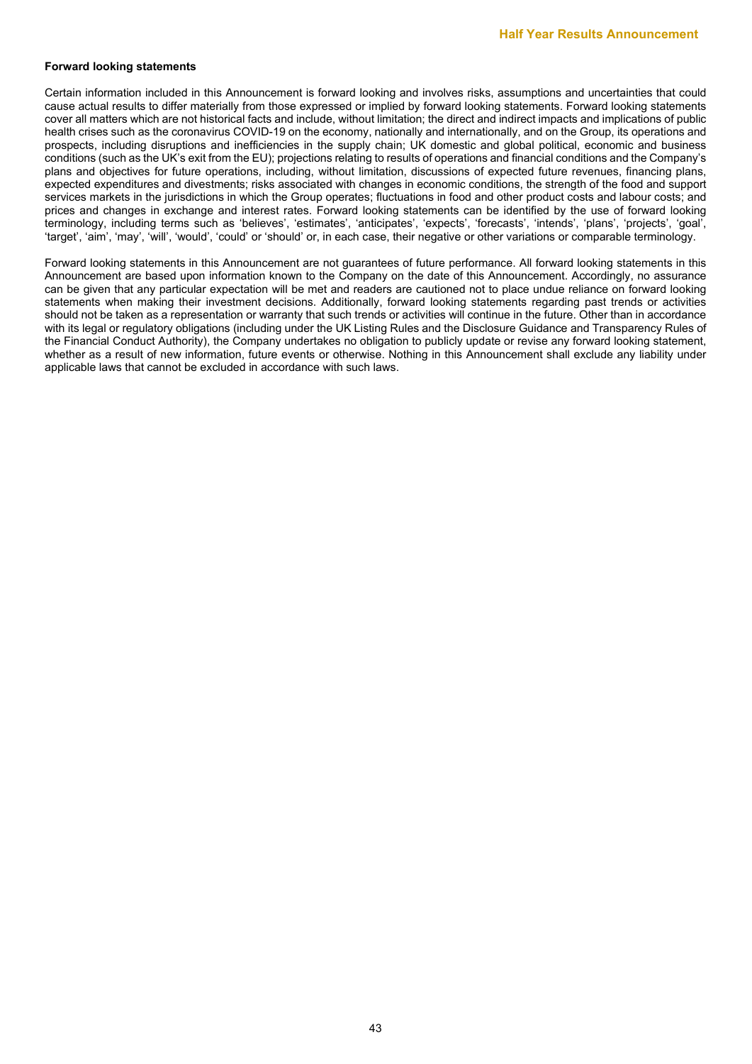**Forward looking statements**

Certain information included in this Announcement is forward looking and involves risks, assumptions and uncertainties that could cause actual results to differ materially from those expressed or implied by forward looking statements. Forward looking statements cover all matters which are not historical facts and include, without limitation; the direct and indirect impacts and implications of public health crises such as the coronavirus COVID-19 on the economy, nationally and internationally, and on the Group, its operations and prospects, including disruptions and inefficiencies in the supply chain; UK domestic and global political, economic and business conditions (such as the UK's exit from the EU); projections relating to results of operations and financial conditions and the Company's plans and objectives for future operations, including, without limitation, discussions of expected future revenues, financing plans, expected expenditures and divestments; risks associated with changes in economic conditions, the strength of the food and support services markets in the jurisdictions in which the Group operates; fluctuations in food and other product costs and labour costs; and prices and changes in exchange and interest rates. Forward looking statements can be identified by the use of forward looking terminology, including terms such as 'believes', 'estimates', 'anticipates', 'expects', 'forecasts', 'intends', 'plans', 'projects', 'goal', 'target', 'aim', 'may', 'will', 'would', 'could' or 'should' or, in each case, their negative or other variations or comparable terminology.

Forward looking statements in this Announcement are not guarantees of future performance. All forward looking statements in this Announcement are based upon information known to the Company on the date of this Announcement. Accordingly, no assurance can be given that any particular expectation will be met and readers are cautioned not to place undue reliance on forward looking statements when making their investment decisions. Additionally, forward looking statements regarding past trends or activities should not be taken as a representation or warranty that such trends or activities will continue in the future. Other than in accordance with its legal or regulatory obligations (including under the UK Listing Rules and the Disclosure Guidance and Transparency Rules of the Financial Conduct Authority), the Company undertakes no obligation to publicly update or revise any forward looking statement, whether as a result of new information, future events or otherwise. Nothing in this Announcement shall exclude any liability under applicable laws that cannot be excluded in accordance with such laws.